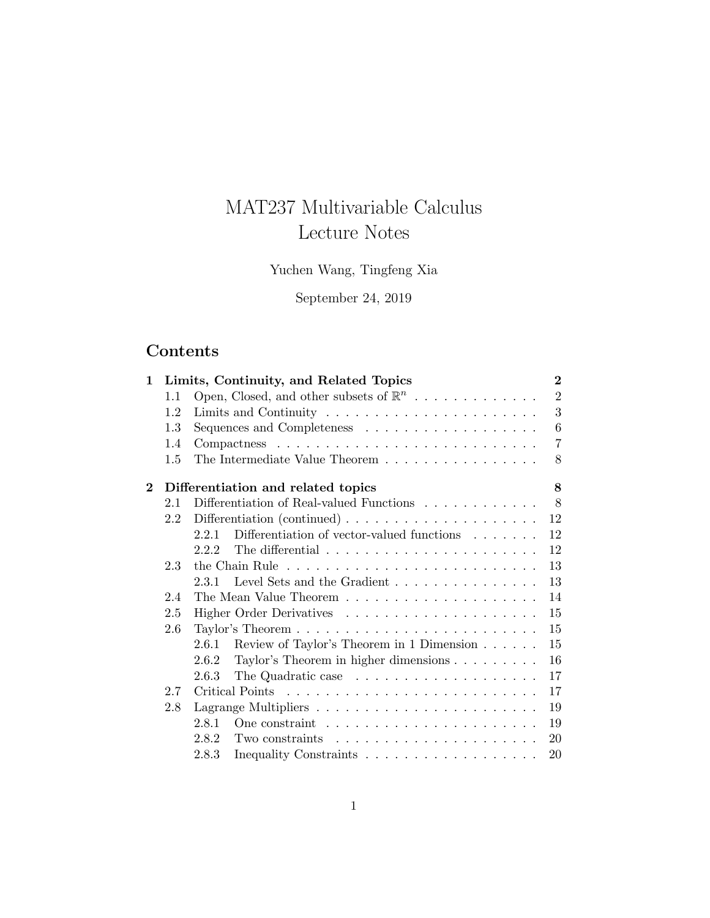# MAT237 Multivariable Calculus
# Lecture Notes

Yuchen Wang, Tingfeng Xia

September 24, 2019

## Contents

**1 Limits, Continuity, and Related Topics** — **2**

- 1.1 Open, Closed, and other subsets of $\mathbb{R}^n$ — 2
- 1.2 Limits and Continuity — 3
- 1.3 Sequences and Completeness — 6
- 1.4 Compactness — 7
- 1.5 The Intermediate Value Theorem — 8

**2 Differentiation and related topics** — **8**

- 2.1 Differentiation of Real-valued Functions — 8
- 2.2 Differentiation (continued) — 12
  - 2.2.1 Differentiation of vector-valued functions — 12
  - 2.2.2 The differential — 12
- 2.3 the Chain Rule — 13
  - 2.3.1 Level Sets and the Gradient — 13
- 2.4 The Mean Value Theorem — 14
- 2.5 Higher Order Derivatives — 15
- 2.6 Taylor's Theorem — 15
  - 2.6.1 Review of Taylor's Theorem in 1 Dimension — 15
  - 2.6.2 Taylor's Theorem in higher dimensions — 16
  - 2.6.3 The Quadratic case — 17
- 2.7 Critical Points — 17
- 2.8 Lagrange Multipliers — 19
  - 2.8.1 One constraint — 19
  - 2.8.2 Two constraints — 20
  - 2.8.3 Inequality Constraints — 20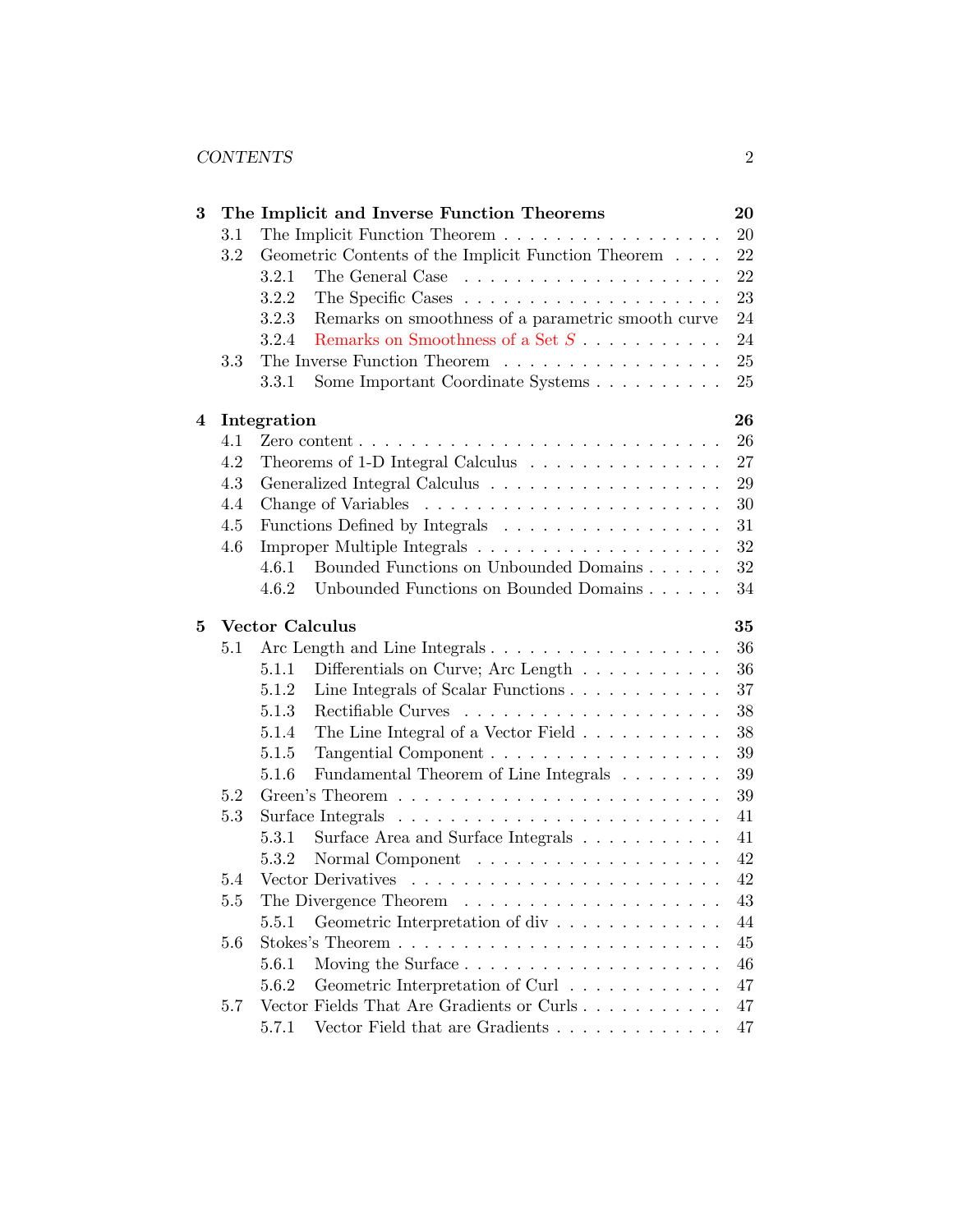**3 The Implicit and Inverse Function Theorems** **20**

- 3.1 The Implicit Function Theorem . . . . . . . . . . . . . . . . . . 20
- 3.2 Geometric Contents of the Implicit Function Theorem . . . . 22
  - 3.2.1 The General Case . . . . . . . . . . . . . . . . . . . . 22
  - 3.2.2 The Specific Cases . . . . . . . . . . . . . . . . . . . . 23
  - 3.2.3 Remarks on smoothness of a parametric smooth curve 24
  - 3.2.4 Remarks on Smoothness of a Set $S$ . . . . . . . . . . . 24
- 3.3 The Inverse Function Theorem . . . . . . . . . . . . . . . . . 25
  - 3.3.1 Some Important Coordinate Systems . . . . . . . . . . 25

**4 Integration** **26**

- 4.1 Zero content . . . . . . . . . . . . . . . . . . . . . . . . . . . 26
- 4.2 Theorems of 1-D Integral Calculus . . . . . . . . . . . . . . . 27
- 4.3 Generalized Integral Calculus . . . . . . . . . . . . . . . . . . 29
- 4.4 Change of Variables . . . . . . . . . . . . . . . . . . . . . . . 30
- 4.5 Functions Defined by Integrals . . . . . . . . . . . . . . . . . 31
- 4.6 Improper Multiple Integrals . . . . . . . . . . . . . . . . . . . 32
  - 4.6.1 Bounded Functions on Unbounded Domains . . . . . . 32
  - 4.6.2 Unbounded Functions on Bounded Domains . . . . . . 34

**5 Vector Calculus** **35**

- 5.1 Arc Length and Line Integrals . . . . . . . . . . . . . . . . . . 36
  - 5.1.1 Differentials on Curve; Arc Length . . . . . . . . . . . 36
  - 5.1.2 Line Integrals of Scalar Functions . . . . . . . . . . . . 37
  - 5.1.3 Rectifiable Curves . . . . . . . . . . . . . . . . . . . . 38
  - 5.1.4 The Line Integral of a Vector Field . . . . . . . . . . . 38
  - 5.1.5 Tangential Component . . . . . . . . . . . . . . . . . . 39
  - 5.1.6 Fundamental Theorem of Line Integrals . . . . . . . . 39
- 5.2 Green's Theorem . . . . . . . . . . . . . . . . . . . . . . . . . 39
- 5.3 Surface Integrals . . . . . . . . . . . . . . . . . . . . . . . . . 41
  - 5.3.1 Surface Area and Surface Integrals . . . . . . . . . . . 41
  - 5.3.2 Normal Component . . . . . . . . . . . . . . . . . . . 42
- 5.4 Vector Derivatives . . . . . . . . . . . . . . . . . . . . . . . . 42
- 5.5 The Divergence Theorem . . . . . . . . . . . . . . . . . . . . 43
  - 5.5.1 Geometric Interpretation of div . . . . . . . . . . . . . 44
- 5.6 Stokes's Theorem . . . . . . . . . . . . . . . . . . . . . . . . . 45
  - 5.6.1 Moving the Surface . . . . . . . . . . . . . . . . . . . . 46
  - 5.6.2 Geometric Interpretation of Curl . . . . . . . . . . . . 47
- 5.7 Vector Fields That Are Gradients or Curls . . . . . . . . . . . 47
  - 5.7.1 Vector Field that are Gradients . . . . . . . . . . . . . 47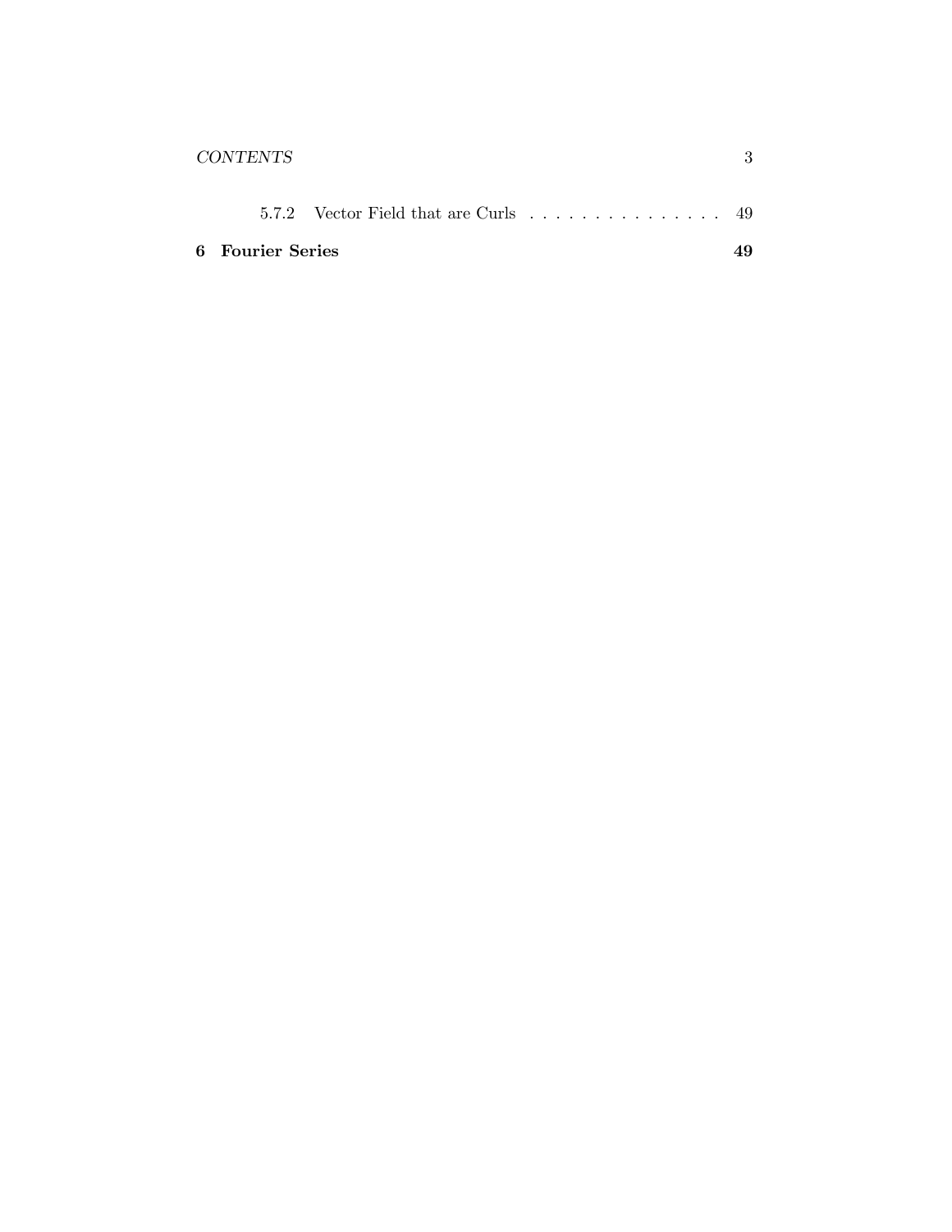5.7.2 Vector Field that are Curls . . . . . . . . . . . . . . . . 49

**6 Fourier Series** **49**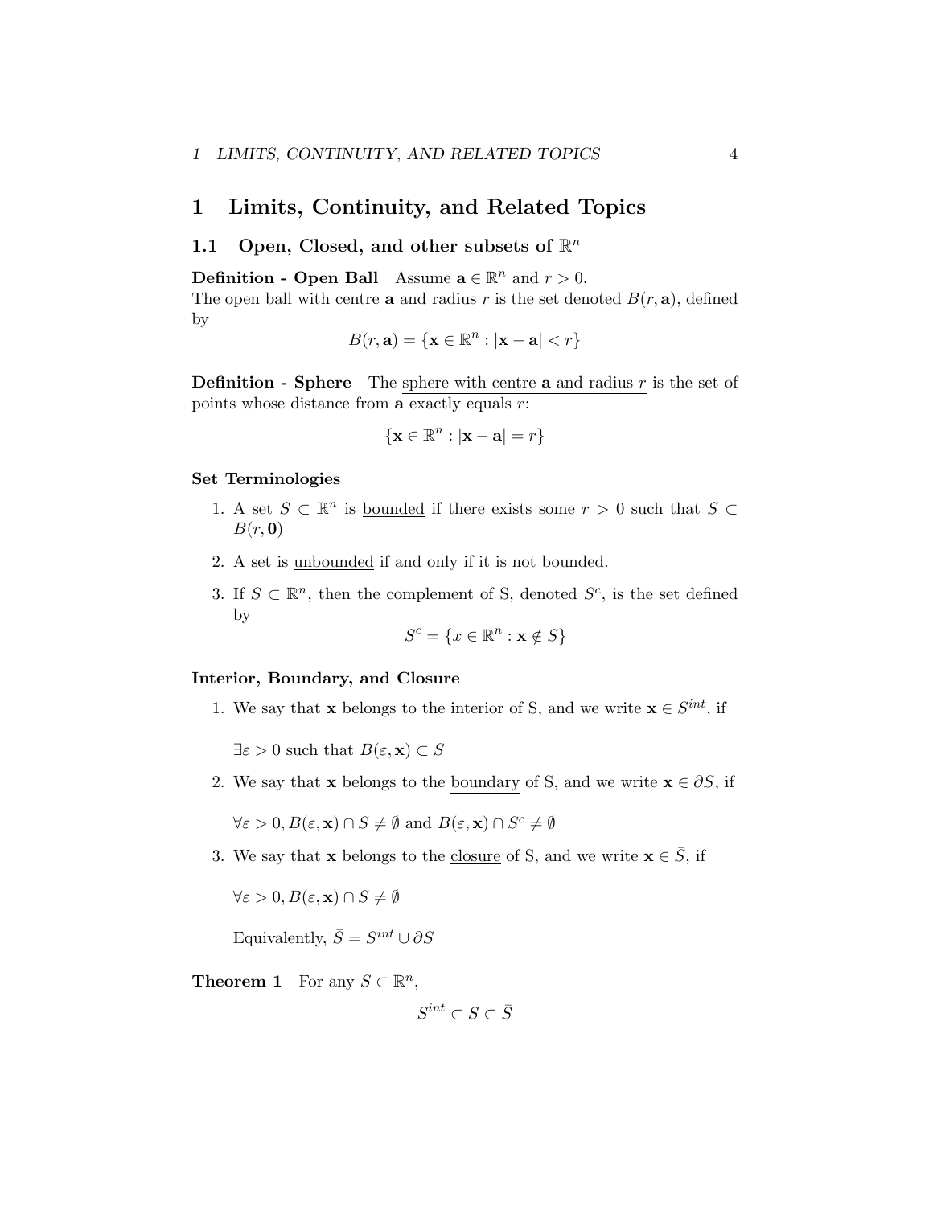# 1 Limits, Continuity, and Related Topics

## 1.1 Open, Closed, and other subsets of $\mathbb{R}^n$

**Definition - Open Ball** Assume $\mathbf{a} \in \mathbb{R}^n$ and $r > 0$.
The open ball with centre $\mathbf{a}$ and radius $r$ is the set denoted $B(r, \mathbf{a})$, defined by

$$B(r, \mathbf{a}) = \{\mathbf{x} \in \mathbb{R}^n : |\mathbf{x} - \mathbf{a}| < r\}$$

**Definition - Sphere** The sphere with centre $\mathbf{a}$ and radius $r$ is the set of points whose distance from $\mathbf{a}$ exactly equals $r$:

$$\{\mathbf{x} \in \mathbb{R}^n : |\mathbf{x} - \mathbf{a}| = r\}$$

**Set Terminologies**

1. A set $S \subset \mathbb{R}^n$ is bounded if there exists some $r > 0$ such that $S \subset B(r, \mathbf{0})$
2. A set is unbounded if and only if it is not bounded.
3. If $S \subset \mathbb{R}^n$, then the complement of S, denoted $S^c$, is the set defined by
$$S^c = \{x \in \mathbb{R}^n : \mathbf{x} \notin S\}$$

**Interior, Boundary, and Closure**

1. We say that $\mathbf{x}$ belongs to the interior of S, and we write $\mathbf{x} \in S^{int}$, if

   $\exists \varepsilon > 0$ such that $B(\varepsilon, \mathbf{x}) \subset S$

2. We say that $\mathbf{x}$ belongs to the boundary of S, and we write $\mathbf{x} \in \partial S$, if

   $\forall \varepsilon > 0, B(\varepsilon, \mathbf{x}) \cap S \neq \emptyset$ and $B(\varepsilon, \mathbf{x}) \cap S^c \neq \emptyset$

3. We say that $\mathbf{x}$ belongs to the closure of S, and we write $\mathbf{x} \in \bar{S}$, if

   $\forall \varepsilon > 0, B(\varepsilon, \mathbf{x}) \cap S \neq \emptyset$

   Equivalently, $\bar{S} = S^{int} \cup \partial S$

**Theorem 1** For any $S \subset \mathbb{R}^n$,

$$S^{int} \subset S \subset \bar{S}$$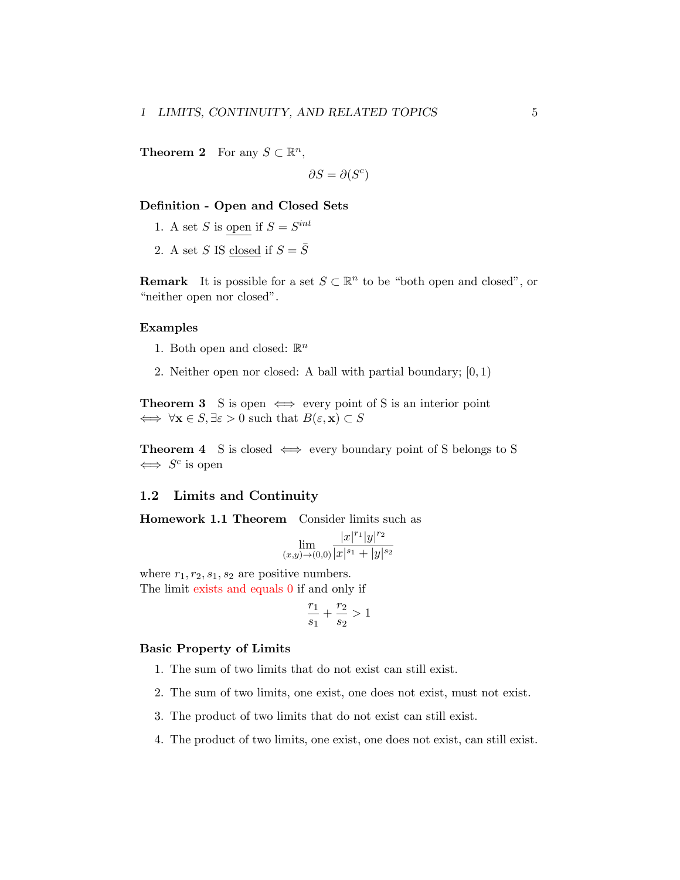**Theorem 2** For any $S \subset \mathbb{R}^n$,

$$\partial S = \partial(S^c)$$

**Definition - Open and Closed Sets**

1. A set $S$ is <u>open</u> if $S = S^{int}$
2. A set $S$ IS <u>closed</u> if $S = \bar{S}$

**Remark** It is possible for a set $S \subset \mathbb{R}^n$ to be "both open and closed", or "neither open nor closed".

**Examples**

1. Both open and closed: $\mathbb{R}^n$
2. Neither open nor closed: A ball with partial boundary; $[0, 1)$

**Theorem 3** S is open $\iff$ every point of S is an interior point $\iff \forall \mathbf{x} \in S, \exists \varepsilon > 0$ such that $B(\varepsilon, \mathbf{x}) \subset S$

**Theorem 4** S is closed $\iff$ every boundary point of S belongs to S $\iff S^c$ is open

## 1.2 Limits and Continuity

**Homework 1.1 Theorem** Consider limits such as

$$\lim_{(x,y)\to(0,0)} \frac{|x|^{r_1}|y|^{r_2}}{|x|^{s_1} + |y|^{s_2}}$$

where $r_1, r_2, s_1, s_2$ are positive numbers.
The limit exists and equals 0 if and only if

$$\frac{r_1}{s_1} + \frac{r_2}{s_2} > 1$$

**Basic Property of Limits**

1. The sum of two limits that do not exist can still exist.
2. The sum of two limits, one exist, one does not exist, must not exist.
3. The product of two limits that do not exist can still exist.
4. The product of two limits, one exist, one does not exist, can still exist.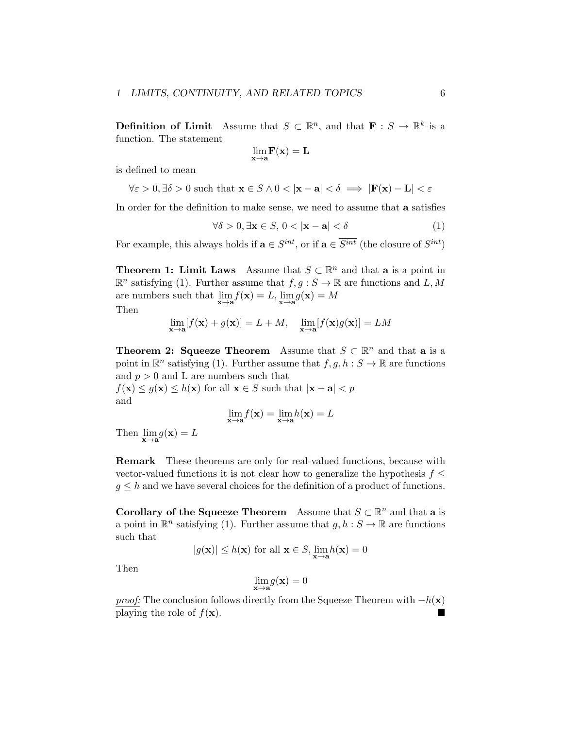**Definition of Limit** Assume that $S \subset \mathbb{R}^n$, and that $\mathbf{F} : S \to \mathbb{R}^k$ is a function. The statement

$$\lim_{\mathbf{x} \to \mathbf{a}} \mathbf{F}(\mathbf{x}) = \mathbf{L}$$

is defined to mean

$$\forall \varepsilon > 0, \exists \delta > 0 \text{ such that } \mathbf{x} \in S \wedge 0 < |\mathbf{x} - \mathbf{a}| < \delta \implies |\mathbf{F}(\mathbf{x}) - \mathbf{L}| < \varepsilon$$

In order for the definition to make sense, we need to assume that $\mathbf{a}$ satisfies

$$\forall \delta > 0, \exists \mathbf{x} \in S, \, 0 < |\mathbf{x} - \mathbf{a}| < \delta \tag{1}$$

For example, this always holds if $\mathbf{a} \in S^{int}$, or if $\mathbf{a} \in \overline{S^{int}}$ (the closure of $S^{int}$)

**Theorem 1: Limit Laws** Assume that $S \subset \mathbb{R}^n$ and that $\mathbf{a}$ is a point in $\mathbb{R}^n$ satisfying (1). Further assume that $f, g : S \to \mathbb{R}$ are functions and $L, M$ are numbers such that $\lim_{\mathbf{x} \to \mathbf{a}} f(\mathbf{x}) = L$, $\lim_{\mathbf{x} \to \mathbf{a}} g(\mathbf{x}) = M$

Then

$$\lim_{\mathbf{x} \to \mathbf{a}} [f(\mathbf{x}) + g(\mathbf{x})] = L + M, \quad \lim_{\mathbf{x} \to \mathbf{a}} [f(\mathbf{x}) g(\mathbf{x})] = LM$$

**Theorem 2: Squeeze Theorem** Assume that $S \subset \mathbb{R}^n$ and that $\mathbf{a}$ is a point in $\mathbb{R}^n$ satisfying (1). Further assume that $f, g, h : S \to \mathbb{R}$ are functions and $p > 0$ and L are numbers such that

$f(\mathbf{x}) \leq g(\mathbf{x}) \leq h(\mathbf{x})$ for all $\mathbf{x} \in S$ such that $|\mathbf{x} - \mathbf{a}| < p$

and

$$\lim_{\mathbf{x} \to \mathbf{a}} f(\mathbf{x}) = \lim_{\mathbf{x} \to \mathbf{a}} h(\mathbf{x}) = L$$

Then $\lim_{\mathbf{x} \to \mathbf{a}} g(\mathbf{x}) = L$

**Remark** These theorems are only for real-valued functions, because with vector-valued functions it is not clear how to generalize the hypothesis $f \leq g \leq h$ and we have several choices for the definition of a product of functions.

**Corollary of the Squeeze Theorem** Assume that $S \subset \mathbb{R}^n$ and that $\mathbf{a}$ is a point in $\mathbb{R}^n$ satisfying (1). Further assume that $g, h : S \to \mathbb{R}$ are functions such that

$$|g(\mathbf{x})| \leq h(\mathbf{x}) \text{ for all } \mathbf{x} \in S, \lim_{\mathbf{x} \to \mathbf{a}} h(\mathbf{x}) = 0$$

Then

$$\lim_{\mathbf{x} \to \mathbf{a}} g(\mathbf{x}) = 0$$

*proof:* The conclusion follows directly from the Squeeze Theorem with $-h(\mathbf{x})$ playing the role of $f(\mathbf{x})$. ■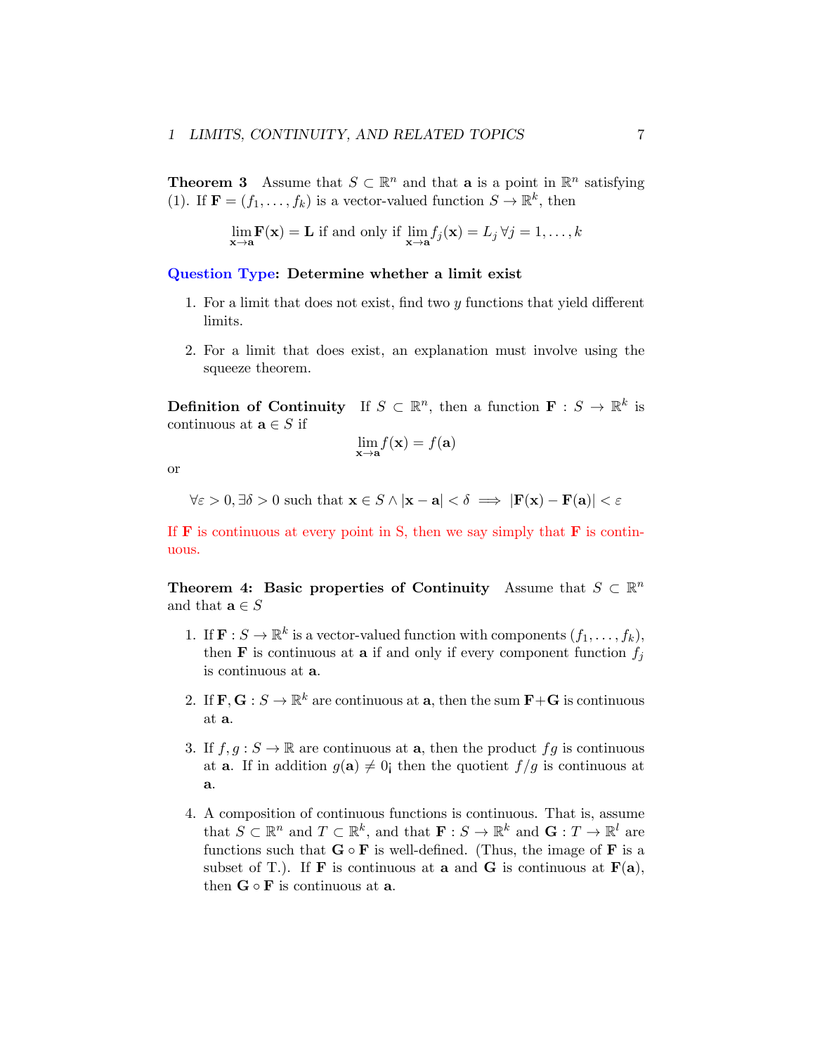**Theorem 3** Assume that $S \subset \mathbb{R}^n$ and that $\mathbf{a}$ is a point in $\mathbb{R}^n$ satisfying (1). If $\mathbf{F} = (f_1, \ldots, f_k)$ is a vector-valued function $S \to \mathbb{R}^k$, then

$$\lim_{\mathbf{x}\to\mathbf{a}} \mathbf{F}(\mathbf{x}) = \mathbf{L} \text{ if and only if } \lim_{\mathbf{x}\to\mathbf{a}} f_j(\mathbf{x}) = L_j \, \forall j = 1, \ldots, k$$

**Question Type: Determine whether a limit exist**

1. For a limit that does not exist, find two $y$ functions that yield different limits.

2. For a limit that does exist, an explanation must involve using the squeeze theorem.

**Definition of Continuity** If $S \subset \mathbb{R}^n$, then a function $\mathbf{F} : S \to \mathbb{R}^k$ is continuous at $\mathbf{a} \in S$ if

$$\lim_{\mathbf{x}\to\mathbf{a}} f(\mathbf{x}) = f(\mathbf{a})$$

or

$$\forall \varepsilon > 0, \exists \delta > 0 \text{ such that } \mathbf{x} \in S \wedge |\mathbf{x} - \mathbf{a}| < \delta \implies |\mathbf{F}(\mathbf{x}) - \mathbf{F}(\mathbf{a})| < \varepsilon$$

If $\mathbf{F}$ is continuous at every point in S, then we say simply that $\mathbf{F}$ is continuous.

**Theorem 4: Basic properties of Continuity** Assume that $S \subset \mathbb{R}^n$ and that $\mathbf{a} \in S$

1. If $\mathbf{F} : S \to \mathbb{R}^k$ is a vector-valued function with components $(f_1, \ldots, f_k)$, then $\mathbf{F}$ is continuous at $\mathbf{a}$ if and only if every component function $f_j$ is continuous at $\mathbf{a}$.

2. If $\mathbf{F}, \mathbf{G} : S \to \mathbb{R}^k$ are continuous at $\mathbf{a}$, then the sum $\mathbf{F}+\mathbf{G}$ is continuous at $\mathbf{a}$.

3. If $f, g : S \to \mathbb{R}$ are continuous at $\mathbf{a}$, then the product $fg$ is continuous at $\mathbf{a}$. If in addition $g(\mathbf{a}) \neq 0$¡ then the quotient $f/g$ is continuous at $\mathbf{a}$.

4. A composition of continuous functions is continuous. That is, assume that $S \subset \mathbb{R}^n$ and $T \subset \mathbb{R}^k$, and that $\mathbf{F} : S \to \mathbb{R}^k$ and $\mathbf{G} : T \to \mathbb{R}^l$ are functions such that $\mathbf{G} \circ \mathbf{F}$ is well-defined. (Thus, the image of $\mathbf{F}$ is a subset of T.). If $\mathbf{F}$ is continuous at $\mathbf{a}$ and $\mathbf{G}$ is continuous at $\mathbf{F}(\mathbf{a})$, then $\mathbf{G} \circ \mathbf{F}$ is continuous at $\mathbf{a}$.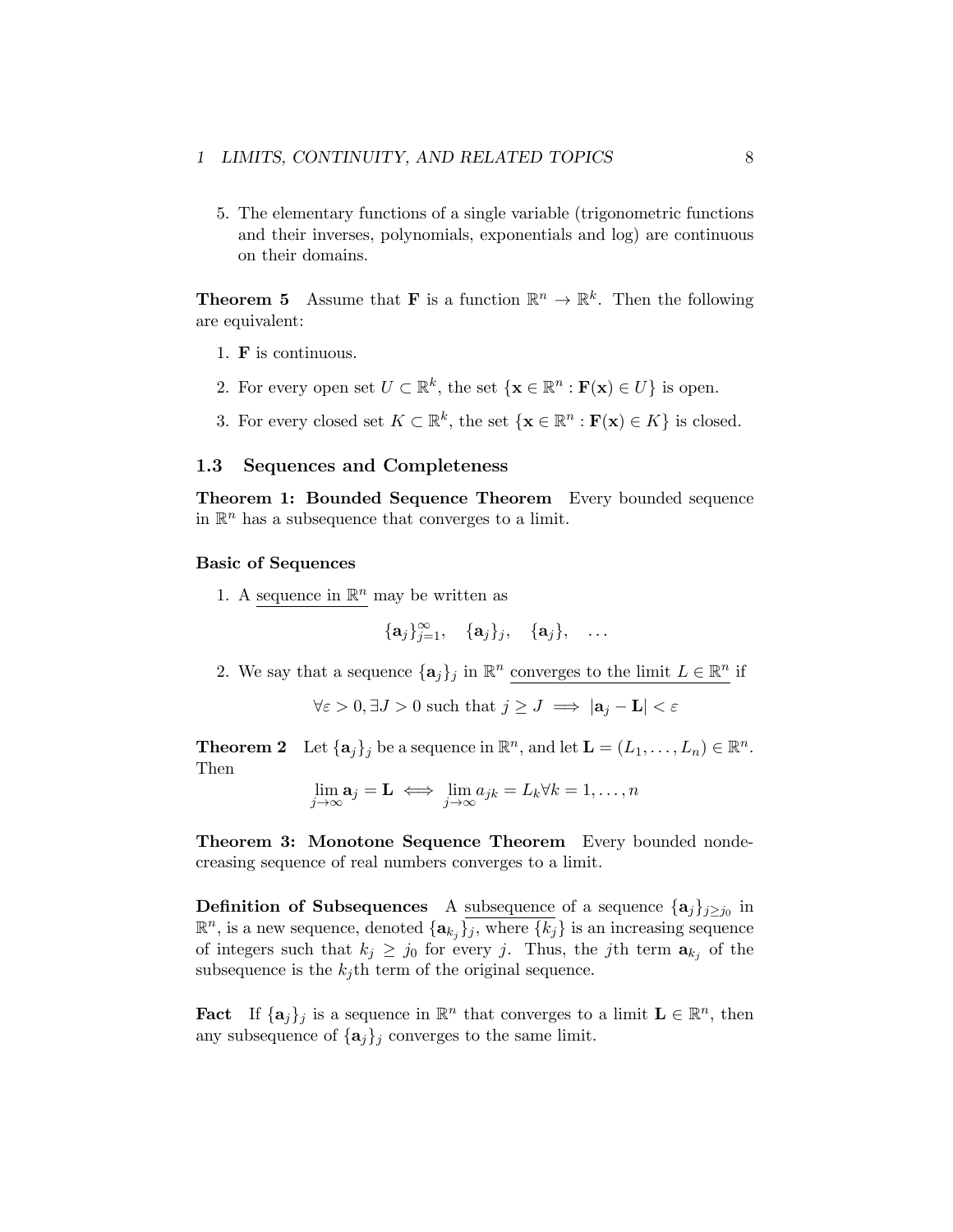5. The elementary functions of a single variable (trigonometric functions and their inverses, polynomials, exponentials and log) are continuous on their domains.

**Theorem 5** Assume that $\mathbf{F}$ is a function $\mathbb{R}^n \to \mathbb{R}^k$. Then the following are equivalent:

1. $\mathbf{F}$ is continuous.
2. For every open set $U \subset \mathbb{R}^k$, the set $\{\mathbf{x} \in \mathbb{R}^n : \mathbf{F}(\mathbf{x}) \in U\}$ is open.
3. For every closed set $K \subset \mathbb{R}^k$, the set $\{\mathbf{x} \in \mathbb{R}^n : \mathbf{F}(\mathbf{x}) \in K\}$ is closed.

### 1.3 Sequences and Completeness

**Theorem 1: Bounded Sequence Theorem** Every bounded sequence in $\mathbb{R}^n$ has a subsequence that converges to a limit.

**Basic of Sequences**

1. A sequence in $\mathbb{R}^n$ may be written as

$$\{\mathbf{a}_j\}_{j=1}^{\infty}, \quad \{\mathbf{a}_j\}_j, \quad \{\mathbf{a}_j\}, \quad \ldots$$

2. We say that a sequence $\{\mathbf{a}_j\}_j$ in $\mathbb{R}^n$ converges to the limit $L \in \mathbb{R}^n$ if

$$\forall \varepsilon > 0, \exists J > 0 \text{ such that } j \geq J \implies |\mathbf{a}_j - \mathbf{L}| < \varepsilon$$

**Theorem 2** Let $\{\mathbf{a}_j\}_j$ be a sequence in $\mathbb{R}^n$, and let $\mathbf{L} = (L_1, \ldots, L_n) \in \mathbb{R}^n$. Then

$$\lim_{j \to \infty} \mathbf{a}_j = \mathbf{L} \iff \lim_{j \to \infty} a_{jk} = L_k \forall k = 1, \ldots, n$$

**Theorem 3: Monotone Sequence Theorem** Every bounded nondecreasing sequence of real numbers converges to a limit.

**Definition of Subsequences** A subsequence of a sequence $\{\mathbf{a}_j\}_{j \geq j_0}$ in $\mathbb{R}^n$, is a new sequence, denoted $\{\mathbf{a}_{k_j}\}_j$, where $\{k_j\}$ is an increasing sequence of integers such that $k_j \geq j_0$ for every $j$. Thus, the $j$th term $\mathbf{a}_{k_j}$ of the subsequence is the $k_j$th term of the original sequence.

**Fact** If $\{\mathbf{a}_j\}_j$ is a sequence in $\mathbb{R}^n$ that converges to a limit $\mathbf{L} \in \mathbb{R}^n$, then any subsequence of $\{\mathbf{a}_j\}_j$ converges to the same limit.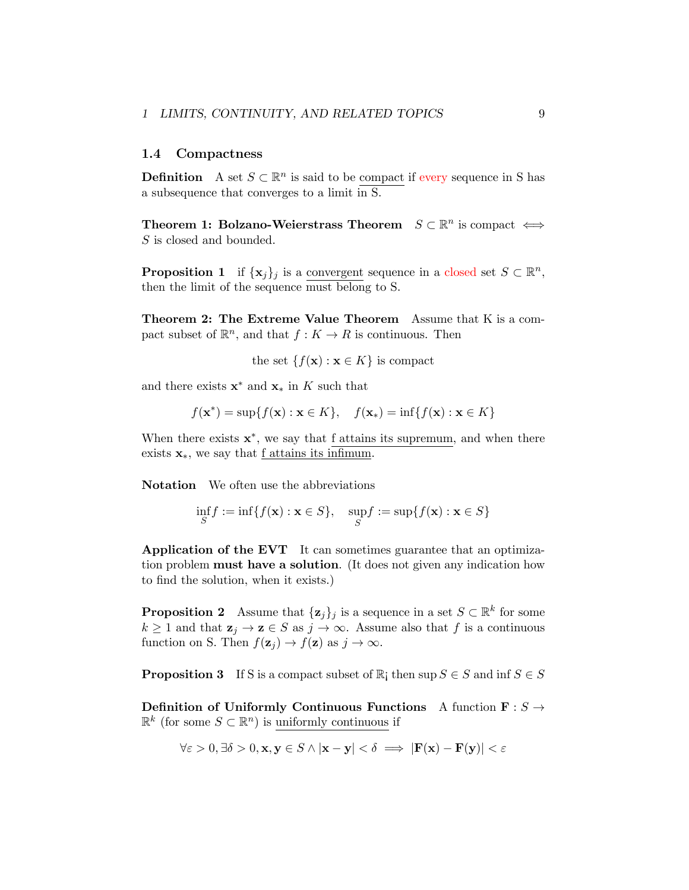## 1.4 Compactness

**Definition** A set $S \subset \mathbb{R}^n$ is said to be compact if every sequence in S has a subsequence that converges to a limit in S.

**Theorem 1: Bolzano-Weierstrass Theorem** $S \subset \mathbb{R}^n$ is compact $\iff$ $S$ is closed and bounded.

**Proposition 1** if $\{\mathbf{x}_j\}_j$ is a convergent sequence in a closed set $S \subset \mathbb{R}^n$, then the limit of the sequence must belong to S.

**Theorem 2: The Extreme Value Theorem** Assume that K is a compact subset of $\mathbb{R}^n$, and that $f : K \to R$ is continuous. Then

$$\text{the set } \{f(\mathbf{x}) : \mathbf{x} \in K\} \text{ is compact}$$

and there exists $\mathbf{x}^*$ and $\mathbf{x}_*$ in $K$ such that

$$f(\mathbf{x}^*) = \sup\{f(\mathbf{x}) : \mathbf{x} \in K\}, \quad f(\mathbf{x}_*) = \inf\{f(\mathbf{x}) : \mathbf{x} \in K\}$$

When there exists $\mathbf{x}^*$, we say that f attains its supremum, and when there exists $\mathbf{x}_*$, we say that f attains its infimum.

**Notation** We often use the abbreviations

$$\inf_S f := \inf\{f(\mathbf{x}) : \mathbf{x} \in S\}, \quad \sup_S f := \sup\{f(\mathbf{x}) : \mathbf{x} \in S\}$$

**Application of the EVT** It can sometimes guarantee that an optimization problem **must have a solution**. (It does not given any indication how to find the solution, when it exists.)

**Proposition 2** Assume that $\{\mathbf{z}_j\}_j$ is a sequence in a set $S \subset \mathbb{R}^k$ for some $k \geq 1$ and that $\mathbf{z}_j \to \mathbf{z} \in S$ as $j \to \infty$. Assume also that $f$ is a continuous function on S. Then $f(\mathbf{z}_j) \to f(\mathbf{z})$ as $j \to \infty$.

**Proposition 3** If S is a compact subset of $\mathbb{R}$¡ then $\sup S \in S$ and $\inf S \in S$

**Definition of Uniformly Continuous Functions** A function $\mathbf{F} : S \to \mathbb{R}^k$ (for some $S \subset \mathbb{R}^n$) is uniformly continuous if

$$\forall \varepsilon > 0, \exists \delta > 0, \mathbf{x}, \mathbf{y} \in S \wedge |\mathbf{x} - \mathbf{y}| < \delta \implies |\mathbf{F}(\mathbf{x}) - \mathbf{F}(\mathbf{y})| < \varepsilon$$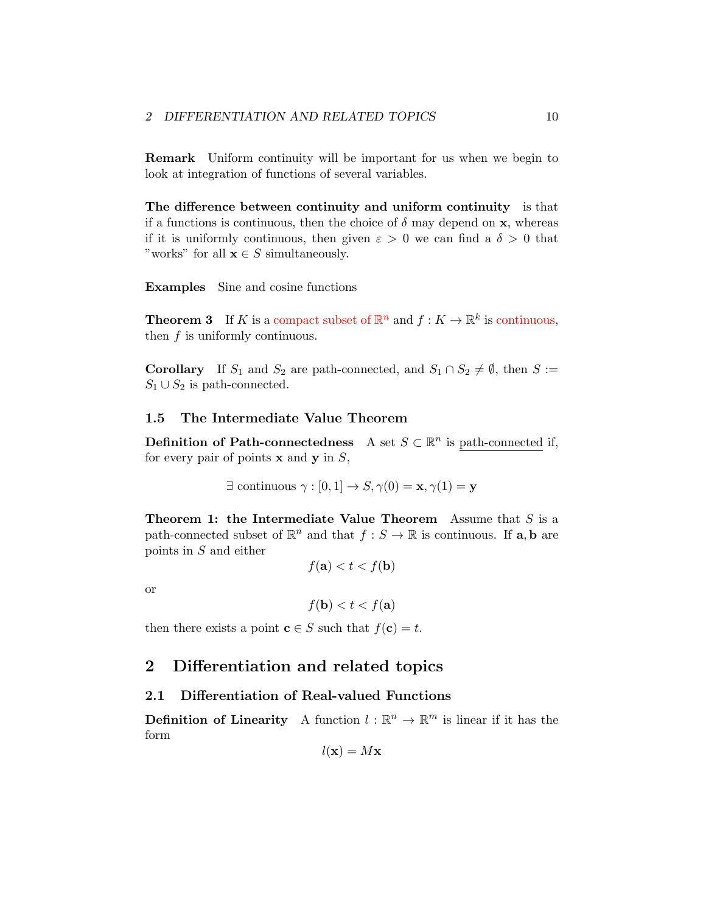**Remark** Uniform continuity will be important for us when we begin to look at integration of functions of several variables.

**The difference between continuity and uniform continuity** is that if a functions is continuous, then the choice of $\delta$ may depend on $\mathbf{x}$, whereas if it is uniformly continuous, then given $\varepsilon > 0$ we can find a $\delta > 0$ that "works" for all $\mathbf{x} \in S$ simultaneously.

**Examples** Sine and cosine functions

**Theorem 3** If $K$ is a compact subset of $\mathbb{R}^n$ and $f : K \to \mathbb{R}^k$ is continuous, then $f$ is uniformly continuous.

**Corollary** If $S_1$ and $S_2$ are path-connected, and $S_1 \cap S_2 \neq \emptyset$, then $S := S_1 \cup S_2$ is path-connected.

### 1.5 The Intermediate Value Theorem

**Definition of Path-connectedness** A set $S \subset \mathbb{R}^n$ is path-connected if, for every pair of points $\mathbf{x}$ and $\mathbf{y}$ in $S$,

$$\exists \text{ continuous } \gamma : [0,1] \to S, \gamma(0) = \mathbf{x}, \gamma(1) = \mathbf{y}$$

**Theorem 1: the Intermediate Value Theorem** Assume that $S$ is a path-connected subset of $\mathbb{R}^n$ and that $f : S \to \mathbb{R}$ is continuous. If $\mathbf{a}, \mathbf{b}$ are points in $S$ and either

$$f(\mathbf{a}) < t < f(\mathbf{b})$$

or

$$f(\mathbf{b}) < t < f(\mathbf{a})$$

then there exists a point $\mathbf{c} \in S$ such that $f(\mathbf{c}) = t$.

## 2 Differentiation and related topics

### 2.1 Differentiation of Real-valued Functions

**Definition of Linearity** A function $l : \mathbb{R}^n \to \mathbb{R}^m$ is linear if it has the form

$$l(\mathbf{x}) = M\mathbf{x}$$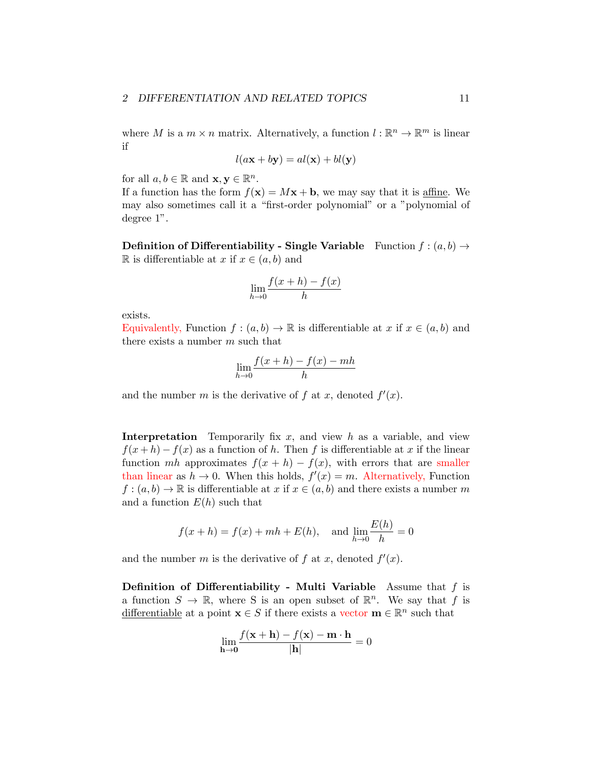where $M$ is a $m \times n$ matrix. Alternatively, a function $l : \mathbb{R}^n \to \mathbb{R}^m$ is linear if

$$l(a\mathbf{x} + b\mathbf{y}) = al(\mathbf{x}) + bl(\mathbf{y})$$

for all $a, b \in \mathbb{R}$ and $\mathbf{x}, \mathbf{y} \in \mathbb{R}^n$.
If a function has the form $f(\mathbf{x}) = M\mathbf{x} + \mathbf{b}$, we may say that it is affine. We may also sometimes call it a "first-order polynomial" or a "polynomial of degree 1".

**Definition of Differentiability - Single Variable** Function $f : (a, b) \to \mathbb{R}$ is differentiable at $x$ if $x \in (a, b)$ and

$$\lim_{h \to 0} \frac{f(x + h) - f(x)}{h}$$

exists.
Equivalently, Function $f : (a, b) \to \mathbb{R}$ is differentiable at $x$ if $x \in (a, b)$ and there exists a number $m$ such that

$$\lim_{h \to 0} \frac{f(x + h) - f(x) - mh}{h}$$

and the number $m$ is the derivative of $f$ at $x$, denoted $f'(x)$.

**Interpretation** Temporarily fix $x$, and view $h$ as a variable, and view $f(x + h) - f(x)$ as a function of $h$. Then $f$ is differentiable at $x$ if the linear function $mh$ approximates $f(x + h) - f(x)$, with errors that are smaller than linear as $h \to 0$. When this holds, $f'(x) = m$. Alternatively, Function $f : (a, b) \to \mathbb{R}$ is differentiable at $x$ if $x \in (a, b)$ and there exists a number $m$ and a function $E(h)$ such that

$$f(x + h) = f(x) + mh + E(h), \quad \text{and } \lim_{h \to 0} \frac{E(h)}{h} = 0$$

and the number $m$ is the derivative of $f$ at $x$, denoted $f'(x)$.

**Definition of Differentiability - Multi Variable** Assume that $f$ is a function $S \to \mathbb{R}$, where S is an open subset of $\mathbb{R}^n$. We say that $f$ is differentiable at a point $\mathbf{x} \in S$ if there exists a vector $\mathbf{m} \in \mathbb{R}^n$ such that

$$\lim_{\mathbf{h} \to \mathbf{0}} \frac{f(\mathbf{x} + \mathbf{h}) - f(\mathbf{x}) - \mathbf{m} \cdot \mathbf{h}}{|\mathbf{h}|} = 0$$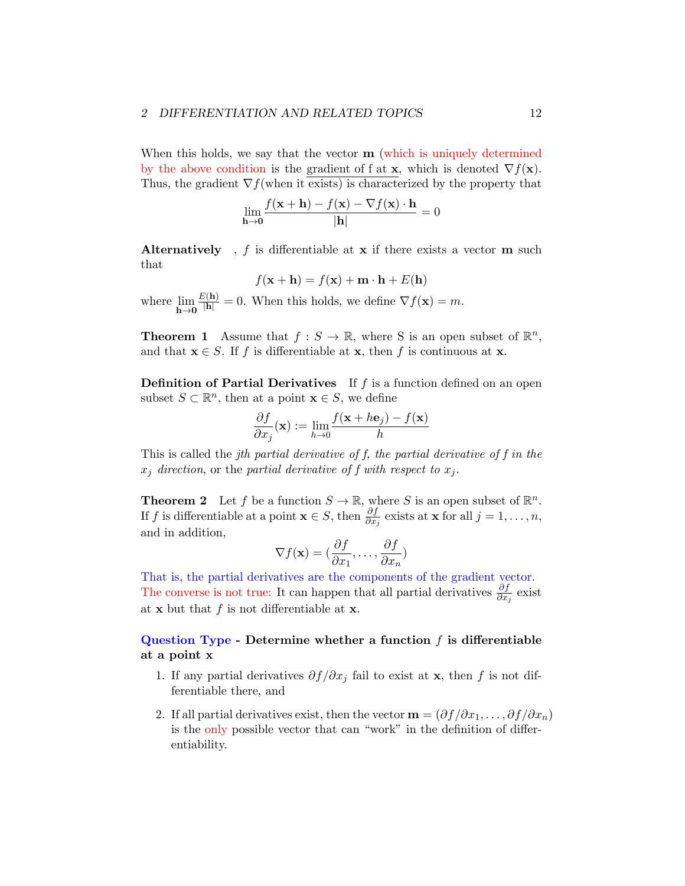When this holds, we say that the vector $\mathbf{m}$ (which is uniquely determined by the above condition is the gradient of f at $\mathbf{x}$, which is denoted $\nabla f(\mathbf{x})$. Thus, the gradient $\nabla f$(when it exists) is characterized by the property that

$$\lim_{\mathbf{h}\to\mathbf{0}} \frac{f(\mathbf{x}+\mathbf{h}) - f(\mathbf{x}) - \nabla f(\mathbf{x})\cdot\mathbf{h}}{|\mathbf{h}|} = 0$$

**Alternatively** , $f$ is differentiable at $\mathbf{x}$ if there exists a vector $\mathbf{m}$ such that

$$f(\mathbf{x}+\mathbf{h}) = f(\mathbf{x}) + \mathbf{m}\cdot\mathbf{h} + E(\mathbf{h})$$

where $\lim_{\mathbf{h}\to\mathbf{0}} \frac{E(\mathbf{h})}{|\mathbf{h}|} = 0$. When this holds, we define $\nabla f(\mathbf{x}) = m$.

**Theorem 1** Assume that $f : S \to \mathbb{R}$, where S is an open subset of $\mathbb{R}^n$, and that $\mathbf{x} \in S$. If $f$ is differentiable at $\mathbf{x}$, then $f$ is continuous at $\mathbf{x}$.

**Definition of Partial Derivatives** If $f$ is a function defined on an open subset $S \subset \mathbb{R}^n$, then at a point $\mathbf{x} \in S$, we define

$$\frac{\partial f}{\partial x_j}(\mathbf{x}) := \lim_{h\to 0} \frac{f(\mathbf{x}+h\mathbf{e}_j) - f(\mathbf{x})}{h}$$

This is called the *jth partial derivative of f, the partial derivative of f in the $x_j$ direction*, or the *partial derivative of f with respect to $x_j$*.

**Theorem 2** Let $f$ be a function $S \to \mathbb{R}$, where $S$ is an open subset of $\mathbb{R}^n$. If $f$ is differentiable at a point $\mathbf{x} \in S$, then $\frac{\partial f}{\partial x_j}$ exists at $\mathbf{x}$ for all $j = 1, \ldots, n$, and in addition,

$$\nabla f(\mathbf{x}) = (\frac{\partial f}{\partial x_1}, \ldots, \frac{\partial f}{\partial x_n})$$

That is, the partial derivatives are the components of the gradient vector. The converse is not true: It can happen that all partial derivatives $\frac{\partial f}{\partial x_j}$ exist at $\mathbf{x}$ but that $f$ is not differentiable at $\mathbf{x}$.

**Question Type - Determine whether a function $f$ is differentiable at a point x**

1. If any partial derivatives $\partial f/\partial x_j$ fail to exist at $\mathbf{x}$, then $f$ is not differentiable there, and
2. If all partial derivatives exist, then the vector $\mathbf{m} = (\partial f/\partial x_1, \ldots, \partial f/\partial x_n)$ is the only possible vector that can "work" in the definition of differentiability.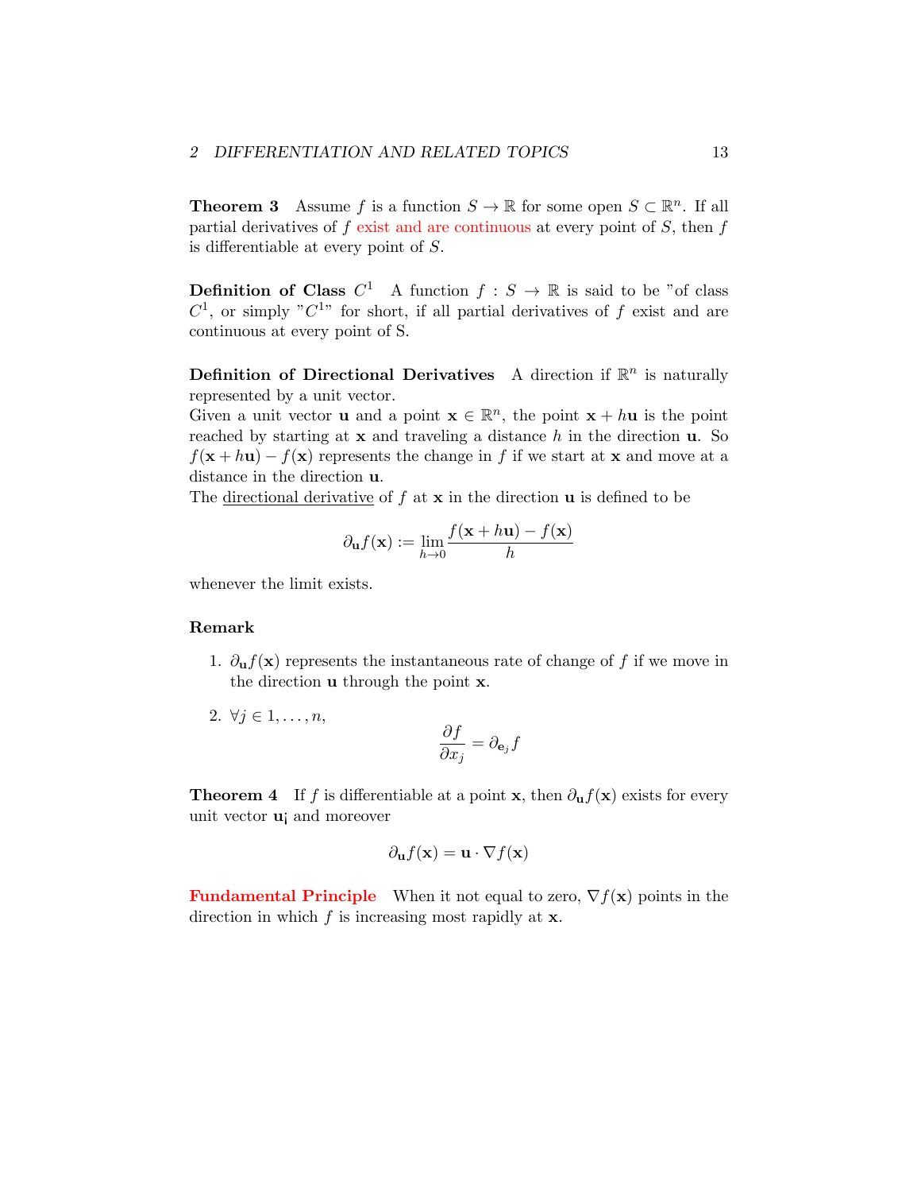**Theorem 3** Assume $f$ is a function $S \to \mathbb{R}$ for some open $S \subset \mathbb{R}^n$. If all partial derivatives of $f$ exist and are continuous at every point of $S$, then $f$ is differentiable at every point of $S$.

**Definition of Class $C^1$** A function $f : S \to \mathbb{R}$ is said to be "of class $C^1$, or simply "$C^1$" for short, if all partial derivatives of $f$ exist and are continuous at every point of S.

**Definition of Directional Derivatives** A direction if $\mathbb{R}^n$ is naturally represented by a unit vector.
Given a unit vector $\mathbf{u}$ and a point $\mathbf{x} \in \mathbb{R}^n$, the point $\mathbf{x} + h\mathbf{u}$ is the point reached by starting at $\mathbf{x}$ and traveling a distance $h$ in the direction $\mathbf{u}$. So $f(\mathbf{x} + h\mathbf{u}) - f(\mathbf{x})$ represents the change in $f$ if we start at $\mathbf{x}$ and move at a distance in the direction $\mathbf{u}$.
The directional derivative of $f$ at $\mathbf{x}$ in the direction $\mathbf{u}$ is defined to be

$$\partial_{\mathbf{u}} f(\mathbf{x}) := \lim_{h \to 0} \frac{f(\mathbf{x} + h\mathbf{u}) - f(\mathbf{x})}{h}$$

whenever the limit exists.

**Remark**

1. $\partial_{\mathbf{u}} f(\mathbf{x})$ represents the instantaneous rate of change of $f$ if we move in the direction $\mathbf{u}$ through the point $\mathbf{x}$.

2. $\forall j \in 1, \dots, n,$
$$\frac{\partial f}{\partial x_j} = \partial_{\mathbf{e}_j} f$$

**Theorem 4** If $f$ is differentiable at a point $\mathbf{x}$, then $\partial_{\mathbf{u}} f(\mathbf{x})$ exists for every unit vector $\mathbf{u}$¡ and moreover

$$\partial_{\mathbf{u}} f(\mathbf{x}) = \mathbf{u} \cdot \nabla f(\mathbf{x})$$

**Fundamental Principle** When it not equal to zero, $\nabla f(\mathbf{x})$ points in the direction in which $f$ is increasing most rapidly at $\mathbf{x}$.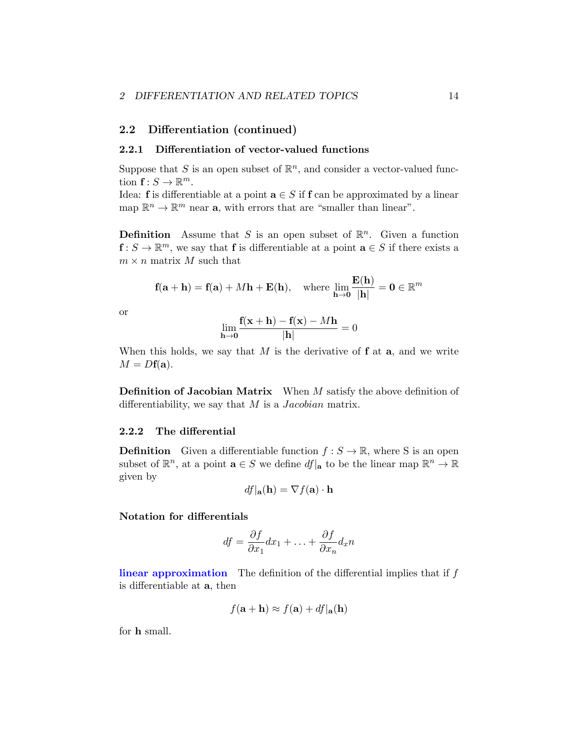## 2.2 Differentiation (continued)

### 2.2.1 Differentiation of vector-valued functions

Suppose that $S$ is an open subset of $\mathbb{R}^n$, and consider a vector-valued function $\mathbf{f} : S \to \mathbb{R}^m$.
Idea: $\mathbf{f}$ is differentiable at a point $\mathbf{a} \in S$ if $\mathbf{f}$ can be approximated by a linear map $\mathbb{R}^n \to \mathbb{R}^m$ near $\mathbf{a}$, with errors that are "smaller than linear".

**Definition** Assume that $S$ is an open subset of $\mathbb{R}^n$. Given a function $\mathbf{f} : S \to \mathbb{R}^m$, we say that $\mathbf{f}$ is differentiable at a point $\mathbf{a} \in S$ if there exists a $m \times n$ matrix $M$ such that

$$\mathbf{f}(\mathbf{a}+\mathbf{h}) = \mathbf{f}(\mathbf{a}) + M\mathbf{h} + \mathbf{E}(\mathbf{h}), \quad \text{where } \lim_{\mathbf{h}\to\mathbf{0}} \frac{\mathbf{E}(\mathbf{h})}{|\mathbf{h}|} = \mathbf{0} \in \mathbb{R}^m$$

or

$$\lim_{\mathbf{h}\to\mathbf{0}} \frac{\mathbf{f}(\mathbf{x}+\mathbf{h}) - \mathbf{f}(\mathbf{x}) - M\mathbf{h}}{|\mathbf{h}|} = 0$$

When this holds, we say that $M$ is the derivative of $\mathbf{f}$ at $\mathbf{a}$, and we write $M = D\mathbf{f}(\mathbf{a})$.

**Definition of Jacobian Matrix** When $M$ satisfy the above definition of differentiability, we say that $M$ is a *Jacobian* matrix.

### 2.2.2 The differential

**Definition** Given a differentiable function $f : S \to \mathbb{R}$, where S is an open subset of $\mathbb{R}^n$, at a point $\mathbf{a} \in S$ we define $df|_{\mathbf{a}}$ to be the linear map $\mathbb{R}^n \to \mathbb{R}$ given by

$$df|_{\mathbf{a}}(\mathbf{h}) = \nabla f(\mathbf{a}) \cdot \mathbf{h}$$

**Notation for differentials**

$$df = \frac{\partial f}{\partial x_1} dx_1 + \ldots + \frac{\partial f}{\partial x_n} d_x n$$

**linear approximation** The definition of the differential implies that if $f$ is differentiable at $\mathbf{a}$, then

$$f(\mathbf{a}+\mathbf{h}) \approx f(\mathbf{a}) + df|_{\mathbf{a}}(\mathbf{h})$$

for $\mathbf{h}$ small.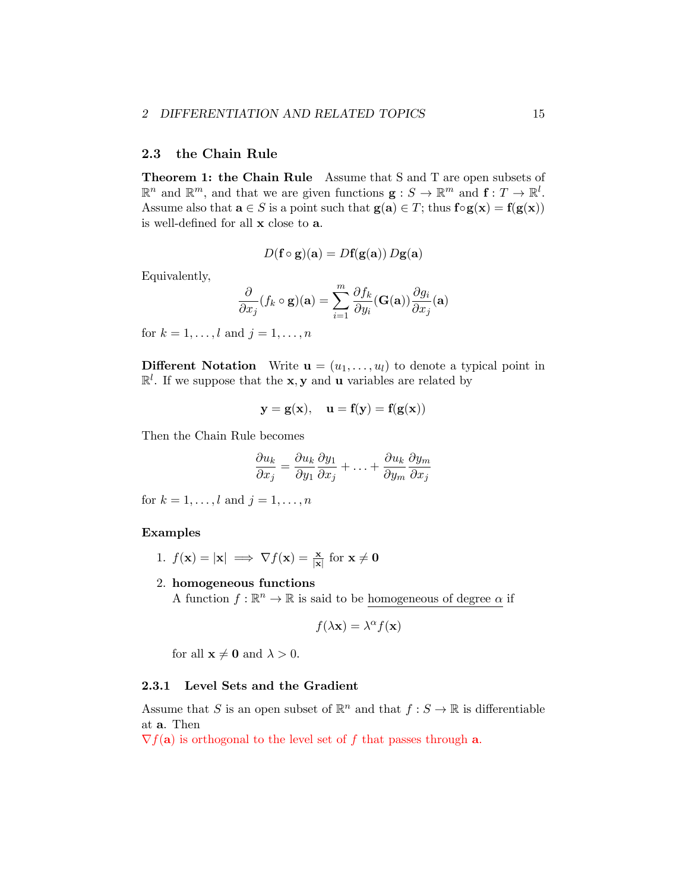## 2.3 the Chain Rule

**Theorem 1: the Chain Rule** Assume that S and T are open subsets of $\mathbb{R}^n$ and $\mathbb{R}^m$, and that we are given functions $\mathbf{g} : S \to \mathbb{R}^m$ and $\mathbf{f} : T \to \mathbb{R}^l$. Assume also that $\mathbf{a} \in S$ is a point such that $\mathbf{g}(\mathbf{a}) \in T$; thus $\mathbf{f} \circ \mathbf{g}(\mathbf{x}) = \mathbf{f}(\mathbf{g}(\mathbf{x}))$ is well-defined for all $\mathbf{x}$ close to $\mathbf{a}$.

$$D(\mathbf{f} \circ \mathbf{g})(\mathbf{a}) = D\mathbf{f}(\mathbf{g}(\mathbf{a}))\, D\mathbf{g}(\mathbf{a})$$

Equivalently,

$$\frac{\partial}{\partial x_j}(f_k \circ \mathbf{g})(\mathbf{a}) = \sum_{i=1}^{m} \frac{\partial f_k}{\partial y_i}(\mathbf{G}(\mathbf{a})) \frac{\partial g_i}{\partial x_j}(\mathbf{a})$$

for $k = 1, \ldots, l$ and $j = 1, \ldots, n$

**Different Notation** Write $\mathbf{u} = (u_1, \ldots, u_l)$ to denote a typical point in $\mathbb{R}^l$. If we suppose that the $\mathbf{x}, \mathbf{y}$ and $\mathbf{u}$ variables are related by

$$\mathbf{y} = \mathbf{g}(\mathbf{x}), \quad \mathbf{u} = \mathbf{f}(\mathbf{y}) = \mathbf{f}(\mathbf{g}(\mathbf{x}))$$

Then the Chain Rule becomes

$$\frac{\partial u_k}{\partial x_j} = \frac{\partial u_k}{\partial y_1}\frac{\partial y_1}{\partial x_j} + \ldots + \frac{\partial u_k}{\partial y_m}\frac{\partial y_m}{\partial x_j}$$

for $k = 1, \ldots, l$ and $j = 1, \ldots, n$

**Examples**

1. $f(\mathbf{x}) = |\mathbf{x}| \implies \nabla f(\mathbf{x}) = \frac{\mathbf{x}}{|\mathbf{x}|}$ for $\mathbf{x} \neq \mathbf{0}$

2. **homogeneous functions**
   A function $f : \mathbb{R}^n \to \mathbb{R}$ is said to be homogeneous of degree $\alpha$ if

   $$f(\lambda \mathbf{x}) = \lambda^\alpha f(\mathbf{x})$$

   for all $\mathbf{x} \neq \mathbf{0}$ and $\lambda > 0$.

### 2.3.1 Level Sets and the Gradient

Assume that $S$ is an open subset of $\mathbb{R}^n$ and that $f : S \to \mathbb{R}$ is differentiable at $\mathbf{a}$. Then
$\nabla f(\mathbf{a})$ is orthogonal to the level set of $f$ that passes through $\mathbf{a}$.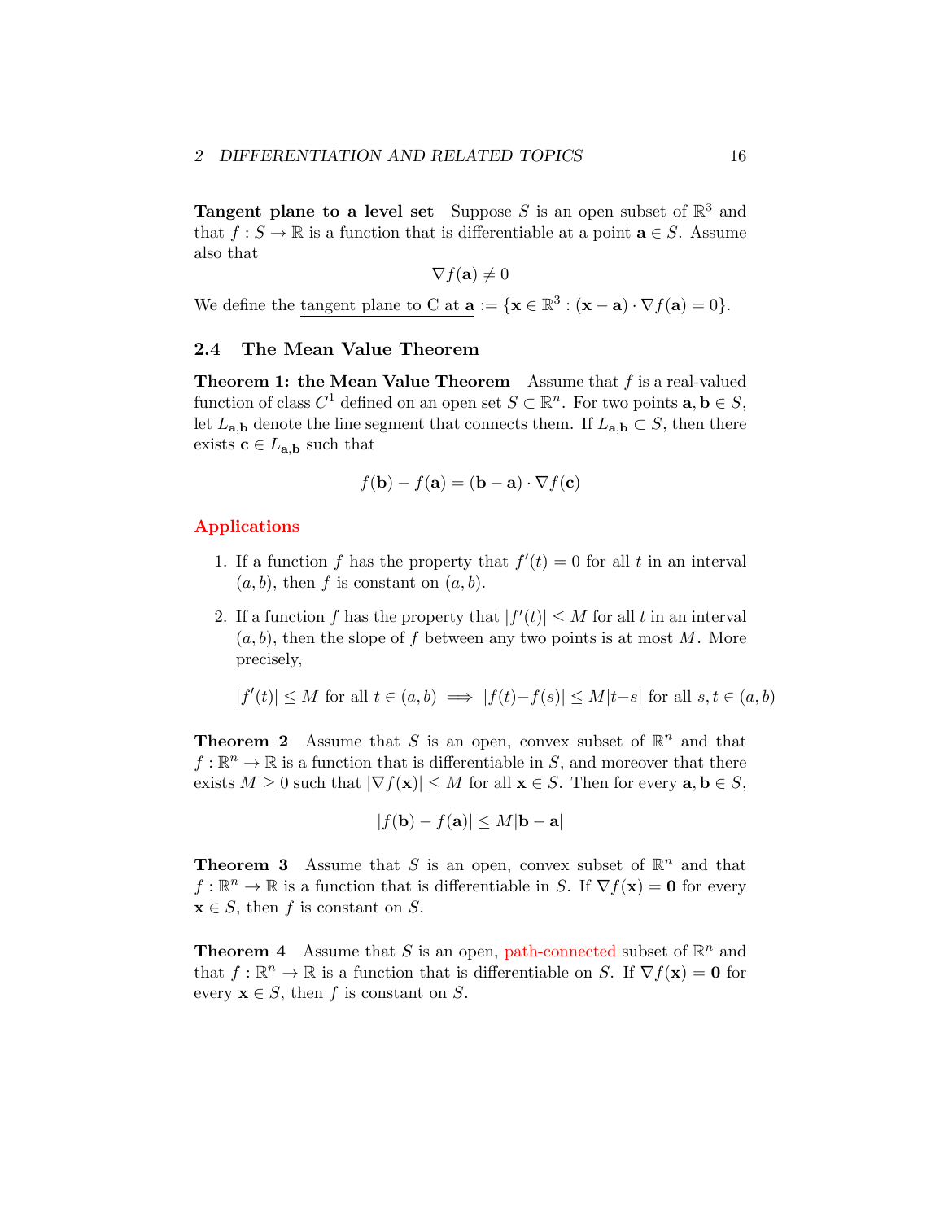**Tangent plane to a level set** Suppose $S$ is an open subset of $\mathbb{R}^3$ and that $f : S \to \mathbb{R}$ is a function that is differentiable at a point $\mathbf{a} \in S$. Assume also that

$$\nabla f(\mathbf{a}) \neq 0$$

We define the tangent plane to C at $\mathbf{a}$ $:= \{\mathbf{x} \in \mathbb{R}^3 : (\mathbf{x} - \mathbf{a}) \cdot \nabla f(\mathbf{a}) = 0\}$.

## 2.4 The Mean Value Theorem

**Theorem 1: the Mean Value Theorem** Assume that $f$ is a real-valued function of class $C^1$ defined on an open set $S \subset \mathbb{R}^n$. For two points $\mathbf{a}, \mathbf{b} \in S$, let $L_{\mathbf{a},\mathbf{b}}$ denote the line segment that connects them. If $L_{\mathbf{a},\mathbf{b}} \subset S$, then there exists $\mathbf{c} \in L_{\mathbf{a},\mathbf{b}}$ such that

$$f(\mathbf{b}) - f(\mathbf{a}) = (\mathbf{b} - \mathbf{a}) \cdot \nabla f(\mathbf{c})$$

**Applications**

1. If a function $f$ has the property that $f'(t) = 0$ for all $t$ in an interval $(a, b)$, then $f$ is constant on $(a, b)$.

2. If a function $f$ has the property that $|f'(t)| \leq M$ for all $t$ in an interval $(a, b)$, then the slope of $f$ between any two points is at most $M$. More precisely,

$$|f'(t)| \leq M \text{ for all } t \in (a, b) \implies |f(t) - f(s)| \leq M|t - s| \text{ for all } s, t \in (a, b)$$

**Theorem 2** Assume that $S$ is an open, convex subset of $\mathbb{R}^n$ and that $f : \mathbb{R}^n \to \mathbb{R}$ is a function that is differentiable in $S$, and moreover that there exists $M \geq 0$ such that $|\nabla f(\mathbf{x})| \leq M$ for all $\mathbf{x} \in S$. Then for every $\mathbf{a}, \mathbf{b} \in S$,

$$|f(\mathbf{b}) - f(\mathbf{a})| \leq M|\mathbf{b} - \mathbf{a}|$$

**Theorem 3** Assume that $S$ is an open, convex subset of $\mathbb{R}^n$ and that $f : \mathbb{R}^n \to \mathbb{R}$ is a function that is differentiable in $S$. If $\nabla f(\mathbf{x}) = \mathbf{0}$ for every $\mathbf{x} \in S$, then $f$ is constant on $S$.

**Theorem 4** Assume that $S$ is an open, path-connected subset of $\mathbb{R}^n$ and that $f : \mathbb{R}^n \to \mathbb{R}$ is a function that is differentiable on $S$. If $\nabla f(\mathbf{x}) = \mathbf{0}$ for every $\mathbf{x} \in S$, then $f$ is constant on $S$.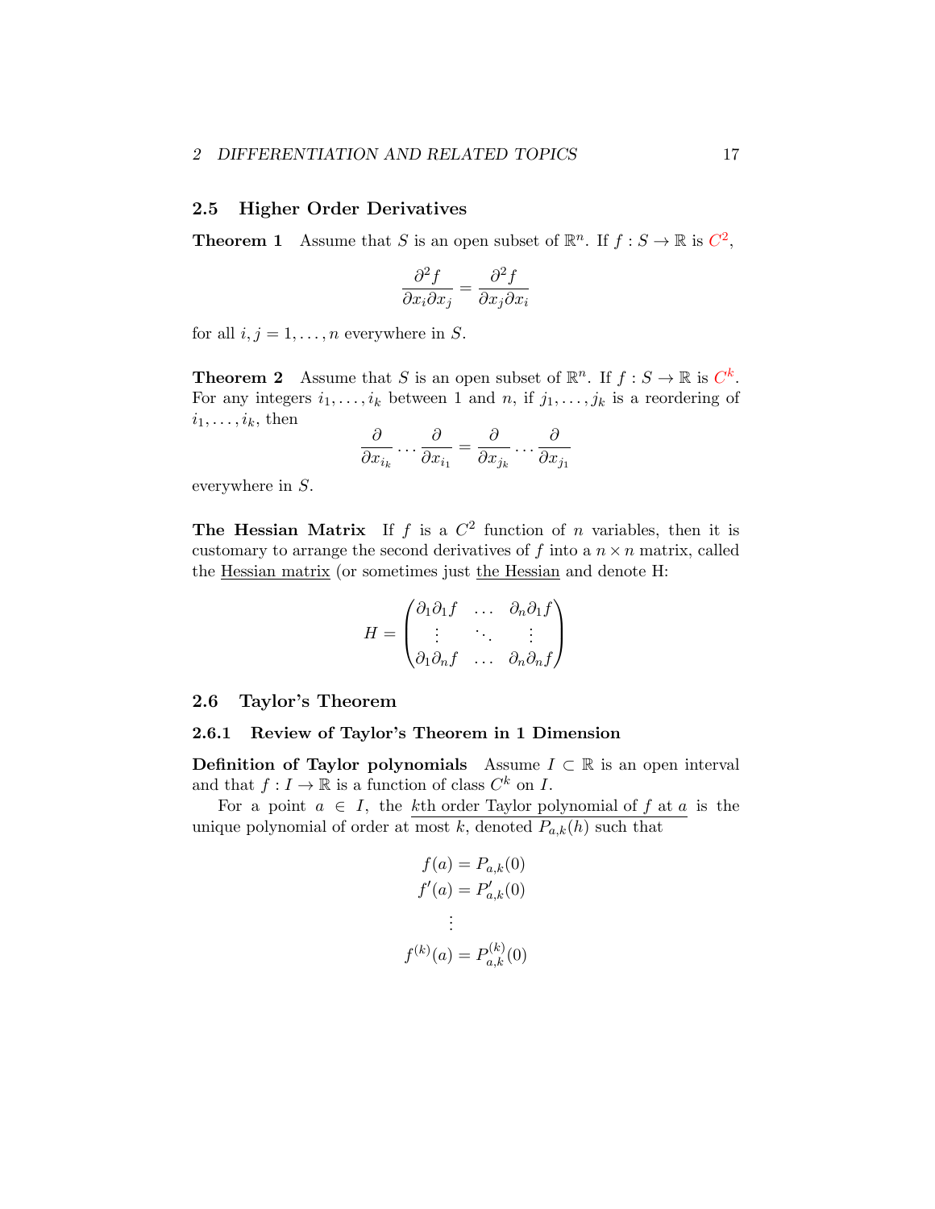## 2.5 Higher Order Derivatives

**Theorem 1** Assume that $S$ is an open subset of $\mathbb{R}^n$. If $f : S \to \mathbb{R}$ is $C^2$,

$$\frac{\partial^2 f}{\partial x_i \partial x_j} = \frac{\partial^2 f}{\partial x_j \partial x_i}$$

for all $i, j = 1, \dots, n$ everywhere in $S$.

**Theorem 2** Assume that $S$ is an open subset of $\mathbb{R}^n$. If $f : S \to \mathbb{R}$ is $C^k$. For any integers $i_1, \dots, i_k$ between 1 and $n$, if $j_1, \dots, j_k$ is a reordering of $i_1, \dots, i_k$, then

$$\frac{\partial}{\partial x_{i_k}} \cdots \frac{\partial}{\partial x_{i_1}} = \frac{\partial}{\partial x_{j_k}} \cdots \frac{\partial}{\partial x_{j_1}}$$

everywhere in $S$.

**The Hessian Matrix** If $f$ is a $C^2$ function of $n$ variables, then it is customary to arrange the second derivatives of $f$ into a $n \times n$ matrix, called the Hessian matrix (or sometimes just the Hessian and denote H:

$$H = \begin{pmatrix} \partial_1 \partial_1 f & \dots & \partial_n \partial_1 f \\ \vdots & \ddots & \vdots \\ \partial_1 \partial_n f & \dots & \partial_n \partial_n f \end{pmatrix}$$

## 2.6 Taylor's Theorem

### 2.6.1 Review of Taylor's Theorem in 1 Dimension

**Definition of Taylor polynomials** Assume $I \subset \mathbb{R}$ is an open interval and that $f : I \to \mathbb{R}$ is a function of class $C^k$ on $I$.

For a point $a \in I$, the $k$th order Taylor polynomial of $f$ at $a$ is the unique polynomial of order at most $k$, denoted $P_{a,k}(h)$ such that

$$\begin{aligned} f(a) &= P_{a,k}(0) \\ f'(a) &= P'_{a,k}(0) \\ &\vdots \\ f^{(k)}(a) &= P^{(k)}_{a,k}(0) \end{aligned}$$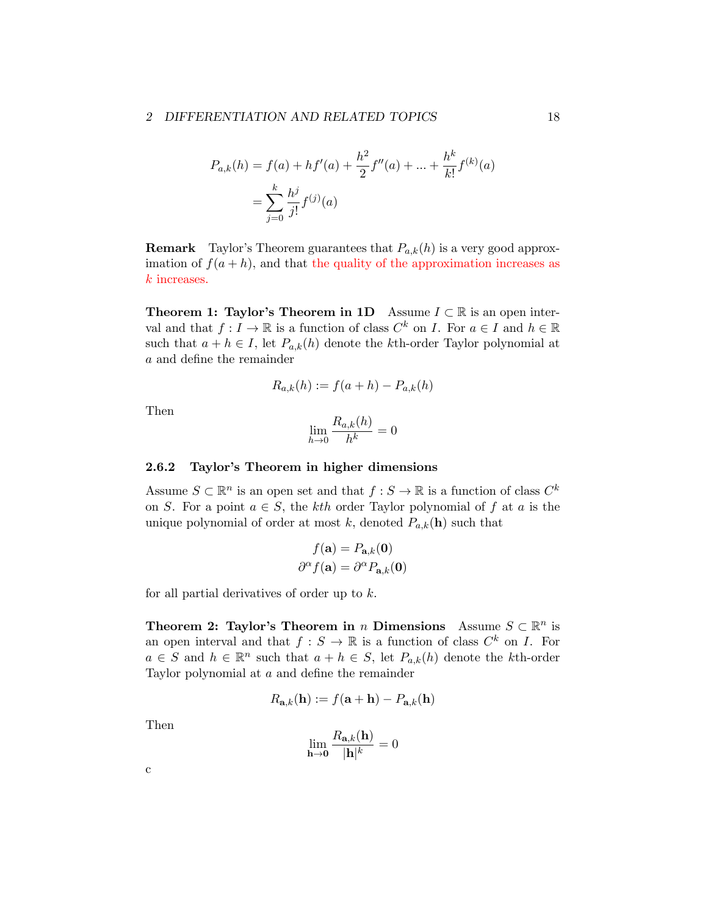$$
\begin{aligned}
P_{a,k}(h) &= f(a) + hf'(a) + \frac{h^2}{2}f''(a) + ... + \frac{h^k}{k!}f^{(k)}(a) \\
&= \sum_{j=0}^{k} \frac{h^j}{j!} f^{(j)}(a)
\end{aligned}
$$

**Remark** Taylor's Theorem guarantees that $P_{a,k}(h)$ is a very good approximation of $f(a+h)$, and that the quality of the approximation increases as $k$ increases.

**Theorem 1: Taylor's Theorem in 1D** Assume $I \subset \mathbb{R}$ is an open interval and that $f : I \to \mathbb{R}$ is a function of class $C^k$ on $I$. For $a \in I$ and $h \in \mathbb{R}$ such that $a + h \in I$, let $P_{a,k}(h)$ denote the $k$th-order Taylor polynomial at $a$ and define the remainder

$$
R_{a,k}(h) := f(a+h) - P_{a,k}(h)
$$

Then

$$
\lim_{h \to 0} \frac{R_{a,k}(h)}{h^k} = 0
$$

### 2.6.2 Taylor's Theorem in higher dimensions

Assume $S \subset \mathbb{R}^n$ is an open set and that $f : S \to \mathbb{R}$ is a function of class $C^k$ on $S$. For a point $a \in S$, the $kth$ order Taylor polynomial of $f$ at $a$ is the unique polynomial of order at most $k$, denoted $P_{a,k}(\mathbf{h})$ such that

$$
\begin{aligned}
f(\mathbf{a}) &= P_{\mathbf{a},k}(\mathbf{0}) \\
\partial^\alpha f(\mathbf{a}) &= \partial^\alpha P_{\mathbf{a},k}(\mathbf{0})
\end{aligned}
$$

for all partial derivatives of order up to $k$.

**Theorem 2: Taylor's Theorem in $n$ Dimensions** Assume $S \subset \mathbb{R}^n$ is an open interval and that $f : S \to \mathbb{R}$ is a function of class $C^k$ on $I$. For $a \in S$ and $h \in \mathbb{R}^n$ such that $a + h \in S$, let $P_{a,k}(h)$ denote the $k$th-order Taylor polynomial at $a$ and define the remainder

$$
R_{\mathbf{a},k}(\mathbf{h}) := f(\mathbf{a}+\mathbf{h}) - P_{\mathbf{a},k}(\mathbf{h})
$$

Then

$$
\lim_{\mathbf{h} \to \mathbf{0}} \frac{R_{\mathbf{a},k}(\mathbf{h})}{|\mathbf{h}|^k} = 0
$$

c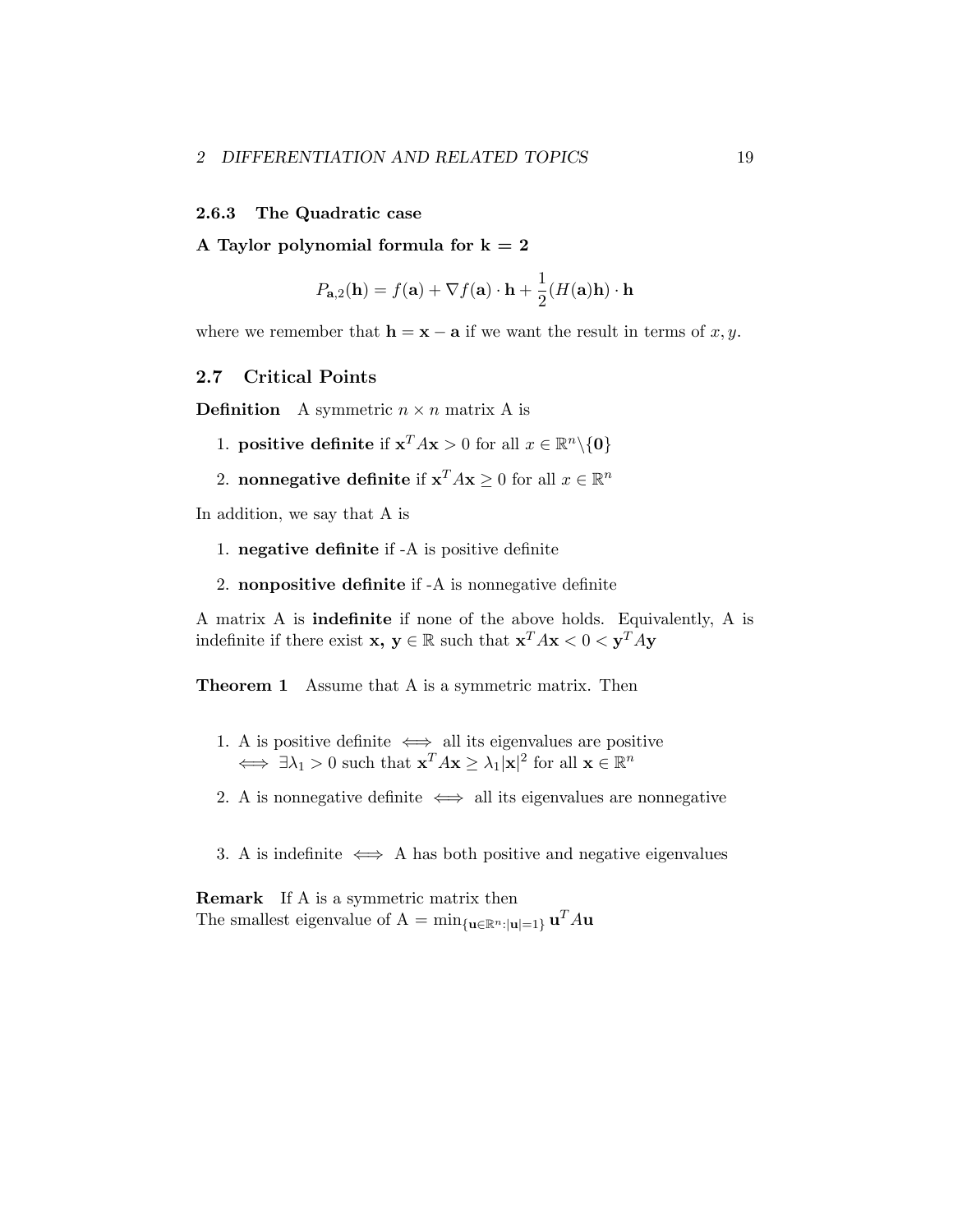### 2.6.3 The Quadratic case

**A Taylor polynomial formula for k = 2**

$$P_{\mathbf{a},2}(\mathbf{h}) = f(\mathbf{a}) + \nabla f(\mathbf{a}) \cdot \mathbf{h} + \frac{1}{2}(H(\mathbf{a})\mathbf{h}) \cdot \mathbf{h}$$

where we remember that $\mathbf{h} = \mathbf{x} - \mathbf{a}$ if we want the result in terms of $x, y$.

## 2.7 Critical Points

**Definition** A symmetric $n \times n$ matrix A is

1. **positive definite** if $\mathbf{x}^T A\mathbf{x} > 0$ for all $x \in \mathbb{R}^n \backslash \{\mathbf{0}\}$
2. **nonnegative definite** if $\mathbf{x}^T A\mathbf{x} \geq 0$ for all $x \in \mathbb{R}^n$

In addition, we say that A is

1. **negative definite** if -A is positive definite
2. **nonpositive definite** if -A is nonnegative definite

A matrix A is **indefinite** if none of the above holds. Equivalently, A is indefinite if there exist **x, y** $\in \mathbb{R}$ such that $\mathbf{x}^T A\mathbf{x} < 0 < \mathbf{y}^T A\mathbf{y}$

**Theorem 1** Assume that A is a symmetric matrix. Then

1. A is positive definite $\iff$ all its eigenvalues are positive $\iff \exists \lambda_1 > 0$ such that $\mathbf{x}^T A\mathbf{x} \geq \lambda_1 |\mathbf{x}|^2$ for all $\mathbf{x} \in \mathbb{R}^n$
2. A is nonnegative definite $\iff$ all its eigenvalues are nonnegative
3. A is indefinite $\iff$ A has both positive and negative eigenvalues

**Remark** If A is a symmetric matrix then
The smallest eigenvalue of A $= \min_{\{\mathbf{u} \in \mathbb{R}^n : |\mathbf{u}|=1\}} \mathbf{u}^T A\mathbf{u}$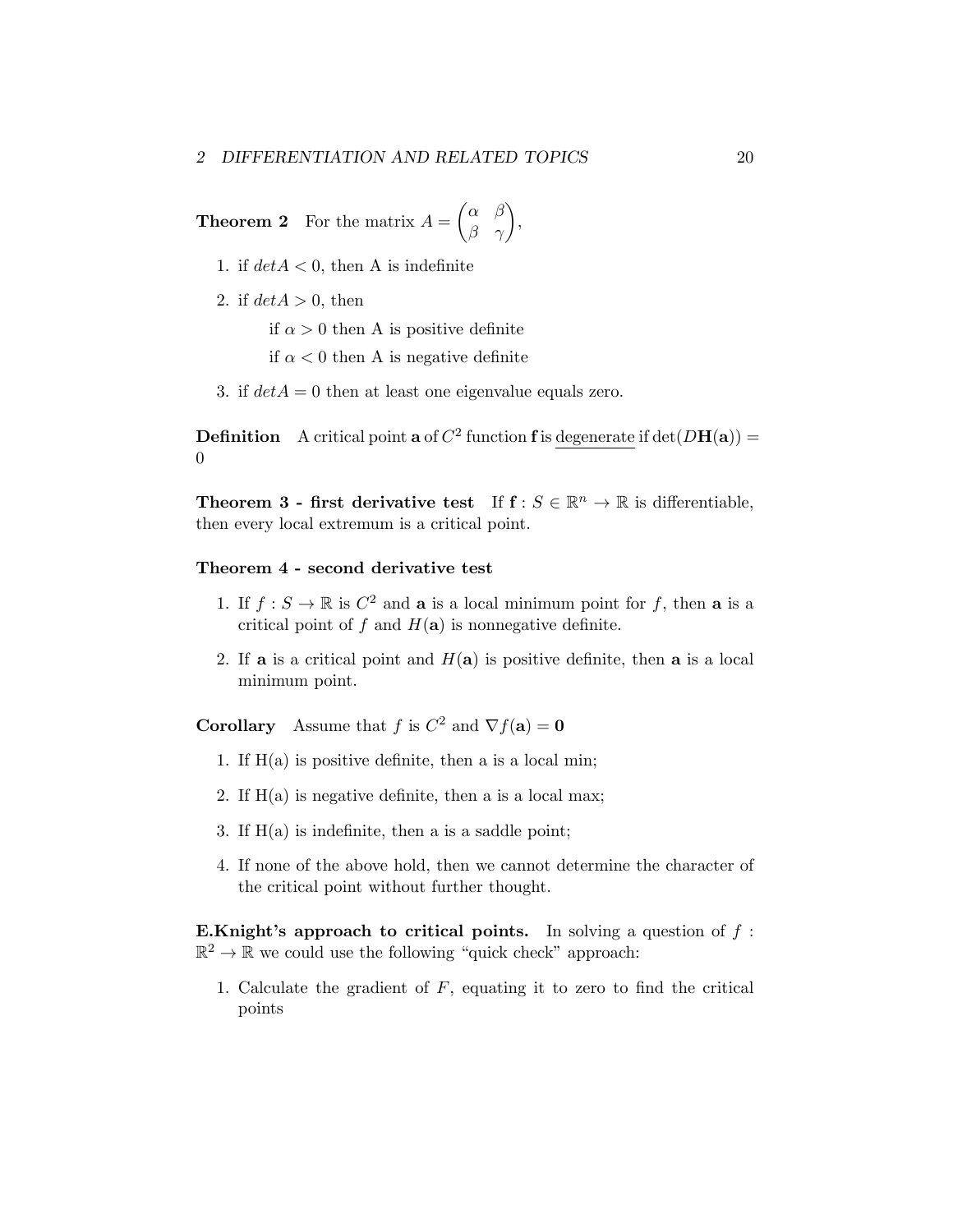**Theorem 2** For the matrix $A = \begin{pmatrix} \alpha & \beta \\ \beta & \gamma \end{pmatrix}$,

1. if $detA < 0$, then A is indefinite
2. if $detA > 0$, then

   if $\alpha > 0$ then A is positive definite

   if $\alpha < 0$ then A is negative definite
3. if $detA = 0$ then at least one eigenvalue equals zero.

**Definition** A critical point $\mathbf{a}$ of $C^2$ function $\mathbf{f}$ is <u>degenerate</u> if $\det(D\mathbf{H}(\mathbf{a})) = 0$

**Theorem 3 - first derivative test** If $\mathbf{f} : S \in \mathbb{R}^n \to \mathbb{R}$ is differentiable, then every local extremum is a critical point.

**Theorem 4 - second derivative test**

1. If $f : S \to \mathbb{R}$ is $C^2$ and $\mathbf{a}$ is a local minimum point for $f$, then $\mathbf{a}$ is a critical point of $f$ and $H(\mathbf{a})$ is nonnegative definite.
2. If $\mathbf{a}$ is a critical point and $H(\mathbf{a})$ is positive definite, then $\mathbf{a}$ is a local minimum point.

**Corollary** Assume that $f$ is $C^2$ and $\nabla f(\mathbf{a}) = \mathbf{0}$

1. If H(a) is positive definite, then a is a local min;
2. If H(a) is negative definite, then a is a local max;
3. If H(a) is indefinite, then a is a saddle point;
4. If none of the above hold, then we cannot determine the character of the critical point without further thought.

**E.Knight's approach to critical points.** In solving a question of $f : \mathbb{R}^2 \to \mathbb{R}$ we could use the following "quick check" approach:

1. Calculate the gradient of $F$, equating it to zero to find the critical points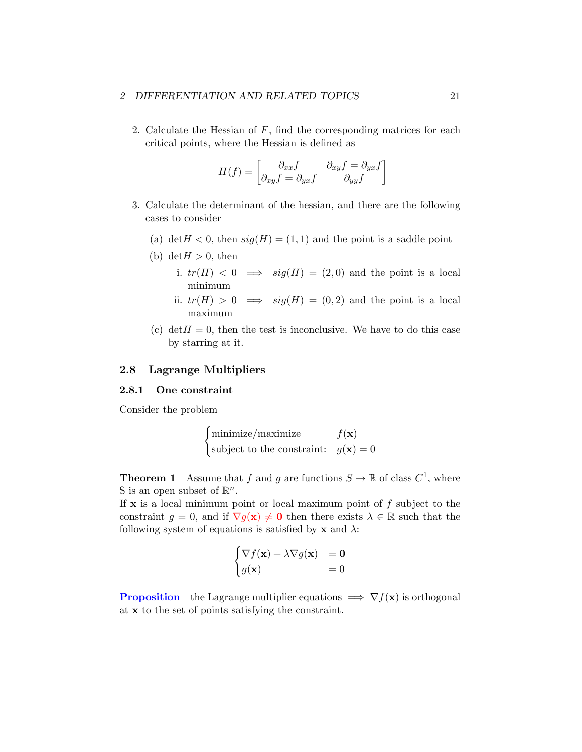2. Calculate the Hessian of $F$, find the corresponding matrices for each critical points, where the Hessian is defined as

$$H(f) = \begin{bmatrix} \partial_{xx} f & \partial_{xy} f = \partial_{yx} f \\ \partial_{xy} f = \partial_{yx} f & \partial_{yy} f \end{bmatrix}$$

3. Calculate the determinant of the hessian, and there are the following cases to consider

   (a) $\det H < 0$, then $sig(H) = (1,1)$ and the point is a saddle point

   (b) $\det H > 0$, then

      i. $tr(H) < 0 \implies sig(H) = (2,0)$ and the point is a local minimum

      ii. $tr(H) > 0 \implies sig(H) = (0,2)$ and the point is a local maximum

   (c) $\det H = 0$, then the test is inconclusive. We have to do this case by starring at it.

## 2.8 Lagrange Multipliers

### 2.8.1 One constraint

Consider the problem

$$\begin{cases} \text{minimize/maximize} & f(\mathbf{x}) \\ \text{subject to the constraint:} & g(\mathbf{x}) = 0 \end{cases}$$

**Theorem 1** Assume that $f$ and $g$ are functions $S \to \mathbb{R}$ of class $C^1$, where S is an open subset of $\mathbb{R}^n$.
If $\mathbf{x}$ is a local minimum point or local maximum point of $f$ subject to the constraint $g = 0$, and if $\nabla g(\mathbf{x}) \neq \mathbf{0}$ then there exists $\lambda \in \mathbb{R}$ such that the following system of equations is satisfied by $\mathbf{x}$ and $\lambda$:

$$\begin{cases} \nabla f(\mathbf{x}) + \lambda \nabla g(\mathbf{x}) & = \mathbf{0} \\ g(\mathbf{x}) & = 0 \end{cases}$$

**Proposition** the Lagrange multiplier equations $\implies \nabla f(\mathbf{x})$ is orthogonal at $\mathbf{x}$ to the set of points satisfying the constraint.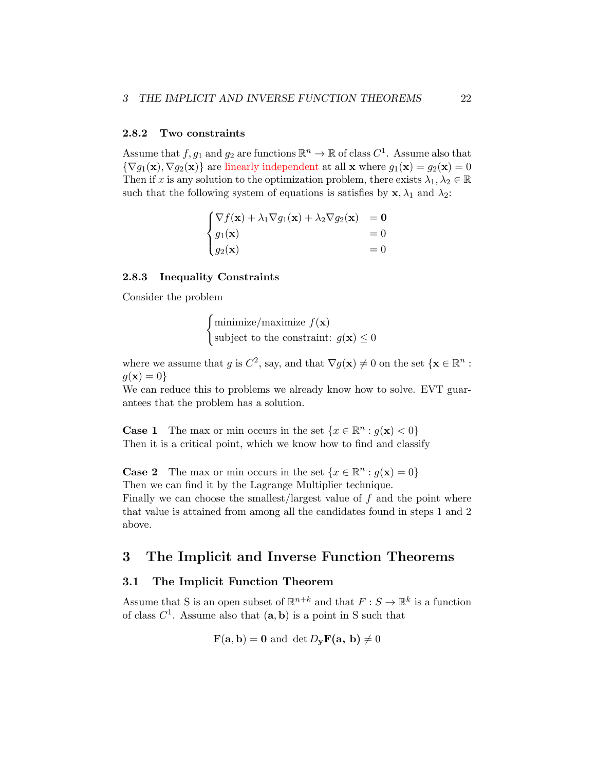### 2.8.2 Two constraints

Assume that $f, g_1$ and $g_2$ are functions $\mathbb{R}^n \to \mathbb{R}$ of class $C^1$. Assume also that $\{\nabla g_1(\mathbf{x}), \nabla g_2(\mathbf{x})\}$ are linearly independent at all $\mathbf{x}$ where $g_1(\mathbf{x}) = g_2(\mathbf{x}) = 0$ Then if $x$ is any solution to the optimization problem, there exists $\lambda_1, \lambda_2 \in \mathbb{R}$ such that the following system of equations is satisfies by $\mathbf{x}, \lambda_1$ and $\lambda_2$:

$$
\begin{cases}
\nabla f(\mathbf{x}) + \lambda_1 \nabla g_1(\mathbf{x}) + \lambda_2 \nabla g_2(\mathbf{x}) & = \mathbf{0} \\
g_1(\mathbf{x}) & = 0 \\
g_2(\mathbf{x}) & = 0
\end{cases}
$$

### 2.8.3 Inequality Constraints

Consider the problem

$$
\begin{cases}
\text{minimize/maximize } f(\mathbf{x}) \\
\text{subject to the constraint: } g(\mathbf{x}) \leq 0
\end{cases}
$$

where we assume that $g$ is $C^2$, say, and that $\nabla g(\mathbf{x}) \neq 0$ on the set $\{\mathbf{x} \in \mathbb{R}^n : g(\mathbf{x}) = 0\}$

We can reduce this to problems we already know how to solve. EVT guarantees that the problem has a solution.

**Case 1** The max or min occurs in the set $\{x \in \mathbb{R}^n : g(\mathbf{x}) < 0\}$
Then it is a critical point, which we know how to find and classify

**Case 2** The max or min occurs in the set $\{x \in \mathbb{R}^n : g(\mathbf{x}) = 0\}$
Then we can find it by the Lagrange Multiplier technique.
Finally we can choose the smallest/largest value of $f$ and the point where that value is attained from among all the candidates found in steps 1 and 2 above.

# 3 The Implicit and Inverse Function Theorems

## 3.1 The Implicit Function Theorem

Assume that S is an open subset of $\mathbb{R}^{n+k}$ and that $F : S \to \mathbb{R}^k$ is a function of class $C^1$. Assume also that $(\mathbf{a}, \mathbf{b})$ is a point in S such that

$$
\mathbf{F}(\mathbf{a}, \mathbf{b}) = \mathbf{0} \text{ and } \det D_{\mathbf{y}} \mathbf{F}(\mathbf{a},\, \mathbf{b}) \neq 0
$$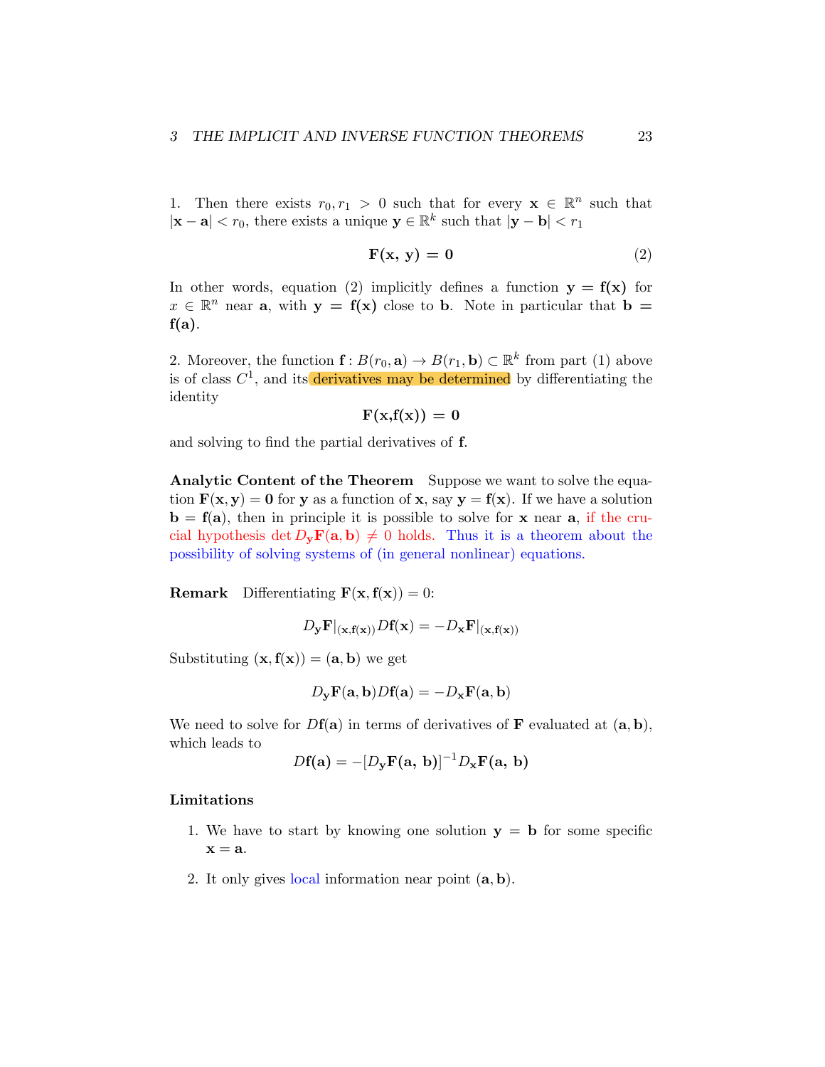1. Then there exists $r_0, r_1 > 0$ such that for every $\mathbf{x} \in \mathbb{R}^n$ such that $|\mathbf{x} - \mathbf{a}| < r_0$, there exists a unique $\mathbf{y} \in \mathbb{R}^k$ such that $|\mathbf{y} - \mathbf{b}| < r_1$

$$\mathbf{F(x,\, y) = 0} \tag{2}$$

In other words, equation (2) implicitly defines a function $\mathbf{y = f(x)}$ for $x \in \mathbb{R}^n$ near $\mathbf{a}$, with $\mathbf{y = f(x)}$ close to $\mathbf{b}$. Note in particular that $\mathbf{b = f(a)}$.

2. Moreover, the function $\mathbf{f} : B(r_0, \mathbf{a}) \to B(r_1, \mathbf{b}) \subset \mathbb{R}^k$ from part (1) above is of class $C^1$, and its derivatives may be determined by differentiating the identity

$$\mathbf{F(x,f(x)) = 0}$$

and solving to find the partial derivatives of $\mathbf{f}$.

**Analytic Content of the Theorem** Suppose we want to solve the equation $\mathbf{F}(\mathbf{x}, \mathbf{y}) = \mathbf{0}$ for $\mathbf{y}$ as a function of $\mathbf{x}$, say $\mathbf{y} = \mathbf{f}(\mathbf{x})$. If we have a solution $\mathbf{b} = \mathbf{f}(\mathbf{a})$, then in principle it is possible to solve for $\mathbf{x}$ near $\mathbf{a}$, if the crucial hypothesis $\det D_{\mathbf{y}}\mathbf{F}(\mathbf{a}, \mathbf{b}) \neq 0$ holds. Thus it is a theorem about the possibility of solving systems of (in general nonlinear) equations.

**Remark** Differentiating $\mathbf{F}(\mathbf{x}, \mathbf{f}(\mathbf{x})) = 0$:

$$D_{\mathbf{y}}\mathbf{F}|_{(\mathbf{x},\mathbf{f}(\mathbf{x}))} D\mathbf{f}(\mathbf{x}) = -D_{\mathbf{x}}\mathbf{F}|_{(\mathbf{x},\mathbf{f}(\mathbf{x}))}$$

Substituting $(\mathbf{x}, \mathbf{f}(\mathbf{x})) = (\mathbf{a}, \mathbf{b})$ we get

$$D_{\mathbf{y}}\mathbf{F}(\mathbf{a}, \mathbf{b}) D\mathbf{f}(\mathbf{a}) = -D_{\mathbf{x}}\mathbf{F}(\mathbf{a}, \mathbf{b})$$

We need to solve for $D\mathbf{f}(\mathbf{a})$ in terms of derivatives of $\mathbf{F}$ evaluated at $(\mathbf{a}, \mathbf{b})$, which leads to

$$D\mathbf{f(a)} = -[D_{\mathbf{y}}\mathbf{F(a,\, b)}]^{-1} D_{\mathbf{x}}\mathbf{F(a,\, b)}$$

**Limitations**

1. We have to start by knowing one solution $\mathbf{y} = \mathbf{b}$ for some specific $\mathbf{x} = \mathbf{a}$.

2. It only gives local information near point $(\mathbf{a}, \mathbf{b})$.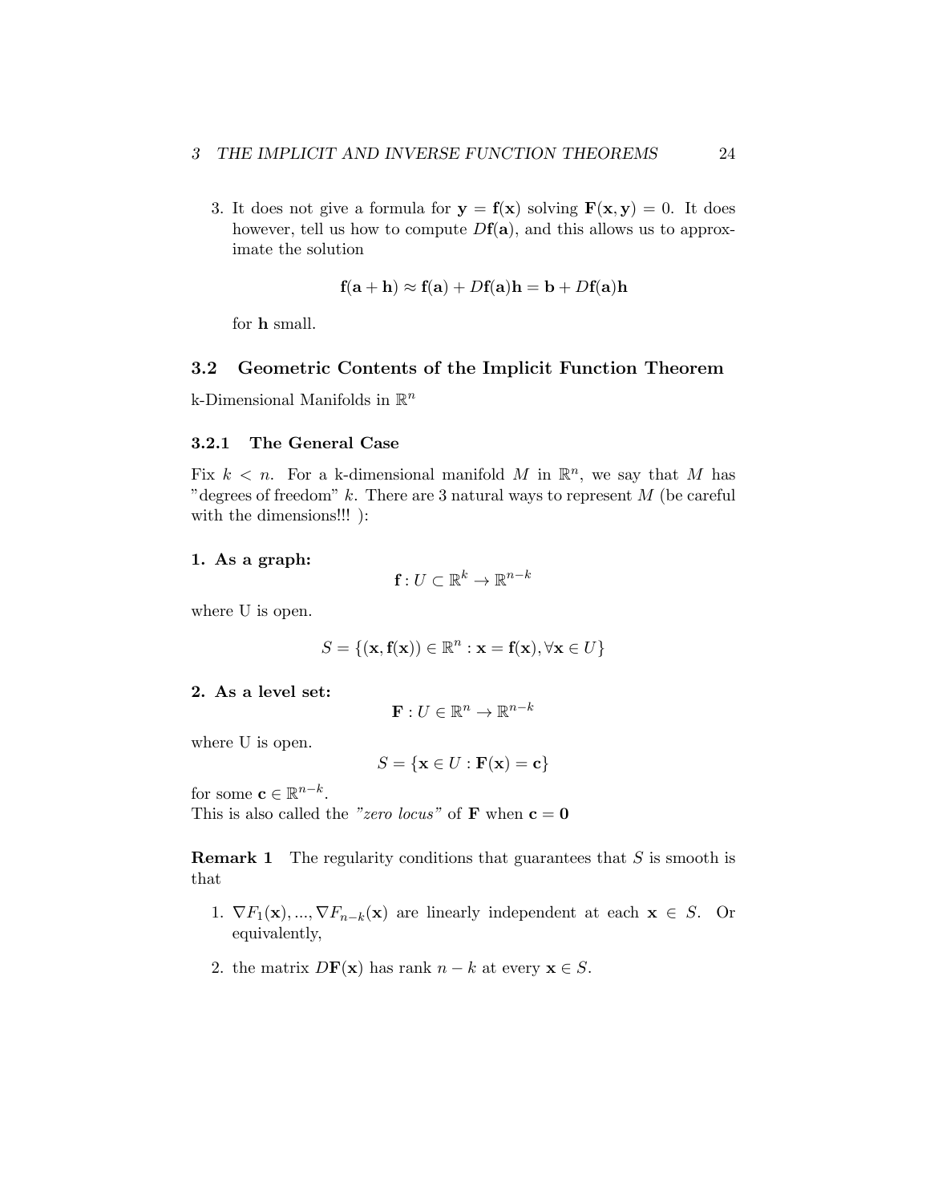3. It does not give a formula for $\mathbf{y} = \mathbf{f}(\mathbf{x})$ solving $\mathbf{F}(\mathbf{x}, \mathbf{y}) = 0$. It does however, tell us how to compute $D\mathbf{f}(\mathbf{a})$, and this allows us to approximate the solution

$$\mathbf{f}(\mathbf{a} + \mathbf{h}) \approx \mathbf{f}(\mathbf{a}) + D\mathbf{f}(\mathbf{a})\mathbf{h} = \mathbf{b} + D\mathbf{f}(\mathbf{a})\mathbf{h}$$

for $\mathbf{h}$ small.

## 3.2 Geometric Contents of the Implicit Function Theorem

k-Dimensional Manifolds in $\mathbb{R}^n$

### 3.2.1 The General Case

Fix $k < n$. For a k-dimensional manifold $M$ in $\mathbb{R}^n$, we say that $M$ has "degrees of freedom" $k$. There are 3 natural ways to represent $M$ (be careful with the dimensions!!! ):

**1. As a graph:**

$$\mathbf{f} : U \subset \mathbb{R}^k \to \mathbb{R}^{n-k}$$

where U is open.

$$S = \{(\mathbf{x}, \mathbf{f}(\mathbf{x})) \in \mathbb{R}^n : \mathbf{x} = \mathbf{f}(\mathbf{x}), \forall \mathbf{x} \in U\}$$

**2. As a level set:**

$$\mathbf{F} : U \in \mathbb{R}^n \to \mathbb{R}^{n-k}$$

where U is open.

$$S = \{\mathbf{x} \in U : \mathbf{F}(\mathbf{x}) = \mathbf{c}\}$$

for some $\mathbf{c} \in \mathbb{R}^{n-k}$.
This is also called the *"zero locus"* of $\mathbf{F}$ when $\mathbf{c} = \mathbf{0}$

**Remark 1** The regularity conditions that guarantees that $S$ is smooth is that

1. $\nabla F_1(\mathbf{x}), ..., \nabla F_{n-k}(\mathbf{x})$ are linearly independent at each $\mathbf{x} \in S$. Or equivalently,
2. the matrix $D\mathbf{F}(\mathbf{x})$ has rank $n - k$ at every $\mathbf{x} \in S$.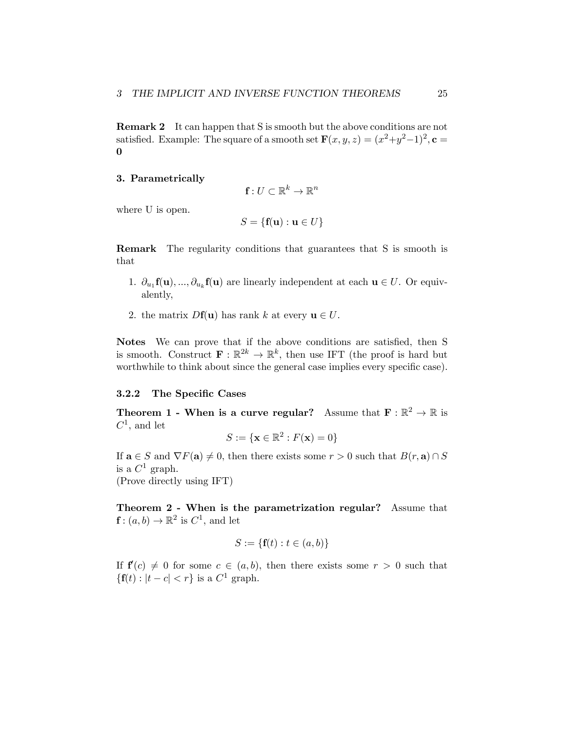**Remark 2** It can happen that S is smooth but the above conditions are not satisfied. Example: The square of a smooth set $\mathbf{F}(x, y, z) = (x^2+y^2-1)^2, \mathbf{c} = \mathbf{0}$

**3. Parametrically**

$$\mathbf{f} : U \subset \mathbb{R}^k \to \mathbb{R}^n$$

where U is open.

$$S = \{\mathbf{f}(\mathbf{u}) : \mathbf{u} \in U\}$$

**Remark** The regularity conditions that guarantees that S is smooth is that

1. $\partial_{u_1}\mathbf{f}(\mathbf{u}), ..., \partial_{u_k}\mathbf{f}(\mathbf{u})$ are linearly independent at each $\mathbf{u} \in U$. Or equivalently,
2. the matrix $D\mathbf{f}(\mathbf{u})$ has rank $k$ at every $\mathbf{u} \in U$.

**Notes** We can prove that if the above conditions are satisfied, then S is smooth. Construct $\mathbf{F} : \mathbb{R}^{2k} \to \mathbb{R}^k$, then use IFT (the proof is hard but worthwhile to think about since the general case implies every specific case).

### 3.2.2 The Specific Cases

**Theorem 1 - When is a curve regular?** Assume that $\mathbf{F} : \mathbb{R}^2 \to \mathbb{R}$ is $C^1$, and let

$$S := \{\mathbf{x} \in \mathbb{R}^2 : F(\mathbf{x}) = 0\}$$

If $\mathbf{a} \in S$ and $\nabla F(\mathbf{a}) \neq 0$, then there exists some $r > 0$ such that $B(r, \mathbf{a}) \cap S$ is a $C^1$ graph.
(Prove directly using IFT)

**Theorem 2 - When is the parametrization regular?** Assume that $\mathbf{f} : (a, b) \to \mathbb{R}^2$ is $C^1$, and let

$$S := \{\mathbf{f}(t) : t \in (a, b)\}$$

If $\mathbf{f}'(c) \neq 0$ for some $c \in (a, b)$, then there exists some $r > 0$ such that $\{\mathbf{f}(t) : |t - c| < r\}$ is a $C^1$ graph.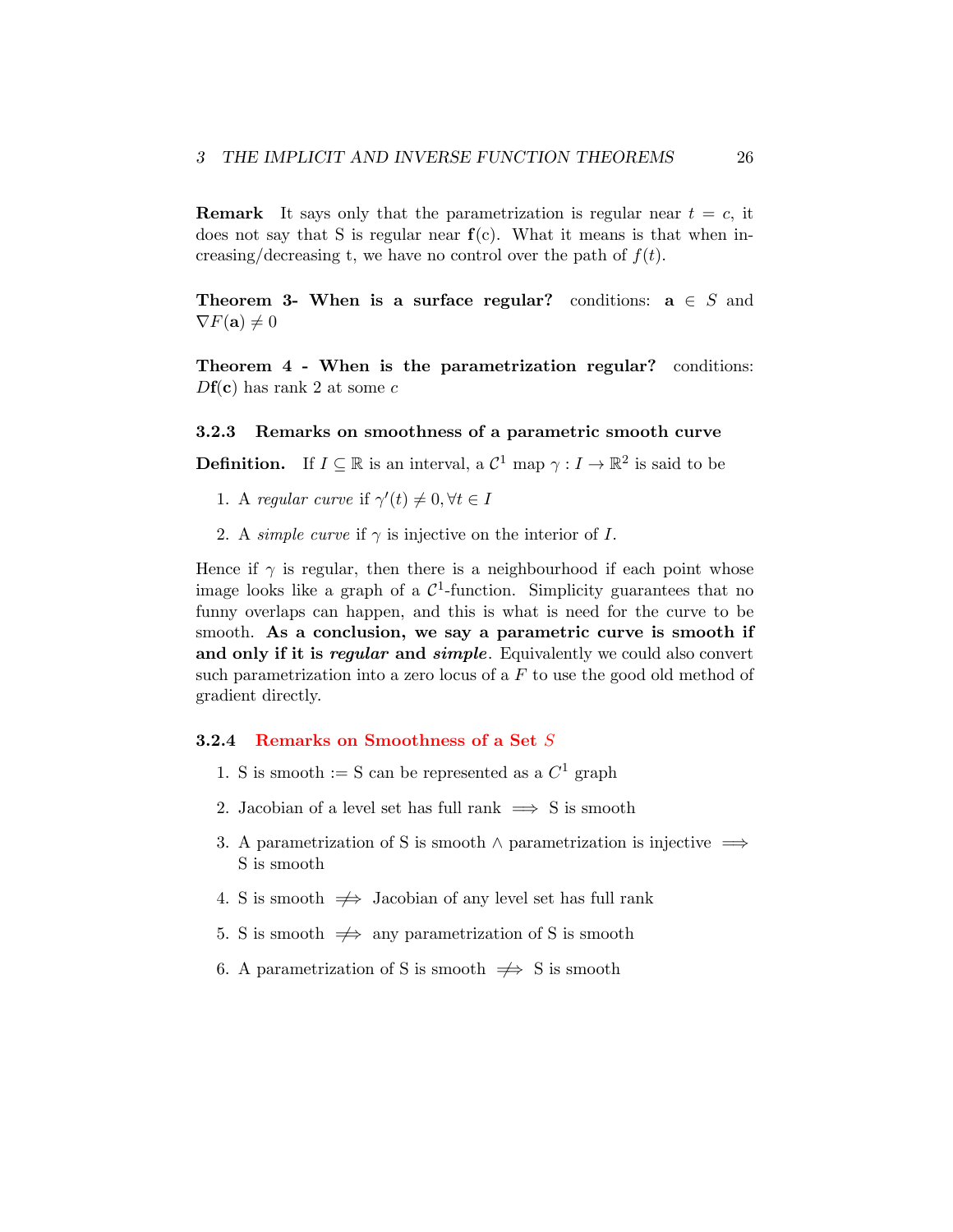**Remark** It says only that the parametrization is regular near $t = c$, it does not say that S is regular near $\mathbf{f}$(c). What it means is that when increasing/decreasing t, we have no control over the path of $f(t)$.

**Theorem 3- When is a surface regular?** conditions: $\mathbf{a} \in S$ and $\nabla F(\mathbf{a}) \neq 0$

**Theorem 4 - When is the parametrization regular?** conditions: $D\mathbf{f}(\mathbf{c})$ has rank 2 at some $c$

### 3.2.3 Remarks on smoothness of a parametric smooth curve

**Definition.** If $I \subseteq \mathbb{R}$ is an interval, a $\mathcal{C}^1$ map $\gamma : I \to \mathbb{R}^2$ is said to be

1. A *regular curve* if $\gamma'(t) \neq 0, \forall t \in I$
2. A *simple curve* if $\gamma$ is injective on the interior of $I$.

Hence if $\gamma$ is regular, then there is a neighbourhood if each point whose image looks like a graph of a $\mathcal{C}^1$-function. Simplicity guarantees that no funny overlaps can happen, and this is what is need for the curve to be smooth. **As a conclusion, we say a parametric curve is smooth if and only if it is *regular* and *simple*.** Equivalently we could also convert such parametrization into a zero locus of a $F$ to use the good old method of gradient directly.

### 3.2.4 Remarks on Smoothness of a Set $S$

1. S is smooth := S can be represented as a $C^1$ graph
2. Jacobian of a level set has full rank $\implies$ S is smooth
3. A parametrization of S is smooth $\wedge$ parametrization is injective $\implies$ S is smooth
4. S is smooth $\not\Longrightarrow$ Jacobian of any level set has full rank
5. S is smooth $\not\Longrightarrow$ any parametrization of S is smooth
6. A parametrization of S is smooth $\not\Longrightarrow$ S is smooth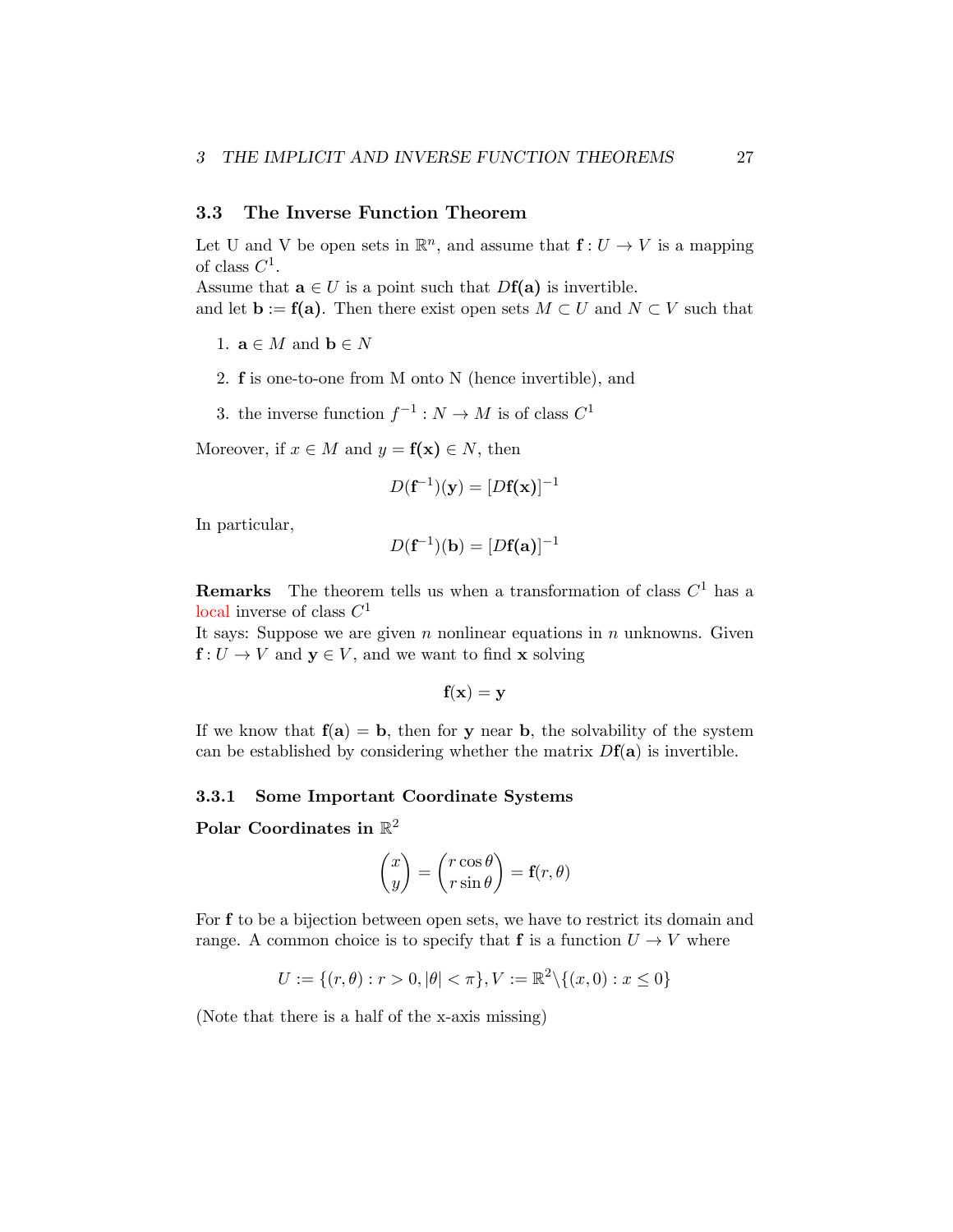## 3.3 The Inverse Function Theorem

Let U and V be open sets in $\mathbb{R}^n$, and assume that $\mathbf{f} : U \to V$ is a mapping of class $C^1$.
Assume that $\mathbf{a} \in U$ is a point such that $D\mathbf{f(a)}$ is invertible.
and let $\mathbf{b} := \mathbf{f(a)}$. Then there exist open sets $M \subset U$ and $N \subset V$ such that

1. $\mathbf{a} \in M$ and $\mathbf{b} \in N$
2. $\mathbf{f}$ is one-to-one from M onto N (hence invertible), and
3. the inverse function $f^{-1} : N \to M$ is of class $C^1$

Moreover, if $x \in M$ and $y = \mathbf{f(x)} \in N$, then

$$D(\mathbf{f}^{-1})(\mathbf{y}) = [D\mathbf{f(x)}]^{-1}$$

In particular,

$$D(\mathbf{f}^{-1})(\mathbf{b}) = [D\mathbf{f(a)}]^{-1}$$

**Remarks** The theorem tells us when a transformation of class $C^1$ has a local inverse of class $C^1$
It says: Suppose we are given $n$ nonlinear equations in $n$ unknowns. Given $\mathbf{f} : U \to V$ and $\mathbf{y} \in V$, and we want to find $\mathbf{x}$ solving

$$\mathbf{f}(\mathbf{x}) = \mathbf{y}$$

If we know that $\mathbf{f}(\mathbf{a}) = \mathbf{b}$, then for $\mathbf{y}$ near $\mathbf{b}$, the solvability of the system can be established by considering whether the matrix $D\mathbf{f}(\mathbf{a})$ is invertible.

### 3.3.1 Some Important Coordinate Systems

**Polar Coordinates in $\mathbb{R}^2$**

$$\begin{pmatrix} x \\ y \end{pmatrix} = \begin{pmatrix} r\cos\theta \\ r\sin\theta \end{pmatrix} = \mathbf{f}(r, \theta)$$

For $\mathbf{f}$ to be a bijection between open sets, we have to restrict its domain and range. A common choice is to specify that $\mathbf{f}$ is a function $U \to V$ where

$$U := \{(r, \theta) : r > 0, |\theta| < \pi\}, V := \mathbb{R}^2 \backslash \{(x, 0) : x \leq 0\}$$

(Note that there is a half of the x-axis missing)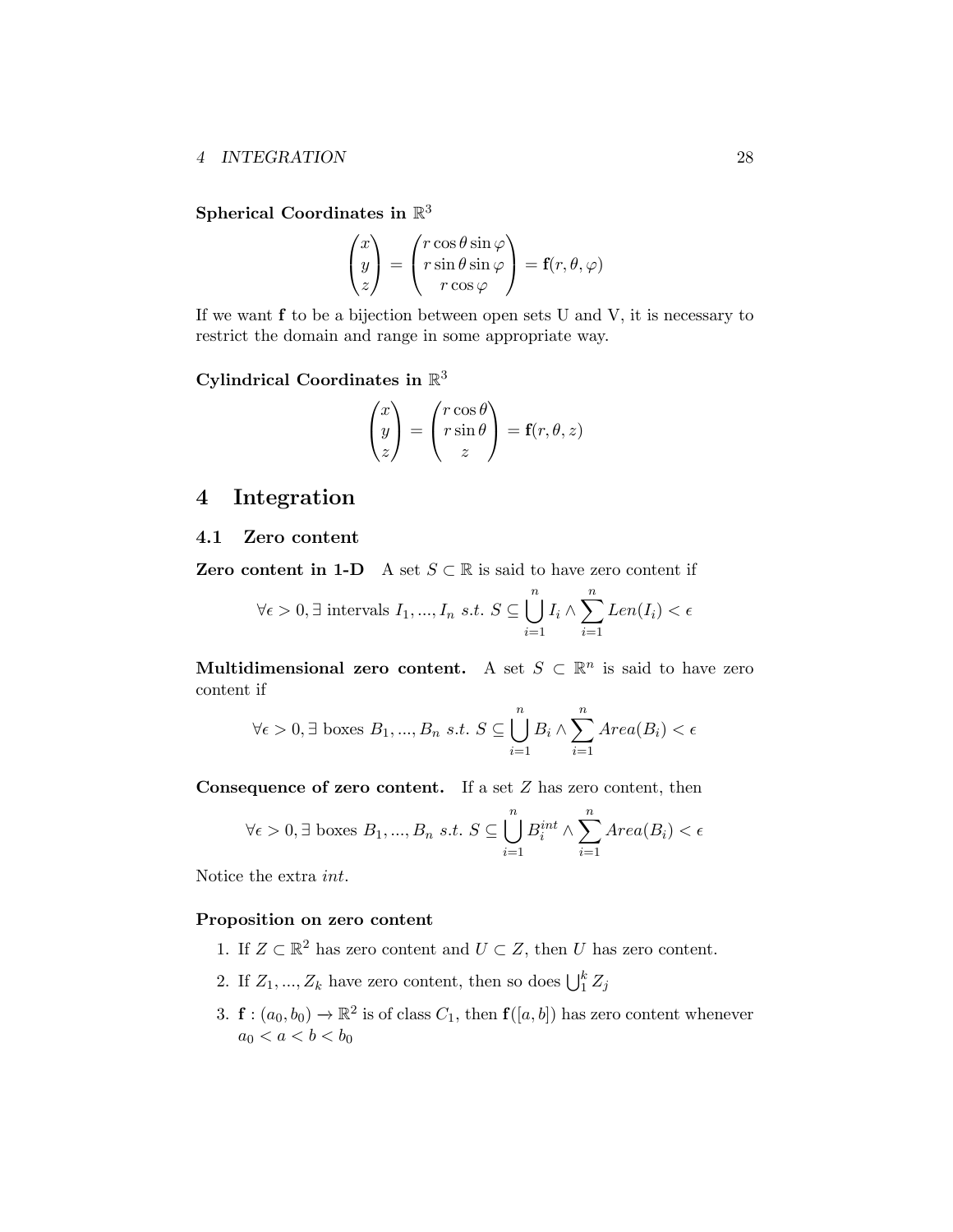**Spherical Coordinates in $\mathbb{R}^3$**

$$\begin{pmatrix} x \\ y \\ z \end{pmatrix} = \begin{pmatrix} r\cos\theta\sin\varphi \\ r\sin\theta\sin\varphi \\ r\cos\varphi \end{pmatrix} = \mathbf{f}(r,\theta,\varphi)$$

If we want $\mathbf{f}$ to be a bijection between open sets U and V, it is necessary to restrict the domain and range in some appropriate way.

**Cylindrical Coordinates in $\mathbb{R}^3$**

$$\begin{pmatrix} x \\ y \\ z \end{pmatrix} = \begin{pmatrix} r\cos\theta \\ r\sin\theta \\ z \end{pmatrix} = \mathbf{f}(r,\theta,z)$$

# 4 Integration

## 4.1 Zero content

**Zero content in 1-D** A set $S \subset \mathbb{R}$ is said to have zero content if

$$\forall \epsilon > 0, \exists \text{ intervals } I_1, ..., I_n \ s.t. \ S \subseteq \bigcup_{i=1}^{n} I_i \wedge \sum_{i=1}^{n} Len(I_i) < \epsilon$$

**Multidimensional zero content.** A set $S \subset \mathbb{R}^n$ is said to have zero content if

$$\forall \epsilon > 0, \exists \text{ boxes } B_1, ..., B_n \ s.t. \ S \subseteq \bigcup_{i=1}^{n} B_i \wedge \sum_{i=1}^{n} Area(B_i) < \epsilon$$

**Consequence of zero content.** If a set $Z$ has zero content, then

$$\forall \epsilon > 0, \exists \text{ boxes } B_1, ..., B_n \ s.t. \ S \subseteq \bigcup_{i=1}^{n} B_i^{int} \wedge \sum_{i=1}^{n} Area(B_i) < \epsilon$$

Notice the extra *int*.

**Proposition on zero content**

1. If $Z \subset \mathbb{R}^2$ has zero content and $U \subset Z$, then $U$ has zero content.
2. If $Z_1, ..., Z_k$ have zero content, then so does $\bigcup_1^k Z_j$
3. $\mathbf{f} : (a_0, b_0) \to \mathbb{R}^2$ is of class $C_1$, then $\mathbf{f}([a,b])$ has zero content whenever $a_0 < a < b < b_0$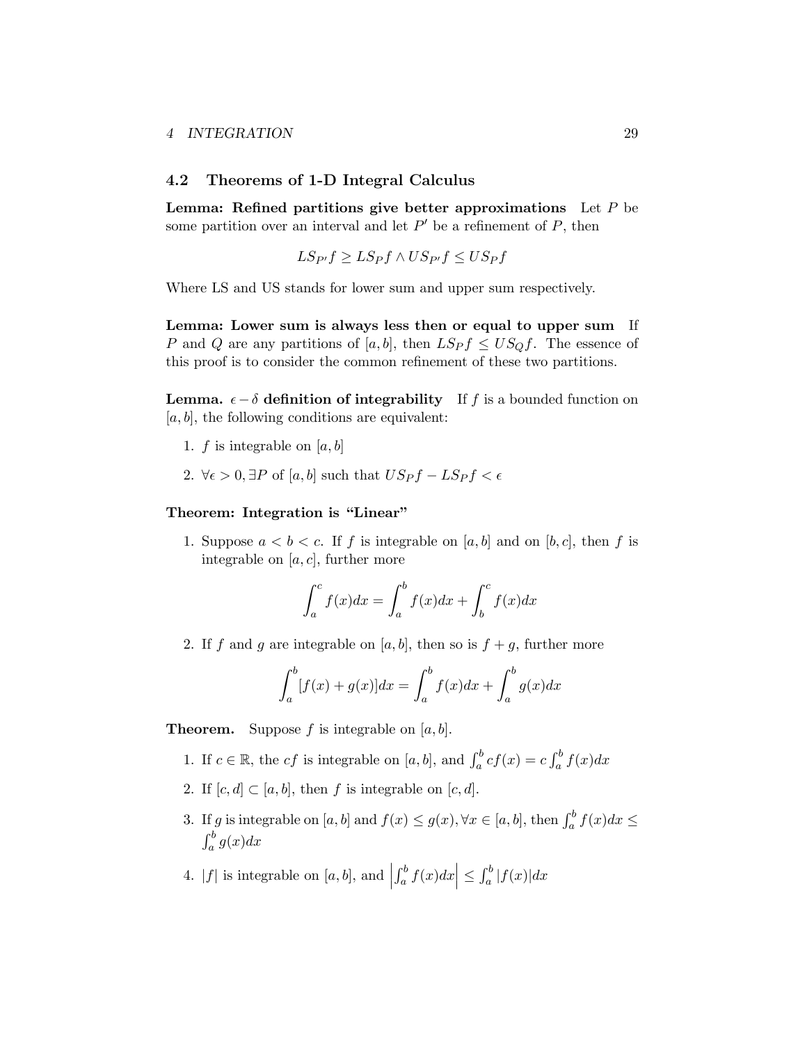## 4.2 Theorems of 1-D Integral Calculus

**Lemma: Refined partitions give better approximations** Let $P$ be some partition over an interval and let $P'$ be a refinement of $P$, then

$$LS_{P'}f \geq LS_P f \wedge US_{P'}f \leq US_P f$$

Where LS and US stands for lower sum and upper sum respectively.

**Lemma: Lower sum is always less then or equal to upper sum** If $P$ and $Q$ are any partitions of $[a,b]$, then $LS_P f \leq US_Q f$. The essence of this proof is to consider the common refinement of these two partitions.

**Lemma. $\epsilon - \delta$ definition of integrability** If $f$ is a bounded function on $[a,b]$, the following conditions are equivalent:

1. $f$ is integrable on $[a,b]$
2. $\forall \epsilon > 0, \exists P$ of $[a,b]$ such that $US_P f - LS_P f < \epsilon$

**Theorem: Integration is "Linear"**

1. Suppose $a < b < c$. If $f$ is integrable on $[a,b]$ and on $[b,c]$, then $f$ is integrable on $[a,c]$, further more

$$\int_a^c f(x)dx = \int_a^b f(x)dx + \int_b^c f(x)dx$$

2. If $f$ and $g$ are integrable on $[a,b]$, then so is $f+g$, further more

$$\int_a^b [f(x) + g(x)]dx = \int_a^b f(x)dx + \int_a^b g(x)dx$$

**Theorem.** Suppose $f$ is integrable on $[a,b]$.

1. If $c \in \mathbb{R}$, the $cf$ is integrable on $[a,b]$, and $\int_a^b cf(x) = c\int_a^b f(x)dx$
2. If $[c,d] \subset [a,b]$, then $f$ is integrable on $[c,d]$.
3. If $g$ is integrable on $[a,b]$ and $f(x) \leq g(x), \forall x \in [a,b]$, then $\int_a^b f(x)dx \leq \int_a^b g(x)dx$
4. $|f|$ is integrable on $[a,b]$, and $\left|\int_a^b f(x)dx\right| \leq \int_a^b |f(x)|dx$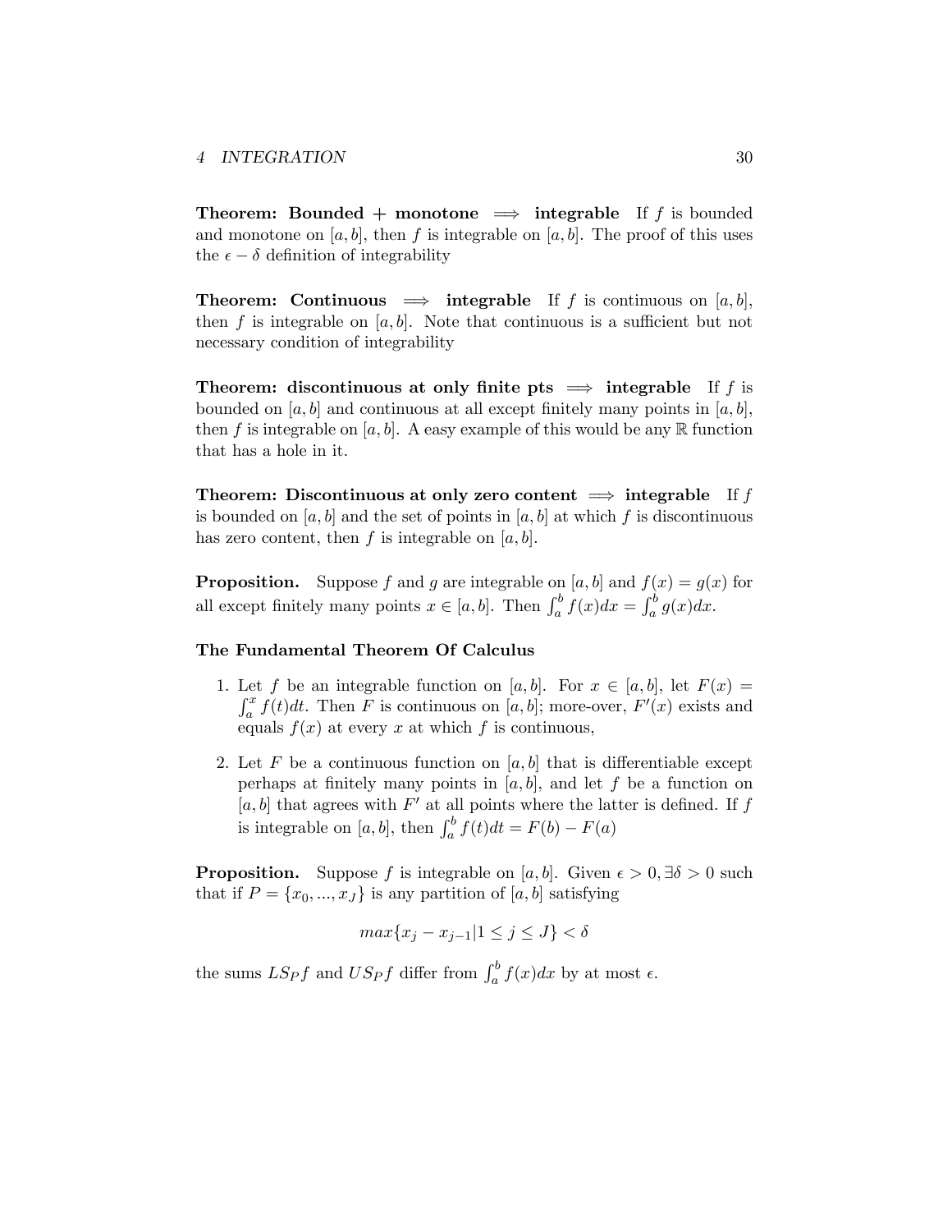**Theorem: Bounded + monotone $\implies$ integrable** If $f$ is bounded and monotone on $[a, b]$, then $f$ is integrable on $[a, b]$. The proof of this uses the $\epsilon - \delta$ definition of integrability

**Theorem: Continuous $\implies$ integrable** If $f$ is continuous on $[a, b]$, then $f$ is integrable on $[a, b]$. Note that continuous is a sufficient but not necessary condition of integrability

**Theorem: discontinuous at only finite pts $\implies$ integrable** If $f$ is bounded on $[a, b]$ and continuous at all except finitely many points in $[a, b]$, then $f$ is integrable on $[a, b]$. A easy example of this would be any $\mathbb{R}$ function that has a hole in it.

**Theorem: Discontinuous at only zero content $\implies$ integrable** If $f$ is bounded on $[a, b]$ and the set of points in $[a, b]$ at which $f$ is discontinuous has zero content, then $f$ is integrable on $[a, b]$.

**Proposition.** Suppose $f$ and $g$ are integrable on $[a, b]$ and $f(x) = g(x)$ for all except finitely many points $x \in [a, b]$. Then $\int_a^b f(x)dx = \int_a^b g(x)dx$.

**The Fundamental Theorem Of Calculus**

1. Let $f$ be an integrable function on $[a, b]$. For $x \in [a, b]$, let $F(x) = \int_a^x f(t)dt$. Then $F$ is continuous on $[a, b]$; more-over, $F'(x)$ exists and equals $f(x)$ at every $x$ at which $f$ is continuous,
2. Let $F$ be a continuous function on $[a, b]$ that is differentiable except perhaps at finitely many points in $[a, b]$, and let $f$ be a function on $[a, b]$ that agrees with $F'$ at all points where the latter is defined. If $f$ is integrable on $[a, b]$, then $\int_a^b f(t)dt = F(b) - F(a)$

**Proposition.** Suppose $f$ is integrable on $[a, b]$. Given $\epsilon > 0, \exists \delta > 0$ such that if $P = \{x_0, ..., x_J\}$ is any partition of $[a, b]$ satisfying

$$max\{x_j - x_{j-1} | 1 \leq j \leq J\} < \delta$$

the sums $LS_P f$ and $US_P f$ differ from $\int_a^b f(x)dx$ by at most $\epsilon$.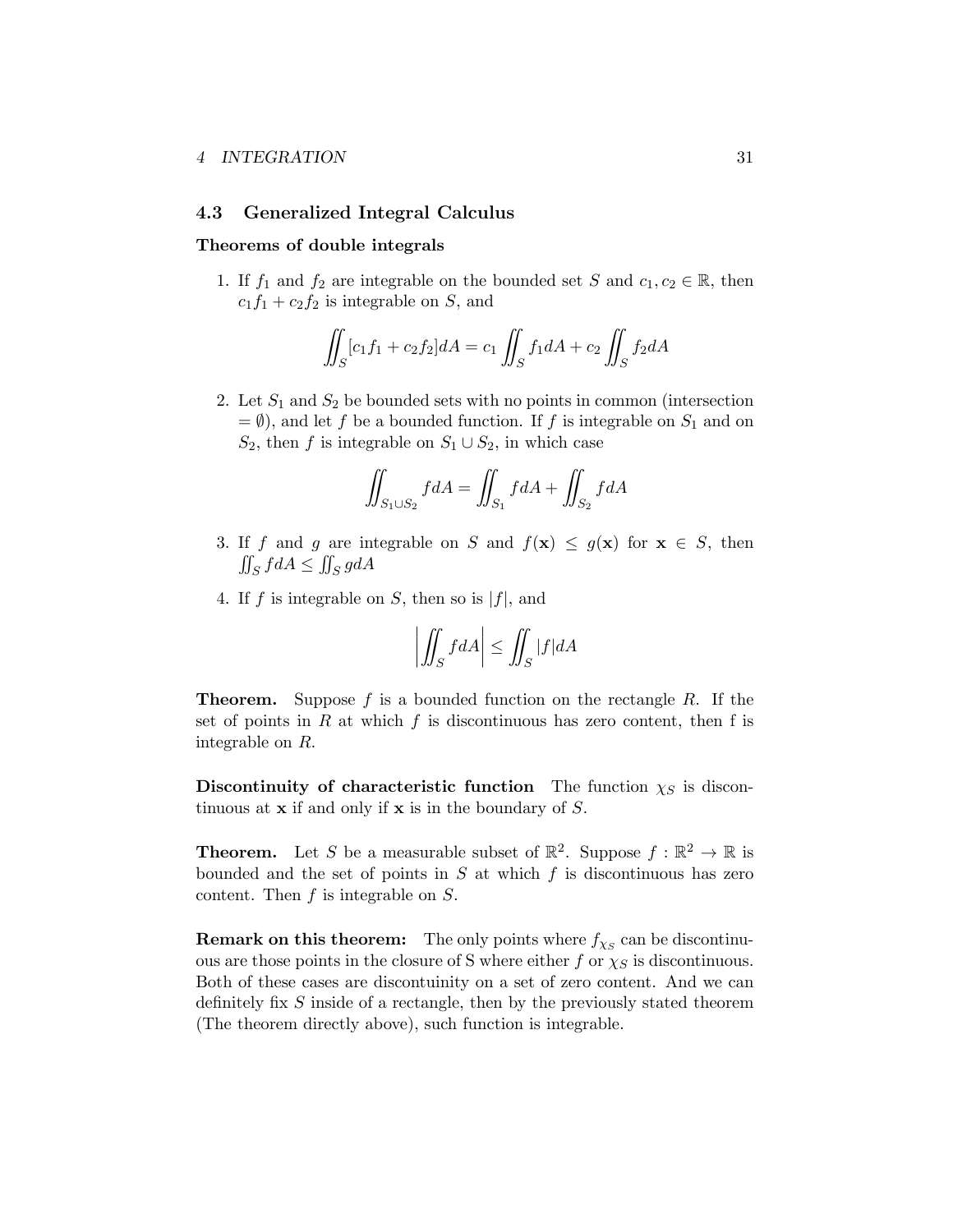## 4.3 Generalized Integral Calculus

**Theorems of double integrals**

1. If $f_1$ and $f_2$ are integrable on the bounded set $S$ and $c_1, c_2 \in \mathbb{R}$, then $c_1 f_1 + c_2 f_2$ is integrable on $S$, and

$$\iint_S [c_1 f_1 + c_2 f_2] dA = c_1 \iint_S f_1 dA + c_2 \iint_S f_2 dA$$

2. Let $S_1$ and $S_2$ be bounded sets with no points in common (intersection $= \emptyset$), and let $f$ be a bounded function. If $f$ is integrable on $S_1$ and on $S_2$, then $f$ is integrable on $S_1 \cup S_2$, in which case

$$\iint_{S_1 \cup S_2} f dA = \iint_{S_1} f dA + \iint_{S_2} f dA$$

3. If $f$ and $g$ are integrable on $S$ and $f(\mathbf{x}) \leq g(\mathbf{x})$ for $\mathbf{x} \in S$, then $\iint_S f dA \leq \iint_S g dA$

4. If $f$ is integrable on $S$, then so is $|f|$, and

$$\left| \iint_S f dA \right| \leq \iint_S |f| dA$$

**Theorem.** Suppose $f$ is a bounded function on the rectangle $R$. If the set of points in $R$ at which $f$ is discontinuous has zero content, then f is integrable on $R$.

**Discontinuity of characteristic function** The function $\chi_S$ is discontinuous at $\mathbf{x}$ if and only if $\mathbf{x}$ is in the boundary of $S$.

**Theorem.** Let $S$ be a measurable subset of $\mathbb{R}^2$. Suppose $f : \mathbb{R}^2 \to \mathbb{R}$ is bounded and the set of points in $S$ at which $f$ is discontinuous has zero content. Then $f$ is integrable on $S$.

**Remark on this theorem:** The only points where $f_{\chi_S}$ can be discontinuous are those points in the closure of S where either $f$ or $\chi_S$ is discontinuous. Both of these cases are discontuinity on a set of zero content. And we can definitely fix $S$ inside of a rectangle, then by the previously stated theorem (The theorem directly above), such function is integrable.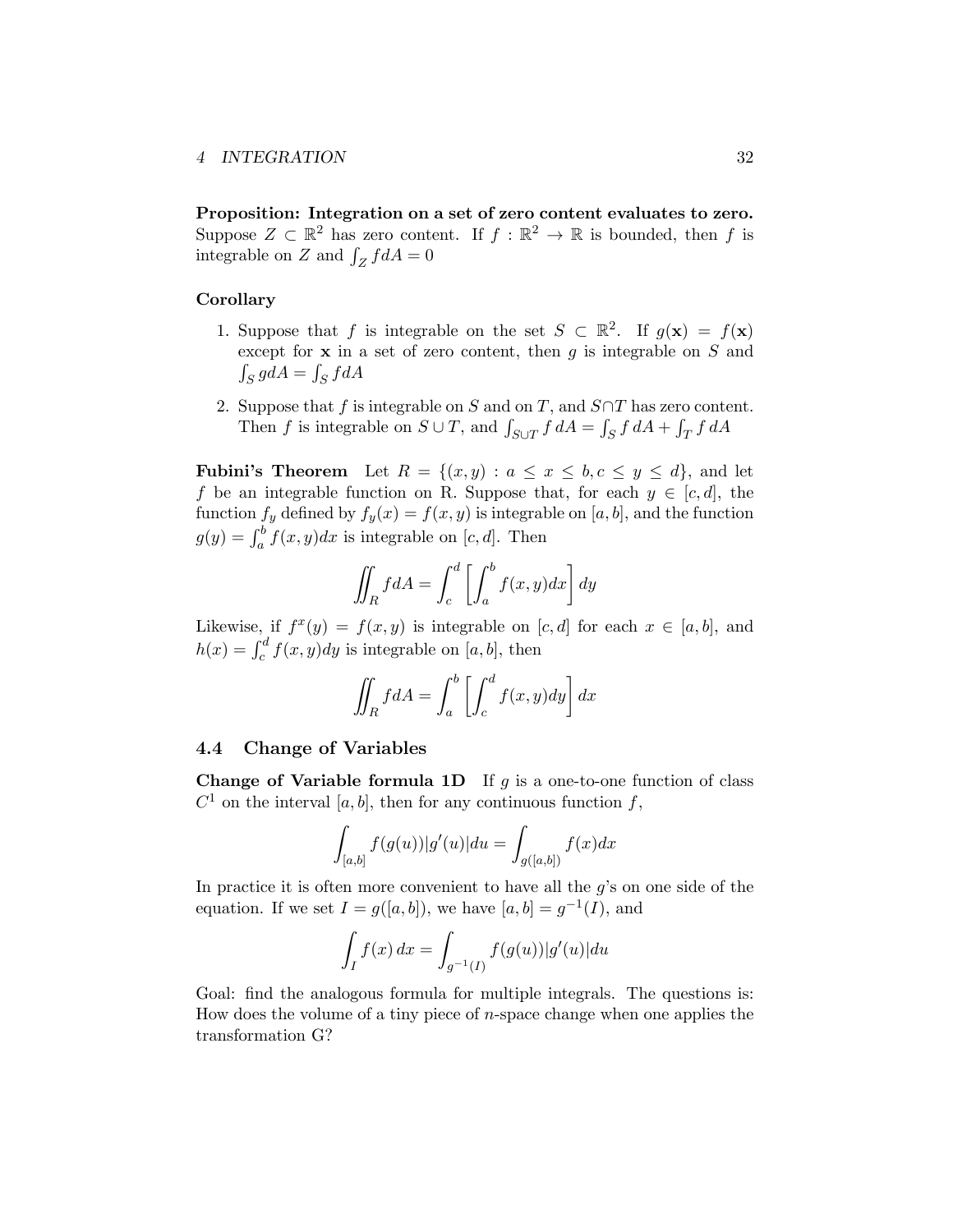**Proposition: Integration on a set of zero content evaluates to zero.** Suppose $Z \subset \mathbb{R}^2$ has zero content. If $f : \mathbb{R}^2 \to \mathbb{R}$ is bounded, then $f$ is integrable on $Z$ and $\int_Z f dA = 0$

**Corollary**

1. Suppose that $f$ is integrable on the set $S \subset \mathbb{R}^2$. If $g(\mathbf{x}) = f(\mathbf{x})$ except for $\mathbf{x}$ in a set of zero content, then $g$ is integrable on $S$ and $\int_S g dA = \int_S f dA$
2. Suppose that $f$ is integrable on $S$ and on $T$, and $S \cap T$ has zero content. Then $f$ is integrable on $S \cup T$, and $\int_{S \cup T} f\, dA = \int_S f\, dA + \int_T f\, dA$

**Fubini's Theorem** Let $R = \{(x, y) : a \leq x \leq b, c \leq y \leq d\}$, and let $f$ be an integrable function on R. Suppose that, for each $y \in [c, d]$, the function $f_y$ defined by $f_y(x) = f(x, y)$ is integrable on $[a, b]$, and the function $g(y) = \int_a^b f(x, y)dx$ is integrable on $[c, d]$. Then

$$\iint_R f dA = \int_c^d \left[ \int_a^b f(x, y) dx \right] dy$$

Likewise, if $f^x(y) = f(x, y)$ is integrable on $[c, d]$ for each $x \in [a, b]$, and $h(x) = \int_c^d f(x, y)dy$ is integrable on $[a, b]$, then

$$\iint_R f dA = \int_a^b \left[ \int_c^d f(x, y) dy \right] dx$$

## 4.4 Change of Variables

**Change of Variable formula 1D** If $g$ is a one-to-one function of class $C^1$ on the interval $[a, b]$, then for any continuous function $f$,

$$\int_{[a,b]} f(g(u))|g'(u)|du = \int_{g([a,b])} f(x)dx$$

In practice it is often more convenient to have all the $g$'s on one side of the equation. If we set $I = g([a, b])$, we have $[a, b] = g^{-1}(I)$, and

$$\int_I f(x)\, dx = \int_{g^{-1}(I)} f(g(u))|g'(u)|du$$

Goal: find the analogous formula for multiple integrals. The questions is: How does the volume of a tiny piece of $n$-space change when one applies the transformation G?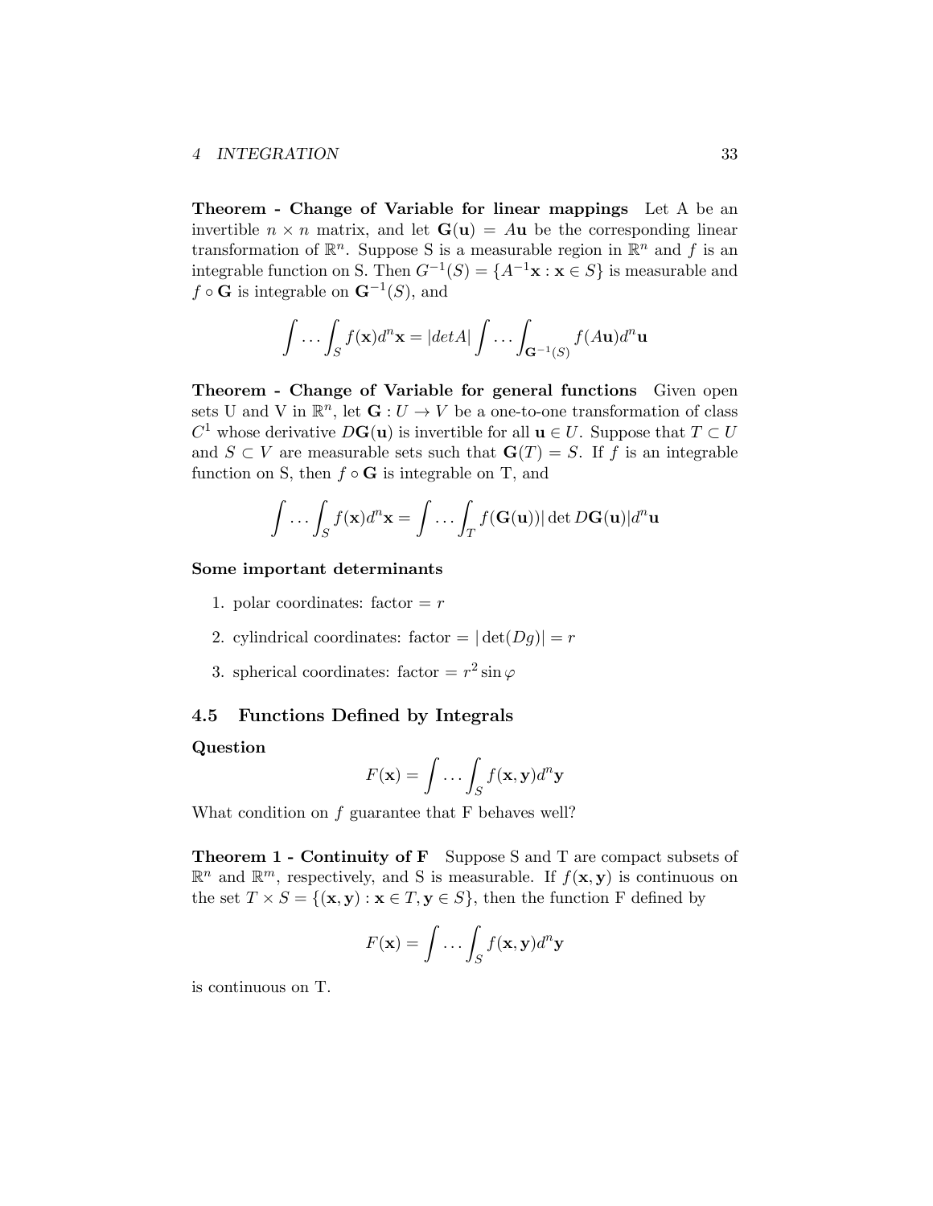**Theorem - Change of Variable for linear mappings** Let A be an invertible $n \times n$ matrix, and let $\mathbf{G}(\mathbf{u}) = A\mathbf{u}$ be the corresponding linear transformation of $\mathbb{R}^n$. Suppose S is a measurable region in $\mathbb{R}^n$ and $f$ is an integrable function on S. Then $G^{-1}(S) = \{A^{-1}\mathbf{x} : \mathbf{x} \in S\}$ is measurable and $f \circ \mathbf{G}$ is integrable on $\mathbf{G}^{-1}(S)$, and

$$\int \cdots \int_S f(\mathbf{x}) d^n\mathbf{x} = |detA| \int \cdots \int_{\mathbf{G}^{-1}(S)} f(A\mathbf{u}) d^n\mathbf{u}$$

**Theorem - Change of Variable for general functions** Given open sets U and V in $\mathbb{R}^n$, let $\mathbf{G} : U \to V$ be a one-to-one transformation of class $C^1$ whose derivative $D\mathbf{G}(\mathbf{u})$ is invertible for all $\mathbf{u} \in U$. Suppose that $T \subset U$ and $S \subset V$ are measurable sets such that $\mathbf{G}(T) = S$. If $f$ is an integrable function on S, then $f \circ \mathbf{G}$ is integrable on T, and

$$\int \cdots \int_S f(\mathbf{x}) d^n\mathbf{x} = \int \cdots \int_T f(\mathbf{G}(\mathbf{u})) |\det D\mathbf{G}(\mathbf{u})| d^n\mathbf{u}$$

**Some important determinants**

1. polar coordinates: factor $= r$
2. cylindrical coordinates: factor $= |\det(Dg)| = r$
3. spherical coordinates: factor $= r^2 \sin\varphi$

## 4.5 Functions Defined by Integrals

**Question**

$$F(\mathbf{x}) = \int \cdots \int_S f(\mathbf{x}, \mathbf{y}) d^n\mathbf{y}$$

What condition on $f$ guarantee that F behaves well?

**Theorem 1 - Continuity of F** Suppose S and T are compact subsets of $\mathbb{R}^n$ and $\mathbb{R}^m$, respectively, and S is measurable. If $f(\mathbf{x}, \mathbf{y})$ is continuous on the set $T \times S = \{(\mathbf{x}, \mathbf{y}) : \mathbf{x} \in T, \mathbf{y} \in S\}$, then the function F defined by

$$F(\mathbf{x}) = \int \cdots \int_S f(\mathbf{x}, \mathbf{y}) d^n\mathbf{y}$$

is continuous on T.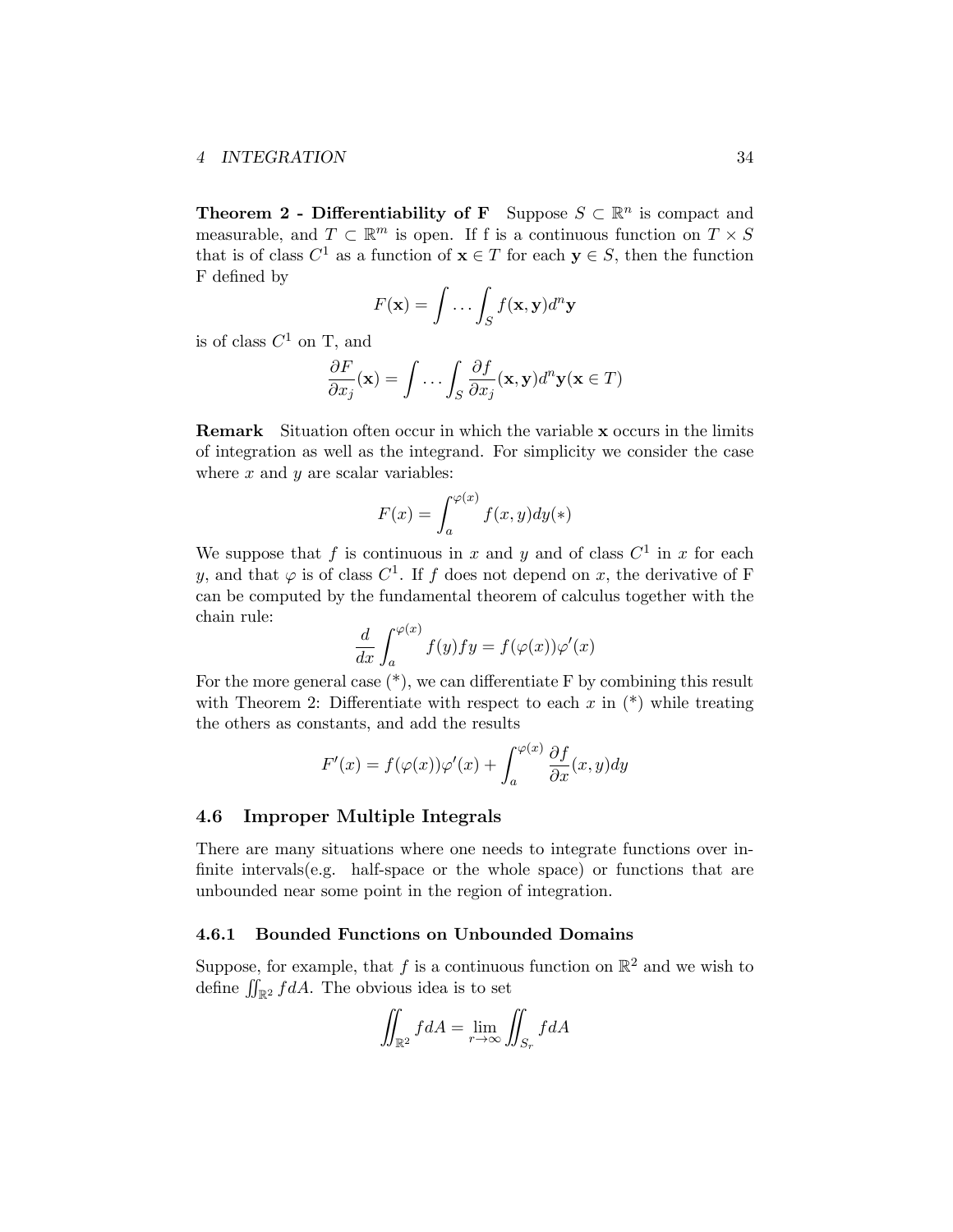**Theorem 2 - Differentiability of F** Suppose $S \subset \mathbb{R}^n$ is compact and measurable, and $T \subset \mathbb{R}^m$ is open. If f is a continuous function on $T \times S$ that is of class $C^1$ as a function of $\mathbf{x} \in T$ for each $\mathbf{y} \in S$, then the function F defined by

$$F(\mathbf{x}) = \int \dots \int_S f(\mathbf{x}, \mathbf{y}) d^n \mathbf{y}$$

is of class $C^1$ on T, and

$$\frac{\partial F}{\partial x_j}(\mathbf{x}) = \int \dots \int_S \frac{\partial f}{\partial x_j}(\mathbf{x}, \mathbf{y}) d^n \mathbf{y} (\mathbf{x} \in T)$$

**Remark** Situation often occur in which the variable $\mathbf{x}$ occurs in the limits of integration as well as the integrand. For simplicity we consider the case where $x$ and $y$ are scalar variables:

$$F(x) = \int_a^{\varphi(x)} f(x, y) dy (*)$$

We suppose that $f$ is continuous in $x$ and $y$ and of class $C^1$ in $x$ for each $y$, and that $\varphi$ is of class $C^1$. If $f$ does not depend on $x$, the derivative of F can be computed by the fundamental theorem of calculus together with the chain rule:

$$\frac{d}{dx} \int_a^{\varphi(x)} f(y) fy = f(\varphi(x))\varphi'(x)$$

For the more general case (*), we can differentiate F by combining this result with Theorem 2: Differentiate with respect to each $x$ in (*) while treating the others as constants, and add the results

$$F'(x) = f(\varphi(x))\varphi'(x) + \int_a^{\varphi(x)} \frac{\partial f}{\partial x}(x, y) dy$$

## 4.6 Improper Multiple Integrals

There are many situations where one needs to integrate functions over infinite intervals(e.g. half-space or the whole space) or functions that are unbounded near some point in the region of integration.

### 4.6.1 Bounded Functions on Unbounded Domains

Suppose, for example, that $f$ is a continuous function on $\mathbb{R}^2$ and we wish to define $\iint_{\mathbb{R}^2} f dA$. The obvious idea is to set

$$\iint_{\mathbb{R}^2} f dA = \lim_{r \to \infty} \iint_{S_r} f dA$$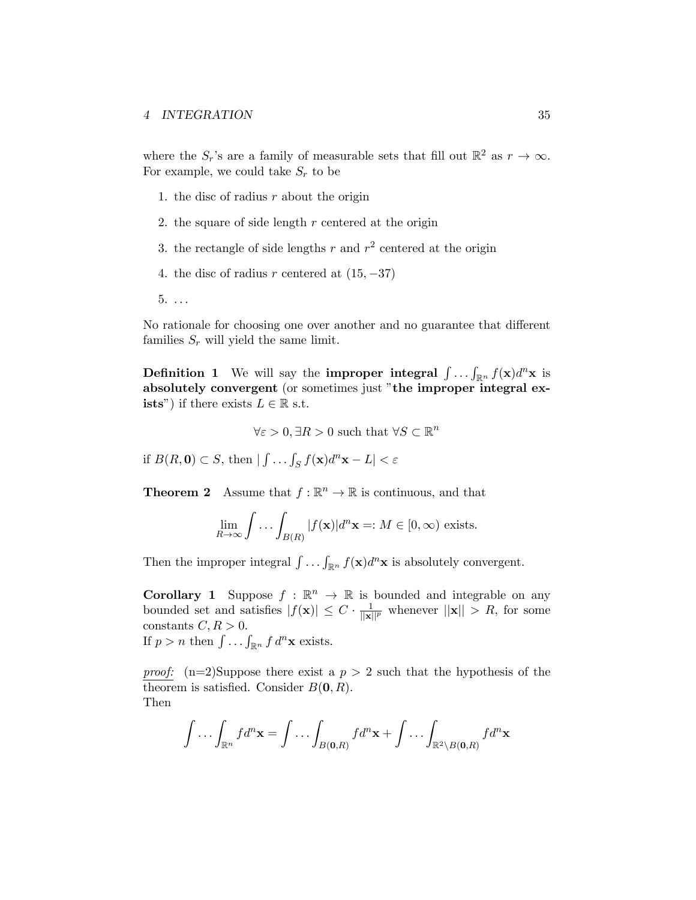where the $S_r$'s are a family of measurable sets that fill out $\mathbb{R}^2$ as $r \to \infty$. For example, we could take $S_r$ to be

1. the disc of radius $r$ about the origin
2. the square of side length $r$ centered at the origin
3. the rectangle of side lengths $r$ and $r^2$ centered at the origin
4. the disc of radius $r$ centered at $(15, -37)$
5. ...

No rationale for choosing one over another and no guarantee that different families $S_r$ will yield the same limit.

**Definition 1** We will say the **improper integral** $\int \ldots \int_{\mathbb{R}^n} f(\mathbf{x}) d^n\mathbf{x}$ is **absolutely convergent** (or sometimes just "**the improper integral exists**") if there exists $L \in \mathbb{R}$ s.t.

$$\forall \varepsilon > 0, \exists R > 0 \text{ such that } \forall S \subset \mathbb{R}^n$$

if $B(R, \mathbf{0}) \subset S$, then $|\int \ldots \int_S f(\mathbf{x}) d^n\mathbf{x} - L| < \varepsilon$

**Theorem 2** Assume that $f : \mathbb{R}^n \to \mathbb{R}$ is continuous, and that

$$\lim_{R \to \infty} \int \ldots \int_{B(R)} |f(\mathbf{x})| d^n\mathbf{x} =: M \in [0, \infty) \text{ exists.}$$

Then the improper integral $\int \ldots \int_{\mathbb{R}^n} f(\mathbf{x}) d^n\mathbf{x}$ is absolutely convergent.

**Corollary 1** Suppose $f : \mathbb{R}^n \to \mathbb{R}$ is bounded and integrable on any bounded set and satisfies $|f(\mathbf{x})| \leq C \cdot \frac{1}{||\mathbf{x}||^p}$ whenever $||\mathbf{x}|| > R$, for some constants $C, R > 0$.
If $p > n$ then $\int \ldots \int_{\mathbb{R}^n} f \, d^n\mathbf{x}$ exists.

***proof:*** (n=2)Suppose there exist a $p > 2$ such that the hypothesis of the theorem is satisfied. Consider $B(\mathbf{0}, R)$.
Then

$$\int \ldots \int_{\mathbb{R}^n} f d^n\mathbf{x} = \int \ldots \int_{B(\mathbf{0},R)} f d^n\mathbf{x} + \int \ldots \int_{\mathbb{R}^2 \setminus B(\mathbf{0},R)} f d^n\mathbf{x}$$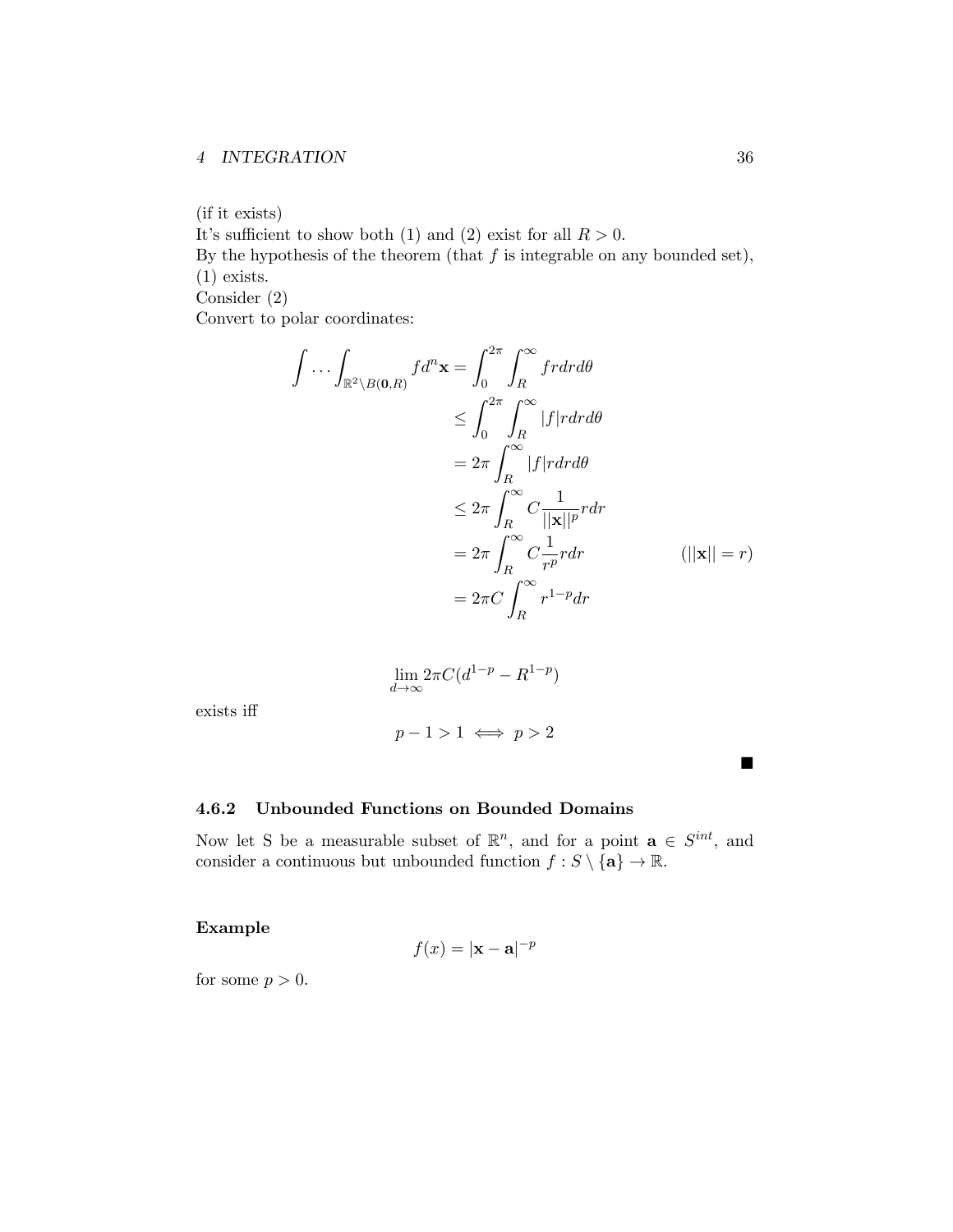(if it exists)
It's sufficient to show both (1) and (2) exist for all $R > 0$.
By the hypothesis of the theorem (that $f$ is integrable on any bounded set), (1) exists.
Consider (2)
Convert to polar coordinates:

$$\begin{aligned}
\int \cdots \int_{\mathbb{R}^2 \setminus B(\mathbf{0},R)} f d^n\mathbf{x} &= \int_0^{2\pi} \int_R^{\infty} f r dr d\theta \\
&\leq \int_0^{2\pi} \int_R^{\infty} |f| r dr d\theta \\
&= 2\pi \int_R^{\infty} |f| r dr d\theta \\
&\leq 2\pi \int_R^{\infty} C \frac{1}{||\mathbf{x}||^p} r dr \\
&= 2\pi \int_R^{\infty} C \frac{1}{r^p} r dr && (||\mathbf{x}|| = r) \\
&= 2\pi C \int_R^{\infty} r^{1-p} dr
\end{aligned}$$

$$\lim_{d \to \infty} 2\pi C (d^{1-p} - R^{1-p})$$

exists iff

$$p - 1 > 1 \iff p > 2$$

■

### 4.6.2 Unbounded Functions on Bounded Domains

Now let S be a measurable subset of $\mathbb{R}^n$, and for a point $\mathbf{a} \in S^{int}$, and consider a continuous but unbounded function $f : S \setminus \{\mathbf{a}\} \to \mathbb{R}$.

**Example**

$$f(x) = |\mathbf{x} - \mathbf{a}|^{-p}$$

for some $p > 0$.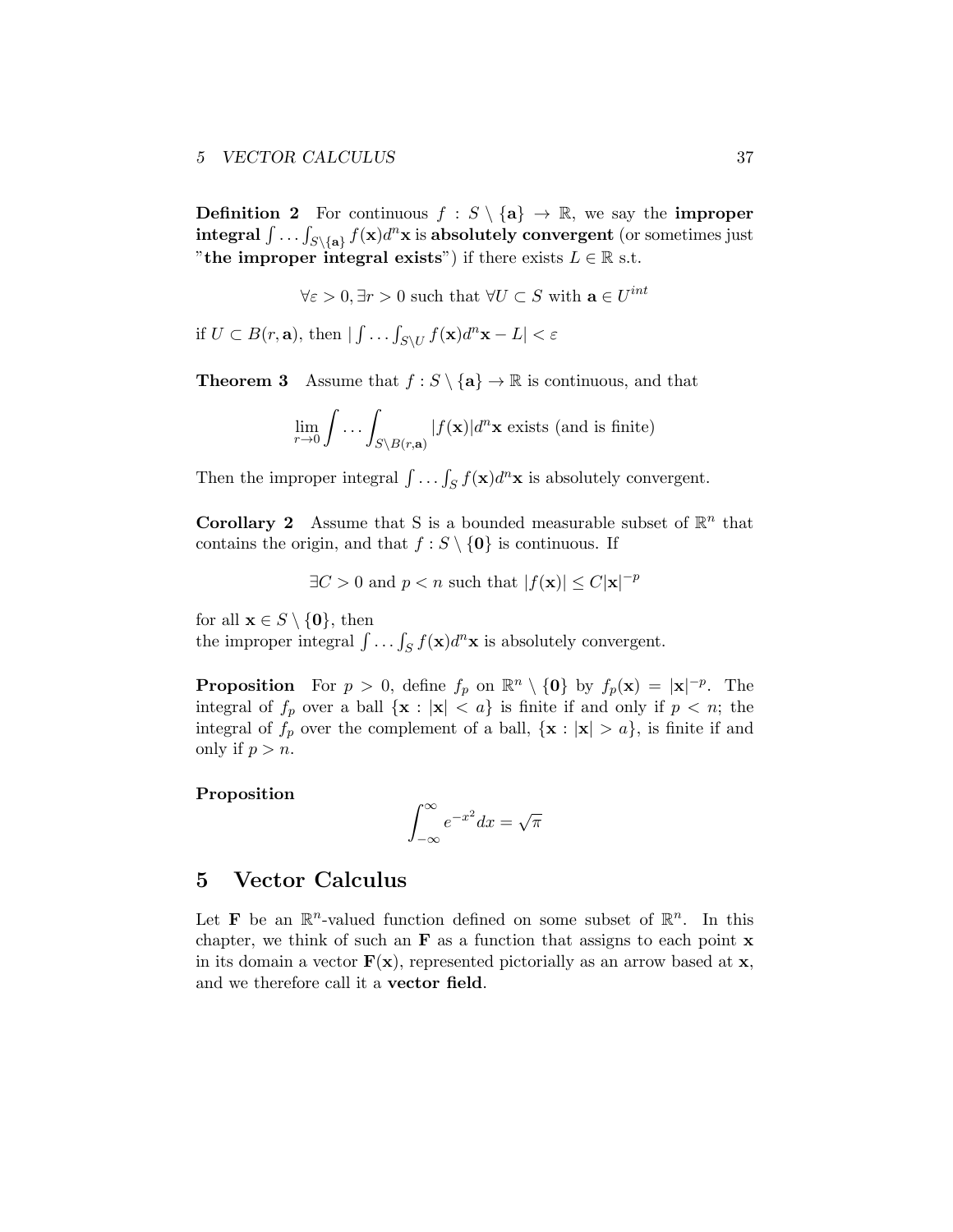**Definition 2** For continuous $f : S \setminus \{\mathbf{a}\} \to \mathbb{R}$, we say the **improper integral** $\int \ldots \int_{S\setminus\{\mathbf{a}\}} f(\mathbf{x})d^n\mathbf{x}$ **is absolutely convergent** (or sometimes just "**the improper integral exists**") if there exists $L \in \mathbb{R}$ s.t.

$$\forall \varepsilon > 0, \exists r > 0 \text{ such that } \forall U \subset S \text{ with } \mathbf{a} \in U^{int}$$

if $U \subset B(r, \mathbf{a})$, then $|\int \ldots \int_{S\setminus U} f(\mathbf{x})d^n\mathbf{x} - L| < \varepsilon$

**Theorem 3** Assume that $f : S \setminus \{\mathbf{a}\} \to \mathbb{R}$ is continuous, and that

$$\lim_{r\to 0} \int \ldots \int_{S\setminus B(r,\mathbf{a})} |f(\mathbf{x})| d^n\mathbf{x} \text{ exists (and is finite)}$$

Then the improper integral $\int \ldots \int_S f(\mathbf{x})d^n\mathbf{x}$ is absolutely convergent.

**Corollary 2** Assume that S is a bounded measurable subset of $\mathbb{R}^n$ that contains the origin, and that $f : S \setminus \{\mathbf{0}\}$ is continuous. If

$$\exists C > 0 \text{ and } p < n \text{ such that } |f(\mathbf{x})| \le C|\mathbf{x}|^{-p}$$

for all $\mathbf{x} \in S \setminus \{\mathbf{0}\}$, then
the improper integral $\int \ldots \int_S f(\mathbf{x})d^n\mathbf{x}$ is absolutely convergent.

**Proposition** For $p > 0$, define $f_p$ on $\mathbb{R}^n \setminus \{\mathbf{0}\}$ by $f_p(\mathbf{x}) = |\mathbf{x}|^{-p}$. The integral of $f_p$ over a ball $\{\mathbf{x} : |\mathbf{x}| < a\}$ is finite if and only if $p < n$; the integral of $f_p$ over the complement of a ball, $\{\mathbf{x} : |\mathbf{x}| > a\}$, is finite if and only if $p > n$.

**Proposition**

$$\int_{-\infty}^{\infty} e^{-x^2} dx = \sqrt{\pi}$$

# 5 Vector Calculus

Let $\mathbf{F}$ be an $\mathbb{R}^n$-valued function defined on some subset of $\mathbb{R}^n$. In this chapter, we think of such an $\mathbf{F}$ as a function that assigns to each point $\mathbf{x}$ in its domain a vector $\mathbf{F}(\mathbf{x})$, represented pictorially as an arrow based at $\mathbf{x}$, and we therefore call it a **vector field**.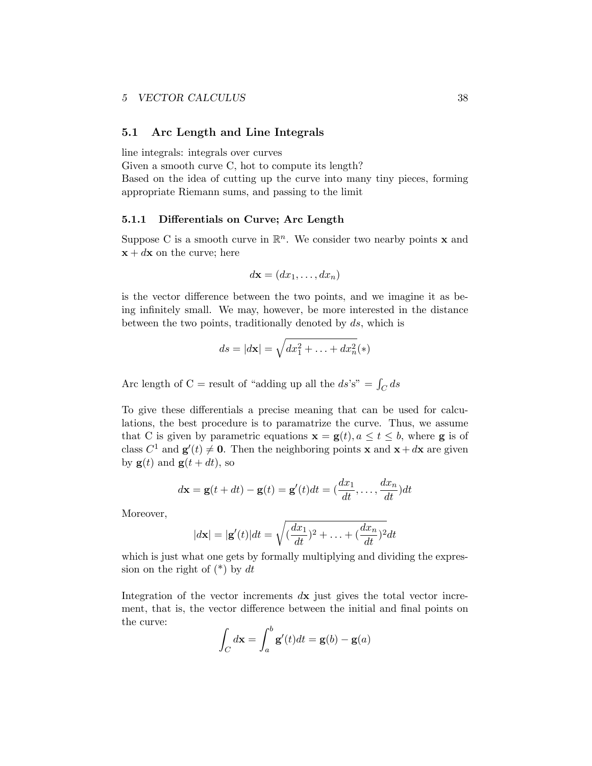## 5.1 Arc Length and Line Integrals

line integrals: integrals over curves
Given a smooth curve C, hot to compute its length?
Based on the idea of cutting up the curve into many tiny pieces, forming appropriate Riemann sums, and passing to the limit

### 5.1.1 Differentials on Curve; Arc Length

Suppose C is a smooth curve in $\mathbb{R}^n$. We consider two nearby points $\mathbf{x}$ and $\mathbf{x} + d\mathbf{x}$ on the curve; here

$$d\mathbf{x} = (dx_1, \ldots, dx_n)$$

is the vector difference between the two points, and we imagine it as being infinitely small. We may, however, be more interested in the distance between the two points, traditionally denoted by $ds$, which is

$$ds = |d\mathbf{x}| = \sqrt{dx_1^2 + \ldots + dx_n^2}(*)$$

Arc length of C = result of "adding up all the $ds$'s" $= \int_C ds$

To give these differentials a precise meaning that can be used for calculations, the best procedure is to paramatrize the curve. Thus, we assume that C is given by parametric equations $\mathbf{x} = \mathbf{g}(t), a \leq t \leq b$, where $\mathbf{g}$ is of class $C^1$ and $\mathbf{g}'(t) \neq \mathbf{0}$. Then the neighboring points $\mathbf{x}$ and $\mathbf{x} + d\mathbf{x}$ are given by $\mathbf{g}(t)$ and $\mathbf{g}(t + dt)$, so

$$d\mathbf{x} = \mathbf{g}(t + dt) - \mathbf{g}(t) = \mathbf{g}'(t)dt = (\frac{dx_1}{dt}, \ldots, \frac{dx_n}{dt})dt$$

Moreover,

$$|d\mathbf{x}| = |\mathbf{g}'(t)|dt = \sqrt{(\frac{dx_1}{dt})^2 + \ldots + (\frac{dx_n}{dt})^2}dt$$

which is just what one gets by formally multiplying and dividing the expression on the right of (*) by $dt$

Integration of the vector increments $d\mathbf{x}$ just gives the total vector increment, that is, the vector difference between the initial and final points on the curve:

$$\int_C d\mathbf{x} = \int_a^b \mathbf{g}'(t)dt = \mathbf{g}(b) - \mathbf{g}(a)$$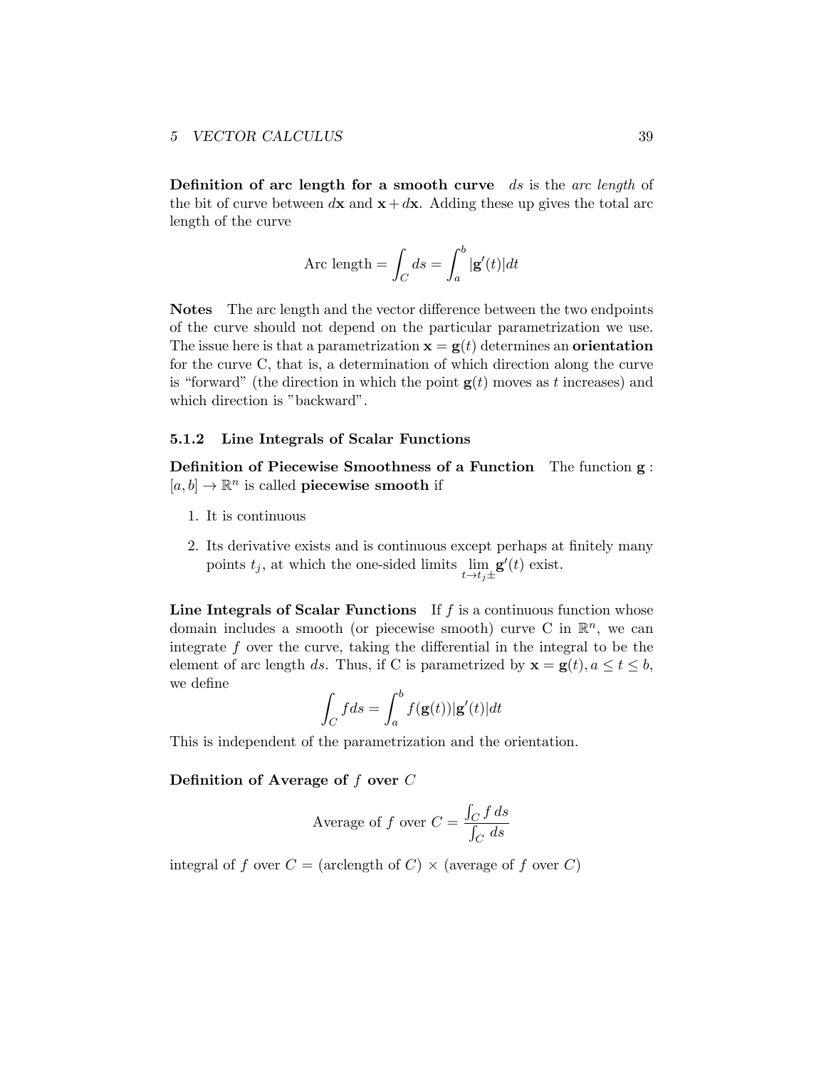**Definition of arc length for a smooth curve** $ds$ is the *arc length* of the bit of curve between $d\mathbf{x}$ and $\mathbf{x} + d\mathbf{x}$. Adding these up gives the total arc length of the curve

$$\text{Arc length} = \int_C ds = \int_a^b |\mathbf{g}'(t)| dt$$

**Notes** The arc length and the vector difference between the two endpoints of the curve should not depend on the particular parametrization we use. The issue here is that a parametrization $\mathbf{x} = \mathbf{g}(t)$ determines an **orientation** for the curve C, that is, a determination of which direction along the curve is "forward" (the direction in which the point $\mathbf{g}(t)$ moves as $t$ increases) and which direction is "backward".

### 5.1.2 Line Integrals of Scalar Functions

**Definition of Piecewise Smoothness of a Function** The function $\mathbf{g} : [a, b] \to \mathbb{R}^n$ is called **piecewise smooth** if

1. It is continuous
2. Its derivative exists and is continuous except perhaps at finitely many points $t_j$, at which the one-sided limits $\lim\limits_{t \to t_j \pm} \mathbf{g}'(t)$ exist.

**Line Integrals of Scalar Functions** If $f$ is a continuous function whose domain includes a smooth (or piecewise smooth) curve C in $\mathbb{R}^n$, we can integrate $f$ over the curve, taking the differential in the integral to be the element of arc length $ds$. Thus, if C is parametrized by $\mathbf{x} = \mathbf{g}(t), a \leq t \leq b$, we define

$$\int_C f ds = \int_a^b f(\mathbf{g}(t)) |\mathbf{g}'(t)| dt$$

This is independent of the parametrization and the orientation.

**Definition of Average of $f$ over $C$**

$$\text{Average of } f \text{ over } C = \frac{\int_C f \, ds}{\int_C \, ds}$$

integral of $f$ over $C$ = (arclength of $C$) $\times$ (average of $f$ over $C$)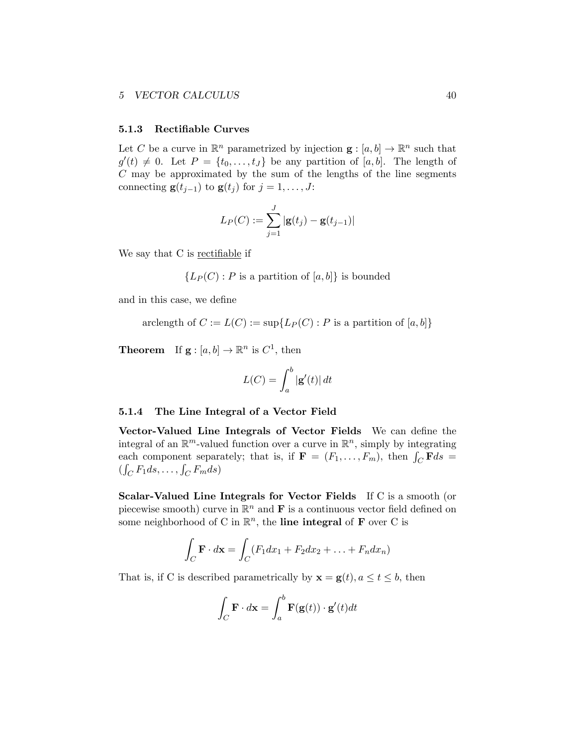### 5.1.3 Rectifiable Curves

Let $C$ be a curve in $\mathbb{R}^n$ parametrized by injection $\mathbf{g} : [a, b] \to \mathbb{R}^n$ such that $g'(t) \neq 0$. Let $P = \{t_0, \ldots, t_J\}$ be any partition of $[a, b]$. The length of $C$ may be approximated by the sum of the lengths of the line segments connecting $\mathbf{g}(t_{j-1})$ to $\mathbf{g}(t_j)$ for $j = 1, \ldots, J$:

$$L_P(C) := \sum_{j=1}^{J} |\mathbf{g}(t_j) - \mathbf{g}(t_{j-1})|$$

We say that C is <u>rectifiable</u> if

$$\{L_P(C) : P \text{ is a partition of } [a, b]\} \text{ is bounded}$$

and in this case, we define

$$\text{arclength of } C := L(C) := \sup\{L_P(C) : P \text{ is a partition of } [a, b]\}$$

**Theorem** If $\mathbf{g} : [a, b] \to \mathbb{R}^n$ is $C^1$, then

$$L(C) = \int_a^b |\mathbf{g}'(t)|\, dt$$

### 5.1.4 The Line Integral of a Vector Field

**Vector-Valued Line Integrals of Vector Fields** We can define the integral of an $\mathbb{R}^m$-valued function over a curve in $\mathbb{R}^n$, simply by integrating each component separately; that is, if $\mathbf{F} = (F_1, \ldots, F_m)$, then $\int_C \mathbf{F} ds = (\int_C F_1 ds, \ldots, \int_C F_m ds)$

**Scalar-Valued Line Integrals for Vector Fields** If C is a smooth (or piecewise smooth) curve in $\mathbb{R}^n$ and $\mathbf{F}$ is a continuous vector field defined on some neighborhood of C in $\mathbb{R}^n$, the **line integral** of $\mathbf{F}$ over C is

$$\int_C \mathbf{F} \cdot d\mathbf{x} = \int_C (F_1 dx_1 + F_2 dx_2 + \ldots + F_n dx_n)$$

That is, if C is described parametrically by $\mathbf{x} = \mathbf{g}(t), a \leq t \leq b$, then

$$\int_C \mathbf{F} \cdot d\mathbf{x} = \int_a^b \mathbf{F}(\mathbf{g}(t)) \cdot \mathbf{g}'(t) dt$$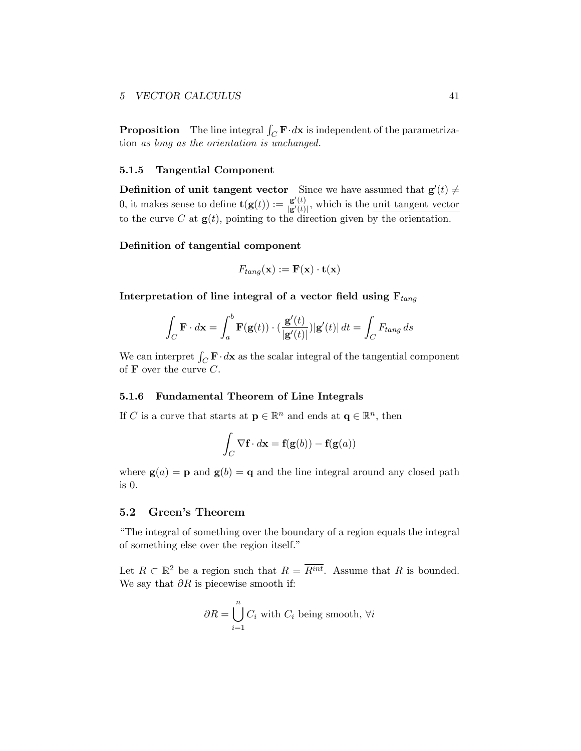**Proposition** The line integral $\int_C \mathbf{F} \cdot d\mathbf{x}$ is independent of the parametrization *as long as the orientation is unchanged.*

### 5.1.5 Tangential Component

**Definition of unit tangent vector** Since we have assumed that $\mathbf{g}'(t) \neq 0$, it makes sense to define $\mathbf{t}(\mathbf{g}(t)) := \frac{\mathbf{g}'(t)}{|\mathbf{g}'(t)|}$, which is the unit tangent vector to the curve $C$ at $\mathbf{g}(t)$, pointing to the direction given by the orientation.

**Definition of tangential component**

$$F_{tang}(\mathbf{x}) := \mathbf{F}(\mathbf{x}) \cdot \mathbf{t}(\mathbf{x})$$

**Interpretation of line integral of a vector field using $\mathbf{F}_{tang}$**

$$\int_C \mathbf{F} \cdot d\mathbf{x} = \int_a^b \mathbf{F}(\mathbf{g}(t)) \cdot (\frac{\mathbf{g}'(t)}{|\mathbf{g}'(t)|})|\mathbf{g}'(t)|\, dt = \int_C F_{tang}\, ds$$

We can interpret $\int_C \mathbf{F} \cdot d\mathbf{x}$ as the scalar integral of the tangential component of $\mathbf{F}$ over the curve $C$.

### 5.1.6 Fundamental Theorem of Line Integrals

If $C$ is a curve that starts at $\mathbf{p} \in \mathbb{R}^n$ and ends at $\mathbf{q} \in \mathbb{R}^n$, then

$$\int_C \nabla \mathbf{f} \cdot d\mathbf{x} = \mathbf{f}(\mathbf{g}(b)) - \mathbf{f}(\mathbf{g}(a))$$

where $\mathbf{g}(a) = \mathbf{p}$ and $\mathbf{g}(b) = \mathbf{q}$ and the line integral around any closed path is 0.

## 5.2 Green's Theorem

"The integral of something over the boundary of a region equals the integral of something else over the region itself."

Let $R \subset \mathbb{R}^2$ be a region such that $R = \overline{R^{int}}$. Assume that $R$ is bounded. We say that $\partial R$ is piecewise smooth if:

$$\partial R = \bigcup_{i=1}^{n} C_i \text{ with } C_i \text{ being smooth, } \forall i$$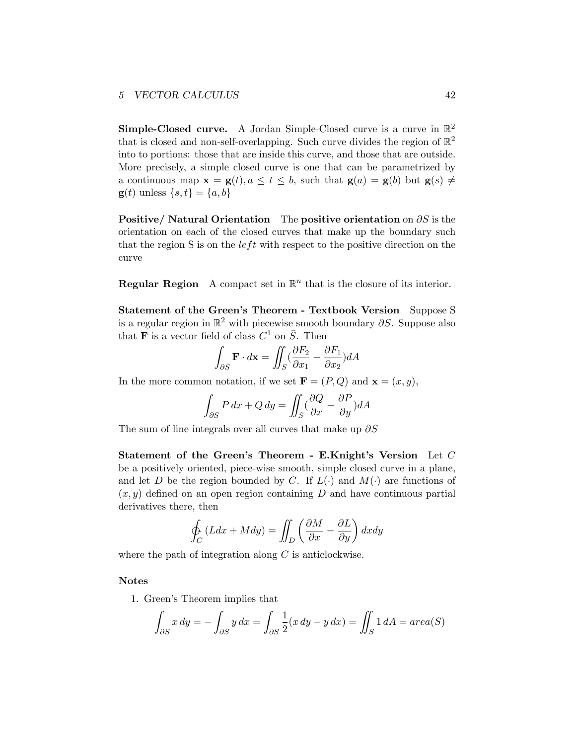**Simple-Closed curve.** A Jordan Simple-Closed curve is a curve in $\mathbb{R}^2$ that is closed and non-self-overlapping. Such curve divides the region of $\mathbb{R}^2$ into to portions: those that are inside this curve, and those that are outside. More precisely, a simple closed curve is one that can be parametrized by a continuous map $\mathbf{x} = \mathbf{g}(t), a \leq t \leq b$, such that $\mathbf{g}(a) = \mathbf{g}(b)$ but $\mathbf{g}(s) \neq \mathbf{g}(t)$ unless $\{s, t\} = \{a, b\}$

**Positive/ Natural Orientation** The **positive orientation** on $\partial S$ is the orientation on each of the closed curves that make up the boundary such that the region S is on the $left$ with respect to the positive direction on the curve

**Regular Region** A compact set in $\mathbb{R}^n$ that is the closure of its interior.

**Statement of the Green's Theorem - Textbook Version** Suppose S is a regular region in $\mathbb{R}^2$ with piecewise smooth boundary $\partial S$. Suppose also that $\mathbf{F}$ is a vector field of class $C^1$ on $\bar{S}$. Then

$$\int_{\partial S} \mathbf{F} \cdot d\mathbf{x} = \iint_S (\frac{\partial F_2}{\partial x_1} - \frac{\partial F_1}{\partial x_2}) dA$$

In the more common notation, if we set $\mathbf{F} = (P, Q)$ and $\mathbf{x} = (x, y)$,

$$\int_{\partial S} P\, dx + Q\, dy = \iint_S (\frac{\partial Q}{\partial x} - \frac{\partial P}{\partial y}) dA$$

The sum of line integrals over all curves that make up $\partial S$

**Statement of the Green's Theorem - E.Knight's Version** Let $C$ be a positively oriented, piece-wise smooth, simple closed curve in a plane, and let $D$ be the region bounded by $C$. If $L(\cdot)$ and $M(\cdot)$ are functions of $(x, y)$ defined on an open region containing $D$ and have continuous partial derivatives there, then

$$\oint_C (Ldx + Mdy) = \iint_D \left( \frac{\partial M}{\partial x} - \frac{\partial L}{\partial y} \right) dxdy$$

where the path of integration along $C$ is anticlockwise.

**Notes**

1. Green's Theorem implies that

$$\int_{\partial S} x\, dy = -\int_{\partial S} y\, dx = \int_{\partial S} \frac{1}{2}(x\, dy - y\, dx) = \iint_S 1\, dA = area(S)$$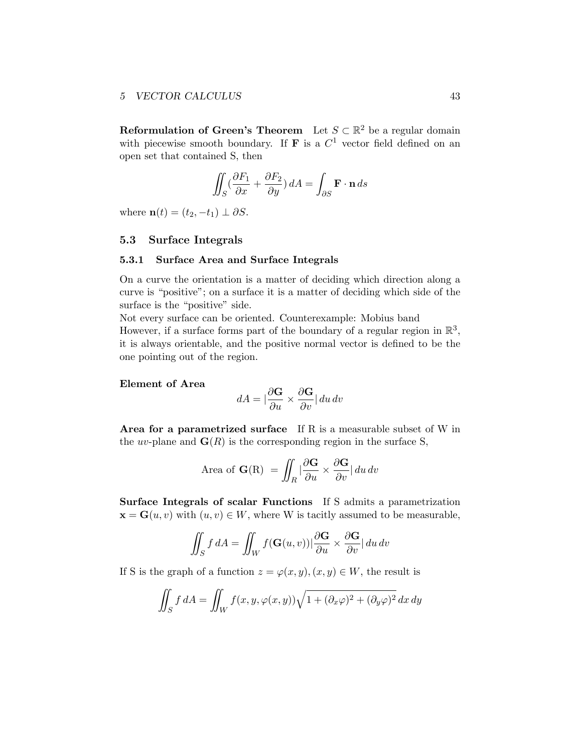**Reformulation of Green's Theorem** Let $S \subset \mathbb{R}^2$ be a regular domain with piecewise smooth boundary. If $\mathbf{F}$ is a $C^1$ vector field defined on an open set that contained S, then

$$\iint_S \left(\frac{\partial F_1}{\partial x} + \frac{\partial F_2}{\partial y}\right) dA = \int_{\partial S} \mathbf{F} \cdot \mathbf{n} \, ds$$

where $\mathbf{n}(t) = (t_2, -t_1) \perp \partial S$.

## 5.3 Surface Integrals

### 5.3.1 Surface Area and Surface Integrals

On a curve the orientation is a matter of deciding which direction along a curve is "positive"; on a surface it is a matter of deciding which side of the surface is the "positive" side.

Not every surface can be oriented. Counterexample: Mobius band

However, if a surface forms part of the boundary of a regular region in $\mathbb{R}^3$, it is always orientable, and the positive normal vector is defined to be the one pointing out of the region.

**Element of Area**

$$dA = \left|\frac{\partial \mathbf{G}}{\partial u} \times \frac{\partial \mathbf{G}}{\partial v}\right| du \, dv$$

**Area for a parametrized surface** If R is a measurable subset of W in the $uv$-plane and $\mathbf{G}(R)$ is the corresponding region in the surface S,

$$\text{Area of } \mathbf{G}(\text{R}) = \iint_R \left|\frac{\partial \mathbf{G}}{\partial u} \times \frac{\partial \mathbf{G}}{\partial v}\right| du \, dv$$

**Surface Integrals of scalar Functions** If S admits a parametrization $\mathbf{x} = \mathbf{G}(u, v)$ with $(u, v) \in W$, where W is tacitly assumed to be measurable,

$$\iint_S f \, dA = \iint_W f(\mathbf{G}(u, v)) \left|\frac{\partial \mathbf{G}}{\partial u} \times \frac{\partial \mathbf{G}}{\partial v}\right| du \, dv$$

If S is the graph of a function $z = \varphi(x, y), (x, y) \in W$, the result is

$$\iint_S f \, dA = \iint_W f(x, y, \varphi(x, y)) \sqrt{1 + (\partial_x \varphi)^2 + (\partial_y \varphi)^2} \, dx \, dy$$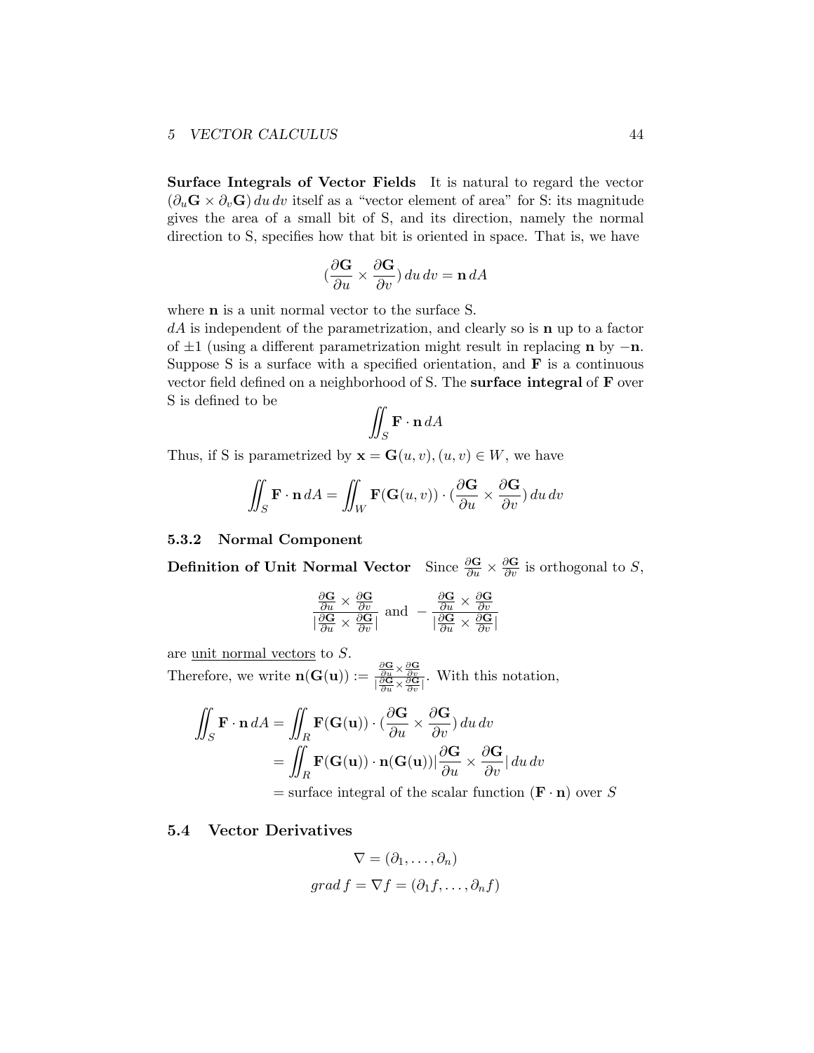**Surface Integrals of Vector Fields** It is natural to regard the vector $(\partial_u \mathbf{G} \times \partial_v \mathbf{G})\, du\, dv$ itself as a "vector element of area" for S: its magnitude gives the area of a small bit of S, and its direction, namely the normal direction to S, specifies how that bit is oriented in space. That is, we have

$$(\frac{\partial \mathbf{G}}{\partial u} \times \frac{\partial \mathbf{G}}{\partial v})\, du\, dv = \mathbf{n}\, dA$$

where $\mathbf{n}$ is a unit normal vector to the surface S.
$dA$ is independent of the parametrization, and clearly so is $\mathbf{n}$ up to a factor of $\pm 1$ (using a different parametrization might result in replacing $\mathbf{n}$ by $-\mathbf{n}$. Suppose S is a surface with a specified orientation, and $\mathbf{F}$ is a continuous vector field defined on a neighborhood of S. The **surface integral** of $\mathbf{F}$ over S is defined to be

$$\iint_S \mathbf{F} \cdot \mathbf{n}\, dA$$

Thus, if S is parametrized by $\mathbf{x} = \mathbf{G}(u, v), (u, v) \in W$, we have

$$\iint_S \mathbf{F} \cdot \mathbf{n}\, dA = \iint_W \mathbf{F}(\mathbf{G}(u, v)) \cdot (\frac{\partial \mathbf{G}}{\partial u} \times \frac{\partial \mathbf{G}}{\partial v})\, du\, dv$$

### 5.3.2 Normal Component

**Definition of Unit Normal Vector** Since $\frac{\partial \mathbf{G}}{\partial u} \times \frac{\partial \mathbf{G}}{\partial v}$ is orthogonal to $S$,

$$\frac{\frac{\partial \mathbf{G}}{\partial u} \times \frac{\partial \mathbf{G}}{\partial v}}{|\frac{\partial \mathbf{G}}{\partial u} \times \frac{\partial \mathbf{G}}{\partial v}|} \text{ and } -\frac{\frac{\partial \mathbf{G}}{\partial u} \times \frac{\partial \mathbf{G}}{\partial v}}{|\frac{\partial \mathbf{G}}{\partial u} \times \frac{\partial \mathbf{G}}{\partial v}|}$$

are unit normal vectors to $S$.
Therefore, we write $\mathbf{n}(\mathbf{G}(\mathbf{u})) := \frac{\frac{\partial \mathbf{G}}{\partial u} \times \frac{\partial \mathbf{G}}{\partial v}}{|\frac{\partial \mathbf{G}}{\partial u} \times \frac{\partial \mathbf{G}}{\partial v}|}$. With this notation,

$$\begin{aligned}
\iint_S \mathbf{F} \cdot \mathbf{n}\, dA &= \iint_R \mathbf{F}(\mathbf{G}(\mathbf{u})) \cdot (\frac{\partial \mathbf{G}}{\partial u} \times \frac{\partial \mathbf{G}}{\partial v})\, du\, dv \\
&= \iint_R \mathbf{F}(\mathbf{G}(\mathbf{u})) \cdot \mathbf{n}(\mathbf{G}(\mathbf{u})) |\frac{\partial \mathbf{G}}{\partial u} \times \frac{\partial \mathbf{G}}{\partial v}|\, du\, dv \\
&= \text{surface integral of the scalar function } (\mathbf{F} \cdot \mathbf{n}) \text{ over } S
\end{aligned}$$

## 5.4 Vector Derivatives

$$\nabla = (\partial_1, \ldots, \partial_n)$$

$$grad\, f = \nabla f = (\partial_1 f, \ldots, \partial_n f)$$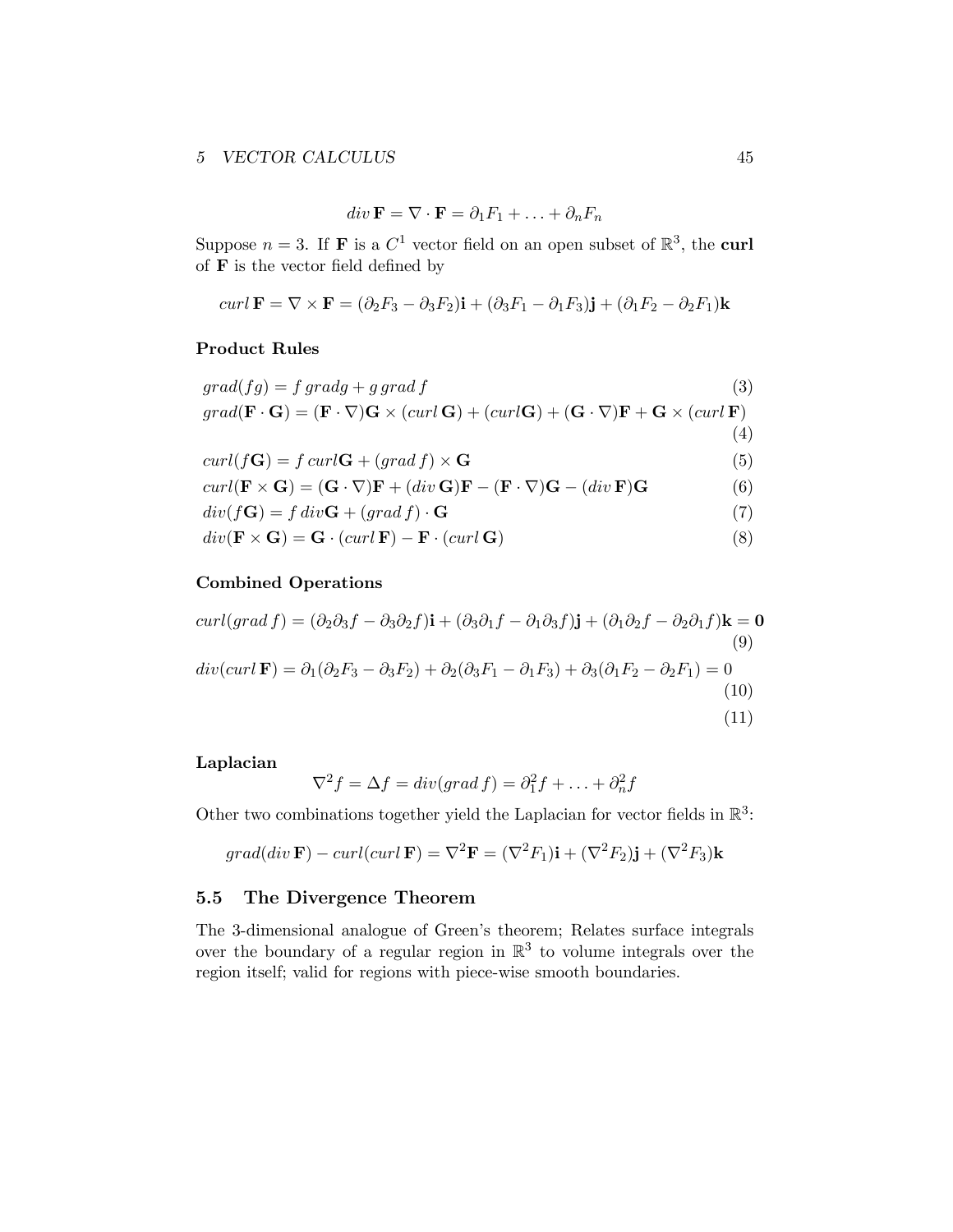$$div\,\mathbf{F} = \nabla \cdot \mathbf{F} = \partial_1 F_1 + \ldots + \partial_n F_n$$

Suppose $n = 3$. If $\mathbf{F}$ is a $C^1$ vector field on an open subset of $\mathbb{R}^3$, the **curl** of $\mathbf{F}$ is the vector field defined by

$$curl\,\mathbf{F} = \nabla \times \mathbf{F} = (\partial_2 F_3 - \partial_3 F_2)\mathbf{i} + (\partial_3 F_1 - \partial_1 F_3)\mathbf{j} + (\partial_1 F_2 - \partial_2 F_1)\mathbf{k}$$

**Product Rules**

$$grad(fg) = f\,gradg + g\,grad\,f \tag{3}$$

$$grad(\mathbf{F} \cdot \mathbf{G}) = (\mathbf{F} \cdot \nabla)\mathbf{G} \times (curl\,\mathbf{G}) + (curl\mathbf{G}) + (\mathbf{G} \cdot \nabla)\mathbf{F} + \mathbf{G} \times (curl\,\mathbf{F}) \tag{4}$$

$$curl(f\mathbf{G}) = f\,curl\mathbf{G} + (grad\,f) \times \mathbf{G} \tag{5}$$

$$curl(\mathbf{F} \times \mathbf{G}) = (\mathbf{G} \cdot \nabla)\mathbf{F} + (div\,\mathbf{G})\mathbf{F} - (\mathbf{F} \cdot \nabla)\mathbf{G} - (div\,\mathbf{F})\mathbf{G} \tag{6}$$

$$div(f\mathbf{G}) = f\,div\mathbf{G} + (grad\,f) \cdot \mathbf{G} \tag{7}$$

$$div(\mathbf{F} \times \mathbf{G}) = \mathbf{G} \cdot (curl\,\mathbf{F}) - \mathbf{F} \cdot (curl\,\mathbf{G}) \tag{8}$$

**Combined Operations**

$$curl(grad\,f) = (\partial_2\partial_3 f - \partial_3\partial_2 f)\mathbf{i} + (\partial_3\partial_1 f - \partial_1\partial_3 f)\mathbf{j} + (\partial_1\partial_2 f - \partial_2\partial_1 f)\mathbf{k} = \mathbf{0} \tag{9}$$

$$div(curl\,\mathbf{F}) = \partial_1(\partial_2 F_3 - \partial_3 F_2) + \partial_2(\partial_3 F_1 - \partial_1 F_3) + \partial_3(\partial_1 F_2 - \partial_2 F_1) = 0 \tag{10}$$

$$\tag{11}$$

**Laplacian**

$$\nabla^2 f = \Delta f = div(grad\,f) = \partial_1^2 f + \ldots + \partial_n^2 f$$

Other two combinations together yield the Laplacian for vector fields in $\mathbb{R}^3$:

$$grad(div\,\mathbf{F}) - curl(curl\,\mathbf{F}) = \nabla^2\mathbf{F} = (\nabla^2 F_1)\mathbf{i} + (\nabla^2 F_2)\mathbf{j} + (\nabla^2 F_3)\mathbf{k}$$

## 5.5 The Divergence Theorem

The 3-dimensional analogue of Green's theorem; Relates surface integrals over the boundary of a regular region in $\mathbb{R}^3$ to volume integrals over the region itself; valid for regions with piece-wise smooth boundaries.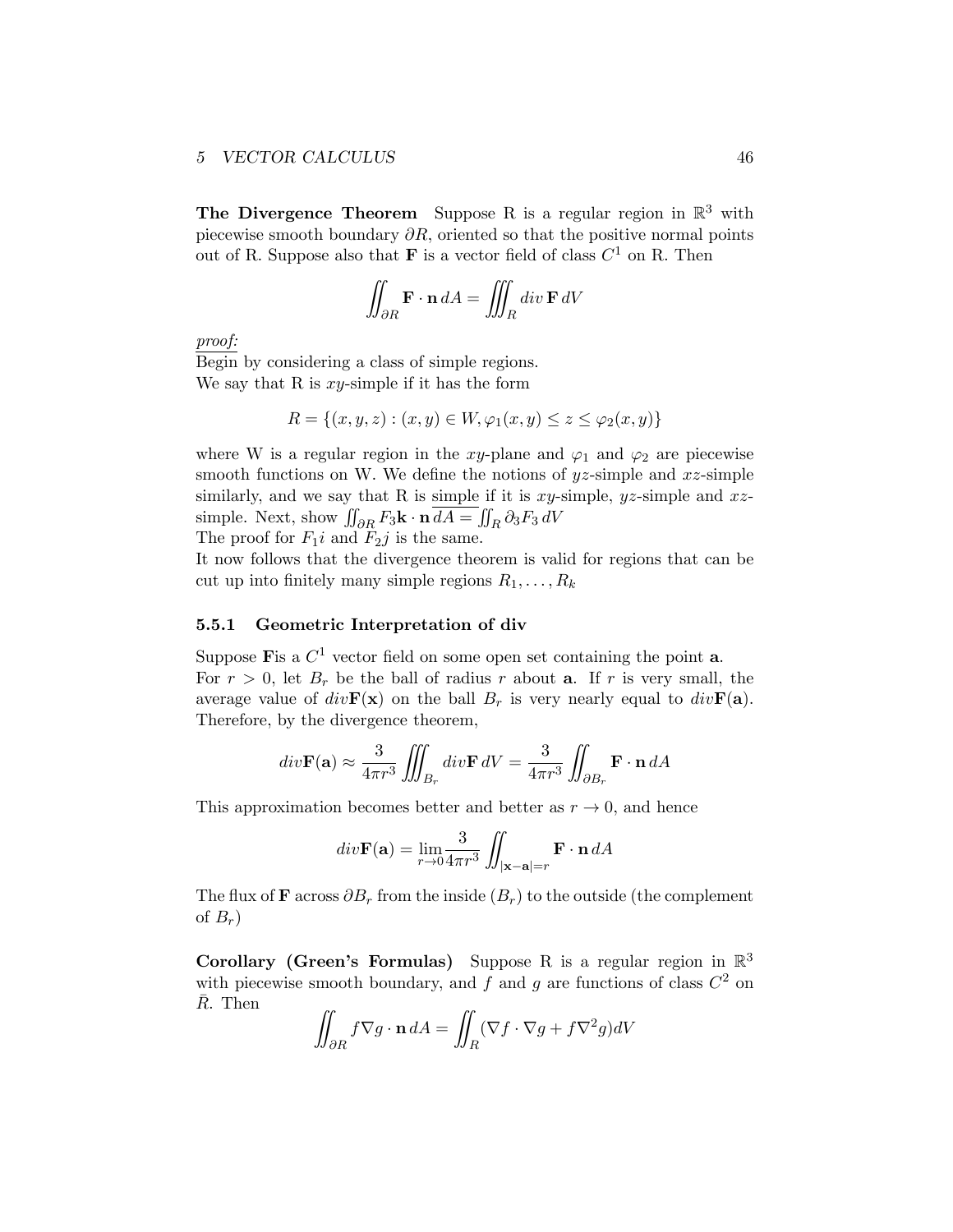**The Divergence Theorem** Suppose R is a regular region in $\mathbb{R}^3$ with piecewise smooth boundary $\partial R$, oriented so that the positive normal points out of R. Suppose also that $\mathbf{F}$ is a vector field of class $C^1$ on R. Then

$$\iint_{\partial R} \mathbf{F} \cdot \mathbf{n}\, dA = \iiint_R div\, \mathbf{F}\, dV$$

<u>*proof:*</u>
Begin by considering a class of simple regions.
We say that R is $xy$-simple if it has the form

$$R = \{(x, y, z) : (x, y) \in W, \varphi_1(x, y) \leq z \leq \varphi_2(x, y)\}$$

where W is a regular region in the $xy$-plane and $\varphi_1$ and $\varphi_2$ are piecewise smooth functions on W. We define the notions of $yz$-simple and $xz$-simple similarly, and we say that R is <u>simple</u> if it is $xy$-simple, $yz$-simple and $xz$-simple. Next, show $\iint_{\partial R} F_3 \mathbf{k} \cdot \mathbf{n}\, \overline{dA = } \iint_R \partial_3 F_3\, dV$
The proof for $F_1 i$ and $F_2 j$ is the same.
It now follows that the divergence theorem is valid for regions that can be cut up into finitely many simple regions $R_1, \ldots, R_k$

### 5.5.1 Geometric Interpretation of div

Suppose $\mathbf{F}$is a $C^1$ vector field on some open set containing the point $\mathbf{a}$.
For $r > 0$, let $B_r$ be the ball of radius $r$ about $\mathbf{a}$. If $r$ is very small, the average value of $div\mathbf{F}(\mathbf{x})$ on the ball $B_r$ is very nearly equal to $div\mathbf{F}(\mathbf{a})$. Therefore, by the divergence theorem,

$$div\mathbf{F}(\mathbf{a}) \approx \frac{3}{4\pi r^3} \iiint_{B_r} div\mathbf{F}\, dV = \frac{3}{4\pi r^3} \iint_{\partial B_r} \mathbf{F} \cdot \mathbf{n}\, dA$$

This approximation becomes better and better as $r \to 0$, and hence

$$div\mathbf{F}(\mathbf{a}) = \lim_{r \to 0} \frac{3}{4\pi r^3} \iint_{|\mathbf{x} - \mathbf{a}| = r} \mathbf{F} \cdot \mathbf{n}\, dA$$

The flux of $\mathbf{F}$ across $\partial B_r$ from the inside ($B_r$) to the outside (the complement of $B_r$)

**Corollary (Green's Formulas)** Suppose R is a regular region in $\mathbb{R}^3$ with piecewise smooth boundary, and $f$ and $g$ are functions of class $C^2$ on $\bar{R}$. Then

$$\iint_{\partial R} f \nabla g \cdot \mathbf{n}\, dA = \iint_R (\nabla f \cdot \nabla g + f \nabla^2 g) dV$$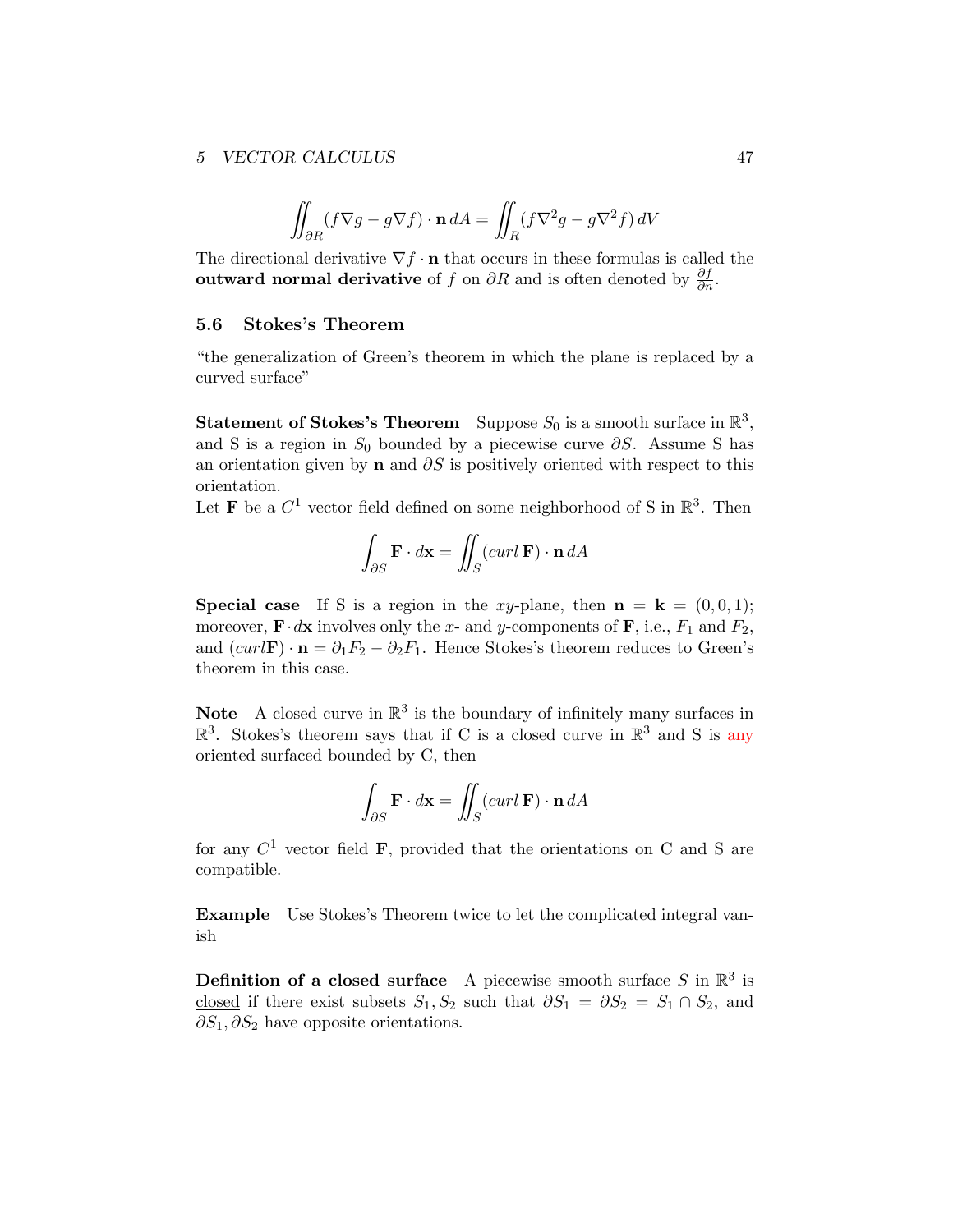$$\iint_{\partial R} (f\nabla g - g\nabla f) \cdot \mathbf{n}\, dA = \iint_{R} (f\nabla^2 g - g\nabla^2 f)\, dV$$

The directional derivative $\nabla f \cdot \mathbf{n}$ that occurs in these formulas is called the **outward normal derivative** of $f$ on $\partial R$ and is often denoted by $\frac{\partial f}{\partial n}$.

## 5.6 Stokes's Theorem

"the generalization of Green's theorem in which the plane is replaced by a curved surface"

**Statement of Stokes's Theorem** Suppose $S_0$ is a smooth surface in $\mathbb{R}^3$, and S is a region in $S_0$ bounded by a piecewise curve $\partial S$. Assume S has an orientation given by $\mathbf{n}$ and $\partial S$ is positively oriented with respect to this orientation.
Let $\mathbf{F}$ be a $C^1$ vector field defined on some neighborhood of S in $\mathbb{R}^3$. Then

$$\int_{\partial S} \mathbf{F} \cdot d\mathbf{x} = \iint_S (curl\, \mathbf{F}) \cdot \mathbf{n}\, dA$$

**Special case** If S is a region in the $xy$-plane, then $\mathbf{n} = \mathbf{k} = (0, 0, 1)$; moreover, $\mathbf{F} \cdot d\mathbf{x}$ involves only the $x$- and $y$-components of $\mathbf{F}$, i.e., $F_1$ and $F_2$, and $(curl \mathbf{F}) \cdot \mathbf{n} = \partial_1 F_2 - \partial_2 F_1$. Hence Stokes's theorem reduces to Green's theorem in this case.

**Note** A closed curve in $\mathbb{R}^3$ is the boundary of infinitely many surfaces in $\mathbb{R}^3$. Stokes's theorem says that if C is a closed curve in $\mathbb{R}^3$ and S is any oriented surfaced bounded by C, then

$$\int_{\partial S} \mathbf{F} \cdot d\mathbf{x} = \iint_S (curl\, \mathbf{F}) \cdot \mathbf{n}\, dA$$

for any $C^1$ vector field $\mathbf{F}$, provided that the orientations on C and S are compatible.

**Example** Use Stokes's Theorem twice to let the complicated integral vanish

**Definition of a closed surface** A piecewise smooth surface $S$ in $\mathbb{R}^3$ is closed if there exist subsets $S_1, S_2$ such that $\partial S_1 = \partial S_2 = S_1 \cap S_2$, and $\partial S_1, \partial S_2$ have opposite orientations.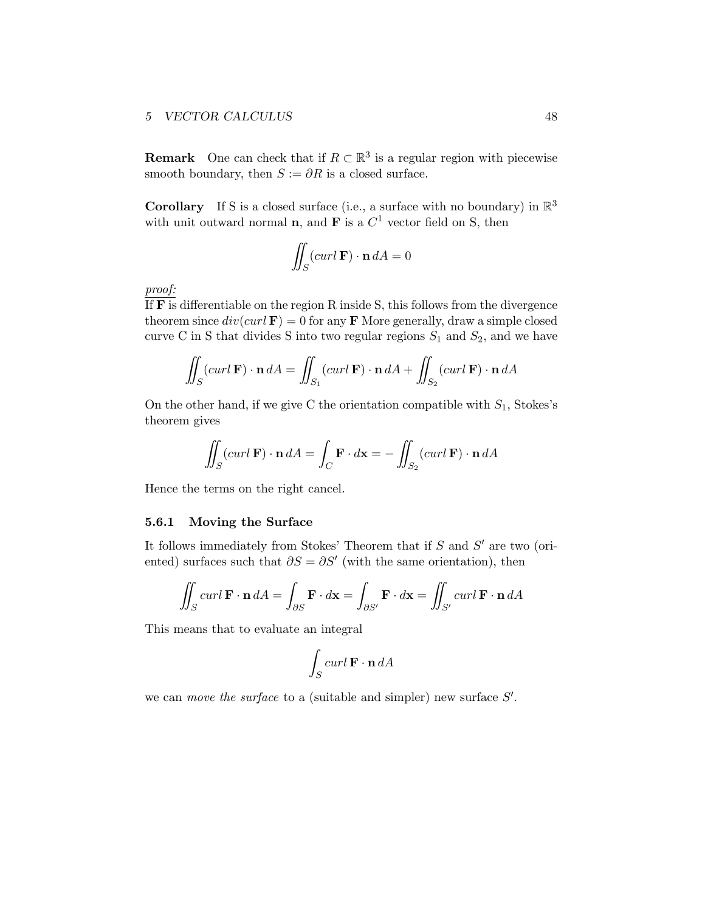**Remark** One can check that if $R \subset \mathbb{R}^3$ is a regular region with piecewise smooth boundary, then $S := \partial R$ is a closed surface.

**Corollary** If S is a closed surface (i.e., a surface with no boundary) in $\mathbb{R}^3$ with unit outward normal $\mathbf{n}$, and $\mathbf{F}$ is a $C^1$ vector field on S, then

$$\iint_S (curl\, \mathbf{F}) \cdot \mathbf{n}\, dA = 0$$

*proof:*
If $\mathbf{F}$ is differentiable on the region R inside S, this follows from the divergence theorem since $div(curl\, \mathbf{F}) = 0$ for any $\mathbf{F}$ More generally, draw a simple closed curve C in S that divides S into two regular regions $S_1$ and $S_2$, and we have

$$\iint_S (curl\, \mathbf{F}) \cdot \mathbf{n}\, dA = \iint_{S_1} (curl\, \mathbf{F}) \cdot \mathbf{n}\, dA + \iint_{S_2} (curl\, \mathbf{F}) \cdot \mathbf{n}\, dA$$

On the other hand, if we give C the orientation compatible with $S_1$, Stokes's theorem gives

$$\iint_S (curl\, \mathbf{F}) \cdot \mathbf{n}\, dA = \int_C \mathbf{F} \cdot d\mathbf{x} = -\iint_{S_2} (curl\, \mathbf{F}) \cdot \mathbf{n}\, dA$$

Hence the terms on the right cancel.

### 5.6.1 Moving the Surface

It follows immediately from Stokes' Theorem that if $S$ and $S'$ are two (oriented) surfaces such that $\partial S = \partial S'$ (with the same orientation), then

$$\iint_S curl\, \mathbf{F} \cdot \mathbf{n}\, dA = \int_{\partial S} \mathbf{F} \cdot d\mathbf{x} = \int_{\partial S'} \mathbf{F} \cdot d\mathbf{x} = \iint_{S'} curl\, \mathbf{F} \cdot \mathbf{n}\, dA$$

This means that to evaluate an integral

$$\int_S curl\, \mathbf{F} \cdot \mathbf{n}\, dA$$

we can *move the surface* to a (suitable and simpler) new surface $S'$.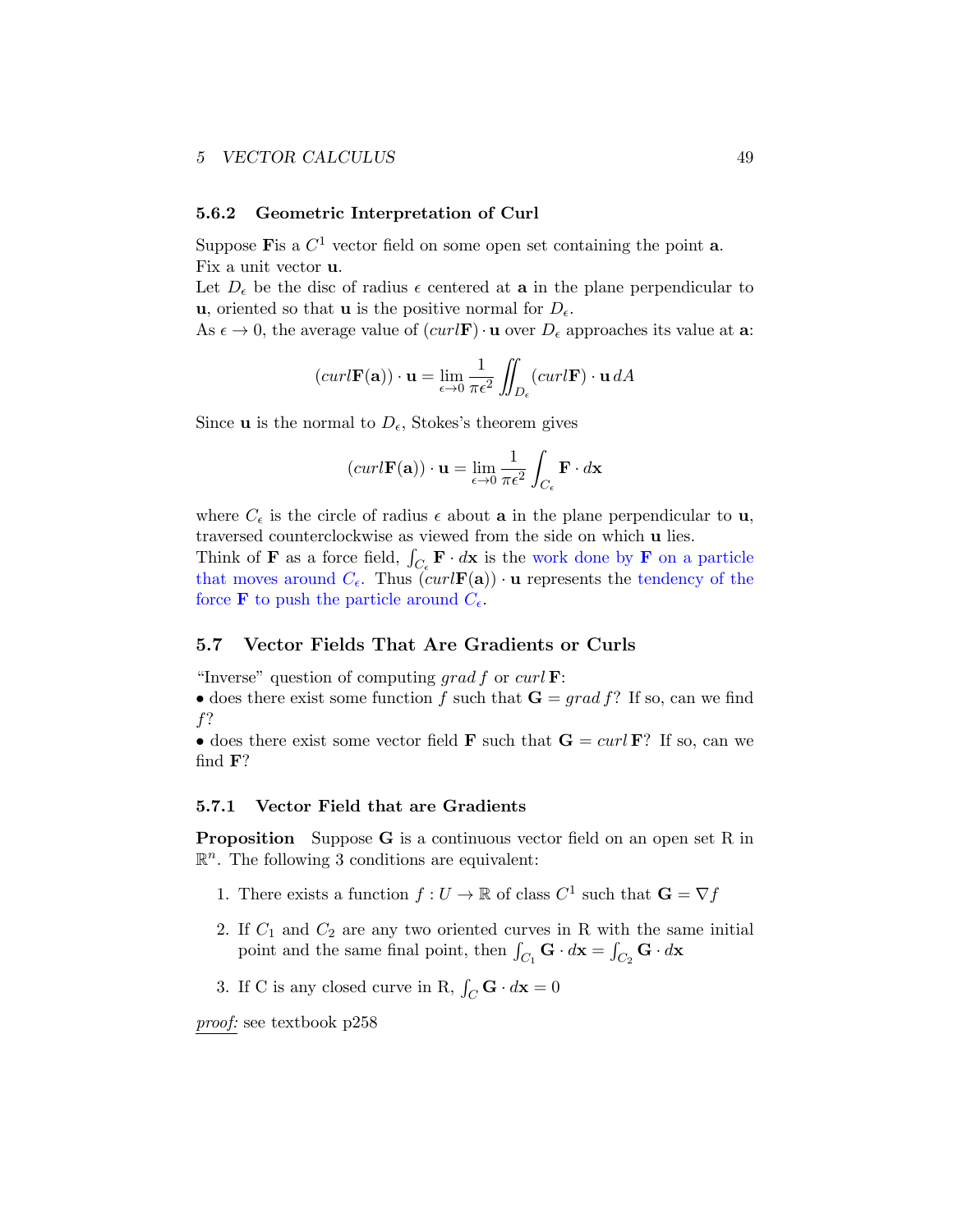### 5.6.2 Geometric Interpretation of Curl

Suppose $\mathbf{F}$is a $C^1$ vector field on some open set containing the point $\mathbf{a}$.
Fix a unit vector $\mathbf{u}$.
Let $D_\epsilon$ be the disc of radius $\epsilon$ centered at $\mathbf{a}$ in the plane perpendicular to $\mathbf{u}$, oriented so that $\mathbf{u}$ is the positive normal for $D_\epsilon$.
As $\epsilon \to 0$, the average value of $(curl\mathbf{F}) \cdot \mathbf{u}$ over $D_\epsilon$ approaches its value at $\mathbf{a}$:

$$(curl\mathbf{F}(\mathbf{a})) \cdot \mathbf{u} = \lim_{\epsilon \to 0} \frac{1}{\pi \epsilon^2} \iint_{D_\epsilon} (curl\mathbf{F}) \cdot \mathbf{u}\, dA$$

Since $\mathbf{u}$ is the normal to $D_\epsilon$, Stokes's theorem gives

$$(curl\mathbf{F}(\mathbf{a})) \cdot \mathbf{u} = \lim_{\epsilon \to 0} \frac{1}{\pi \epsilon^2} \int_{C_\epsilon} \mathbf{F} \cdot d\mathbf{x}$$

where $C_\epsilon$ is the circle of radius $\epsilon$ about $\mathbf{a}$ in the plane perpendicular to $\mathbf{u}$, traversed counterclockwise as viewed from the side on which $\mathbf{u}$ lies.
Think of $\mathbf{F}$ as a force field, $\int_{C_\epsilon} \mathbf{F} \cdot d\mathbf{x}$ is the work done by $\mathbf{F}$ on a particle that moves around $C_\epsilon$. Thus $(curl\mathbf{F}(\mathbf{a})) \cdot \mathbf{u}$ represents the tendency of the force $\mathbf{F}$ to push the particle around $C_\epsilon$.

## 5.7 Vector Fields That Are Gradients or Curls

"Inverse" question of computing $grad\, f$ or $curl\, \mathbf{F}$:
• does there exist some function $f$ such that $\mathbf{G} = grad\, f$? If so, can we find $f$?
• does there exist some vector field $\mathbf{F}$ such that $\mathbf{G} = curl\, \mathbf{F}$? If so, can we find $\mathbf{F}$?

### 5.7.1 Vector Field that are Gradients

**Proposition** Suppose $\mathbf{G}$ is a continuous vector field on an open set R in $\mathbb{R}^n$. The following 3 conditions are equivalent:

1. There exists a function $f : U \to \mathbb{R}$ of class $C^1$ such that $\mathbf{G} = \nabla f$
2. If $C_1$ and $C_2$ are any two oriented curves in R with the same initial point and the same final point, then $\int_{C_1} \mathbf{G} \cdot d\mathbf{x} = \int_{C_2} \mathbf{G} \cdot d\mathbf{x}$
3. If C is any closed curve in R, $\int_C \mathbf{G} \cdot d\mathbf{x} = 0$

*proof:* see textbook p258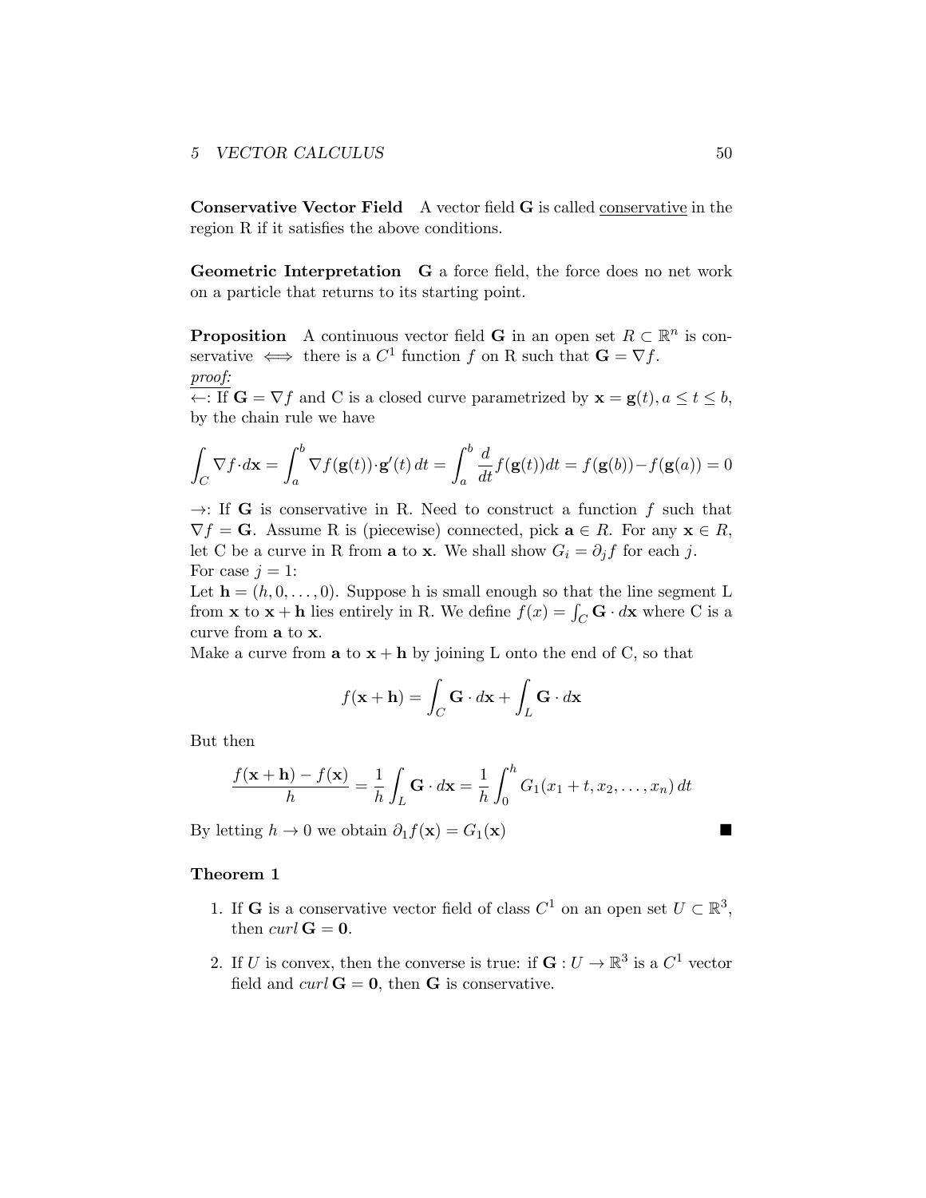**Conservative Vector Field** A vector field $\mathbf{G}$ is called <u>conservative</u> in the region R if it satisfies the above conditions.

**Geometric Interpretation** $\mathbf{G}$ a force field, the force does no net work on a particle that returns to its starting point.

**Proposition** A continuous vector field $\mathbf{G}$ in an open set $R \subset \mathbb{R}^n$ is conservative $\iff$ there is a $C^1$ function $f$ on R such that $\mathbf{G} = \nabla f$.

<u>*proof:*</u>

$\leftarrow$: If $\mathbf{G} = \nabla f$ and C is a closed curve parametrized by $\mathbf{x} = \mathbf{g}(t), a \leq t \leq b$, by the chain rule we have

$$\int_C \nabla f \cdot d\mathbf{x} = \int_a^b \nabla f(\mathbf{g}(t)) \cdot \mathbf{g}'(t)\, dt = \int_a^b \frac{d}{dt} f(\mathbf{g}(t)) dt = f(\mathbf{g}(b)) - f(\mathbf{g}(a)) = 0$$

$\rightarrow$: If $\mathbf{G}$ is conservative in R. Need to construct a function $f$ such that $\nabla f = \mathbf{G}$. Assume R is (piecewise) connected, pick $\mathbf{a} \in R$. For any $\mathbf{x} \in R$, let C be a curve in R from $\mathbf{a}$ to $\mathbf{x}$. We shall show $G_i = \partial_j f$ for each $j$.

For case $j = 1$:

Let $\mathbf{h} = (h, 0, \ldots, 0)$. Suppose h is small enough so that the line segment L from $\mathbf{x}$ to $\mathbf{x} + \mathbf{h}$ lies entirely in R. We define $f(x) = \int_C \mathbf{G} \cdot d\mathbf{x}$ where C is a curve from $\mathbf{a}$ to $\mathbf{x}$.

Make a curve from $\mathbf{a}$ to $\mathbf{x} + \mathbf{h}$ by joining L onto the end of C, so that

$$f(\mathbf{x} + \mathbf{h}) = \int_C \mathbf{G} \cdot d\mathbf{x} + \int_L \mathbf{G} \cdot d\mathbf{x}$$

But then

$$\frac{f(\mathbf{x} + \mathbf{h}) - f(\mathbf{x})}{h} = \frac{1}{h} \int_L \mathbf{G} \cdot d\mathbf{x} = \frac{1}{h} \int_0^h G_1(x_1 + t, x_2, \ldots, x_n)\, dt$$

By letting $h \to 0$ we obtain $\partial_1 f(\mathbf{x}) = G_1(\mathbf{x})$ ∎

**Theorem 1**

1. If $\mathbf{G}$ is a conservative vector field of class $C^1$ on an open set $U \subset \mathbb{R}^3$, then $curl\, \mathbf{G} = \mathbf{0}$.

2. If $U$ is convex, then the converse is true: if $\mathbf{G} : U \to \mathbb{R}^3$ is a $C^1$ vector field and $curl\, \mathbf{G} = \mathbf{0}$, then $\mathbf{G}$ is conservative.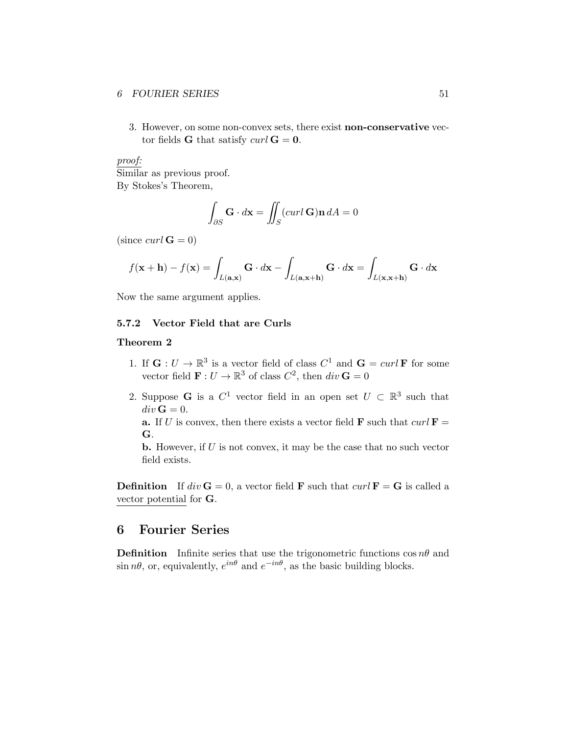3. However, on some non-convex sets, there exist **non-conservative** vector fields $\mathbf{G}$ that satisfy $curl\, \mathbf{G} = \mathbf{0}$.

<u>*proof:*</u>
Similar as previous proof.
By Stokes's Theorem,

$$\int_{\partial S} \mathbf{G} \cdot d\mathbf{x} = \iint_S (curl\, \mathbf{G})\mathbf{n}\, dA = 0$$

(since $curl\, \mathbf{G} = 0$)

$$f(\mathbf{x} + \mathbf{h}) - f(\mathbf{x}) = \int_{L(\mathbf{a},\mathbf{x})} \mathbf{G} \cdot d\mathbf{x} - \int_{L(\mathbf{a},\mathbf{x}+\mathbf{h})} \mathbf{G} \cdot d\mathbf{x} = \int_{L(\mathbf{x},\mathbf{x}+\mathbf{h})} \mathbf{G} \cdot d\mathbf{x}$$

Now the same argument applies.

### 5.7.2 Vector Field that are Curls

**Theorem 2**

1. If $\mathbf{G} : U \to \mathbb{R}^3$ is a vector field of class $C^1$ and $\mathbf{G} = curl\, \mathbf{F}$ for some vector field $\mathbf{F} : U \to \mathbb{R}^3$ of class $C^2$, then $div\, \mathbf{G} = 0$

2. Suppose $\mathbf{G}$ is a $C^1$ vector field in an open set $U \subset \mathbb{R}^3$ such that $div\, \mathbf{G} = 0$.
   **a.** If $U$ is convex, then there exists a vector field $\mathbf{F}$ such that $curl\, \mathbf{F} = \mathbf{G}$.
   **b.** However, if $U$ is not convex, it may be the case that no such vector field exists.

**Definition** If $div\, \mathbf{G} = 0$, a vector field $\mathbf{F}$ such that $curl\, \mathbf{F} = \mathbf{G}$ is called a <u>vector potential</u> for $\mathbf{G}$.

# 6 Fourier Series

**Definition** Infinite series that use the trigonometric functions $\cos n\theta$ and $\sin n\theta$, or, equivalently, $e^{in\theta}$ and $e^{-in\theta}$, as the basic building blocks.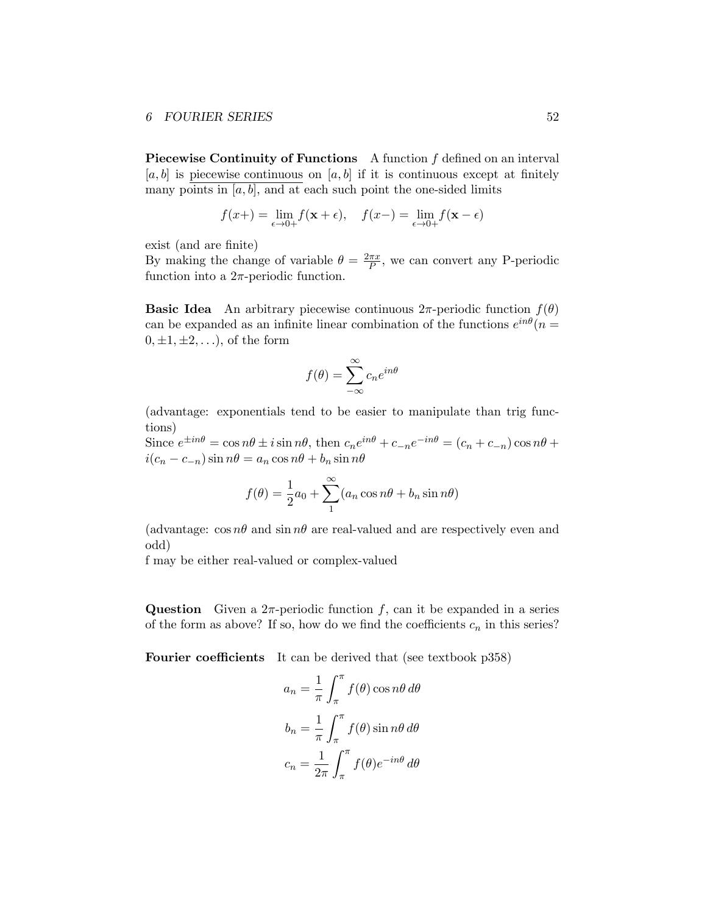**Piecewise Continuity of Functions** A function $f$ defined on an interval $[a, b]$ is <u>piecewise continuous</u> on $[a, b]$ if it is continuous except at finitely many points in $[a, b]$, and at each such point the one-sided limits

$$f(x+) = \lim_{\epsilon \to 0+} f(\mathbf{x} + \epsilon), \quad f(x-) = \lim_{\epsilon \to 0+} f(\mathbf{x} - \epsilon)$$

exist (and are finite)
By making the change of variable $\theta = \frac{2\pi x}{P}$, we can convert any P-periodic function into a $2\pi$-periodic function.

**Basic Idea** An arbitrary piecewise continuous $2\pi$-periodic function $f(\theta)$ can be expanded as an infinite linear combination of the functions $e^{in\theta}(n = 0, \pm 1, \pm 2, \ldots)$, of the form

$$f(\theta) = \sum_{-\infty}^{\infty} c_n e^{in\theta}$$

(advantage: exponentials tend to be easier to manipulate than trig functions)
Since $e^{\pm in\theta} = \cos n\theta \pm i \sin n\theta$, then $c_n e^{in\theta} + c_{-n} e^{-in\theta} = (c_n + c_{-n}) \cos n\theta + i(c_n - c_{-n}) \sin n\theta = a_n \cos n\theta + b_n \sin n\theta$

$$f(\theta) = \frac{1}{2} a_0 + \sum_{1}^{\infty} (a_n \cos n\theta + b_n \sin n\theta)$$

(advantage: $\cos n\theta$ and $\sin n\theta$ are real-valued and are respectively even and odd)
f may be either real-valued or complex-valued

**Question** Given a $2\pi$-periodic function $f$, can it be expanded in a series of the form as above? If so, how do we find the coefficients $c_n$ in this series?

**Fourier coefficients** It can be derived that (see textbook p358)

$$a_n = \frac{1}{\pi} \int_{\pi}^{\pi} f(\theta) \cos n\theta \, d\theta$$

$$b_n = \frac{1}{\pi} \int_{\pi}^{\pi} f(\theta) \sin n\theta \, d\theta$$

$$c_n = \frac{1}{2\pi} \int_{\pi}^{\pi} f(\theta) e^{-in\theta} \, d\theta$$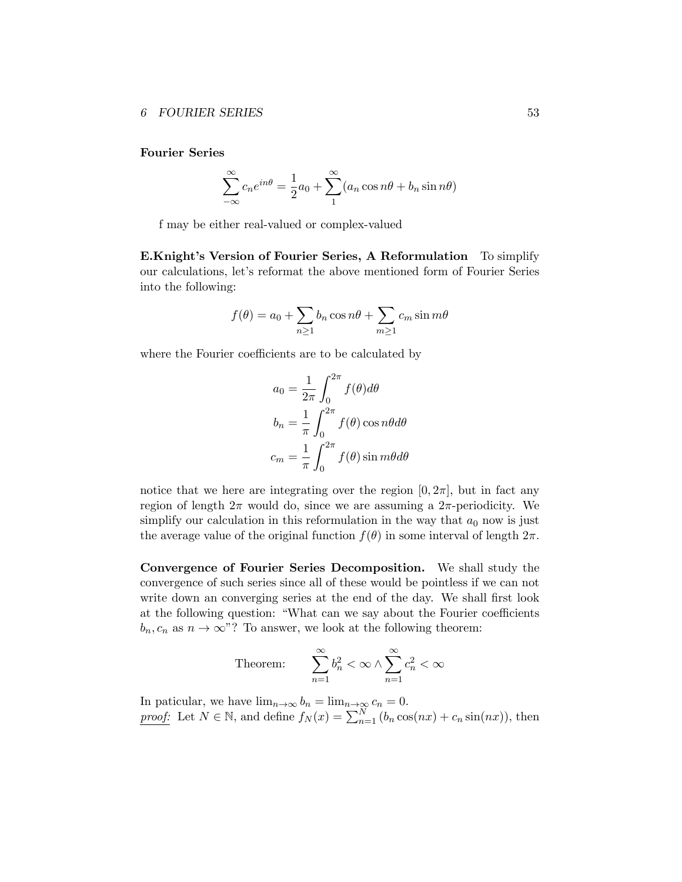**Fourier Series**

$$\sum_{-\infty}^{\infty} c_n e^{in\theta} = \frac{1}{2}a_0 + \sum_{1}^{\infty}(a_n \cos n\theta + b_n \sin n\theta)$$

f may be either real-valued or complex-valued

**E.Knight's Version of Fourier Series, A Reformulation** To simplify our calculations, let's reformat the above mentioned form of Fourier Series into the following:

$$f(\theta) = a_0 + \sum_{n \geq 1} b_n \cos n\theta + \sum_{m \geq 1} c_m \sin m\theta$$

where the Fourier coefficients are to be calculated by

$$a_0 = \frac{1}{2\pi}\int_0^{2\pi} f(\theta) d\theta$$
$$b_n = \frac{1}{\pi}\int_0^{2\pi} f(\theta)\cos n\theta d\theta$$
$$c_m = \frac{1}{\pi}\int_0^{2\pi} f(\theta)\sin m\theta d\theta$$

notice that we here are integrating over the region $[0, 2\pi]$, but in fact any region of length $2\pi$ would do, since we are assuming a $2\pi$-periodicity. We simplify our calculation in this reformulation in the way that $a_0$ now is just the average value of the original function $f(\theta)$ in some interval of length $2\pi$.

**Convergence of Fourier Series Decomposition.** We shall study the convergence of such series since all of these would be pointless if we can not write down an converging series at the end of the day. We shall first look at the following question: "What can we say about the Fourier coefficients $b_n, c_n$ as $n \to \infty$"? To answer, we look at the following theorem:

$$\text{Theorem:} \qquad \sum_{n=1}^{\infty} b_n^2 < \infty \wedge \sum_{n=1}^{\infty} c_n^2 < \infty$$

In paticular, we have $\lim_{n\to\infty} b_n = \lim_{n\to\infty} c_n = 0$.
*proof:* Let $N \in \mathbb{N}$, and define $f_N(x) = \sum_{n=1}^{N}(b_n \cos(nx) + c_n \sin(nx))$, then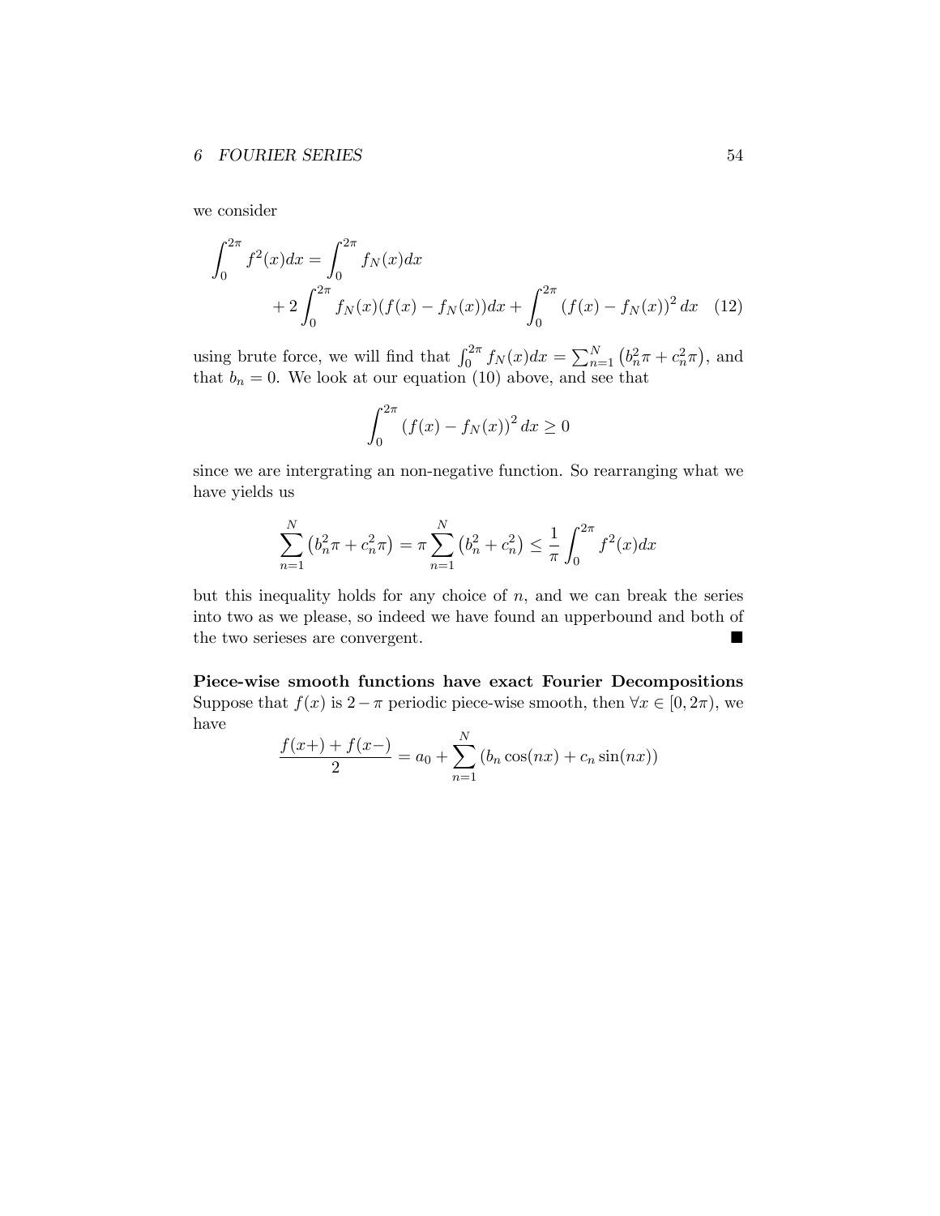we consider

$$\int_0^{2\pi} f^2(x)dx = \int_0^{2\pi} f_N(x)dx + 2\int_0^{2\pi} f_N(x)(f(x) - f_N(x))dx + \int_0^{2\pi} (f(x) - f_N(x))^2 \, dx \quad (12)$$

using brute force, we will find that $\int_0^{2\pi} f_N(x)dx = \sum_{n=1}^{N} \left(b_n^2\pi + c_n^2\pi\right)$, and that $b_n = 0$. We look at our equation (10) above, and see that

$$\int_0^{2\pi} (f(x) - f_N(x))^2 \, dx \geq 0$$

since we are intergrating an non-negative function. So rearranging what we have yields us

$$\sum_{n=1}^{N} \left(b_n^2\pi + c_n^2\pi\right) = \pi \sum_{n=1}^{N} \left(b_n^2 + c_n^2\right) \leq \frac{1}{\pi} \int_0^{2\pi} f^2(x)dx$$

but this inequality holds for any choice of $n$, and we can break the series into two as we please, so indeed we have found an upperbound and both of the two serieses are convergent. ■

**Piece-wise smooth functions have exact Fourier Decompositions** Suppose that $f(x)$ is $2-\pi$ periodic piece-wise smooth, then $\forall x \in [0, 2\pi)$, we have

$$\frac{f(x+) + f(x-)}{2} = a_0 + \sum_{n=1}^{N} (b_n \cos(nx) + c_n \sin(nx))$$